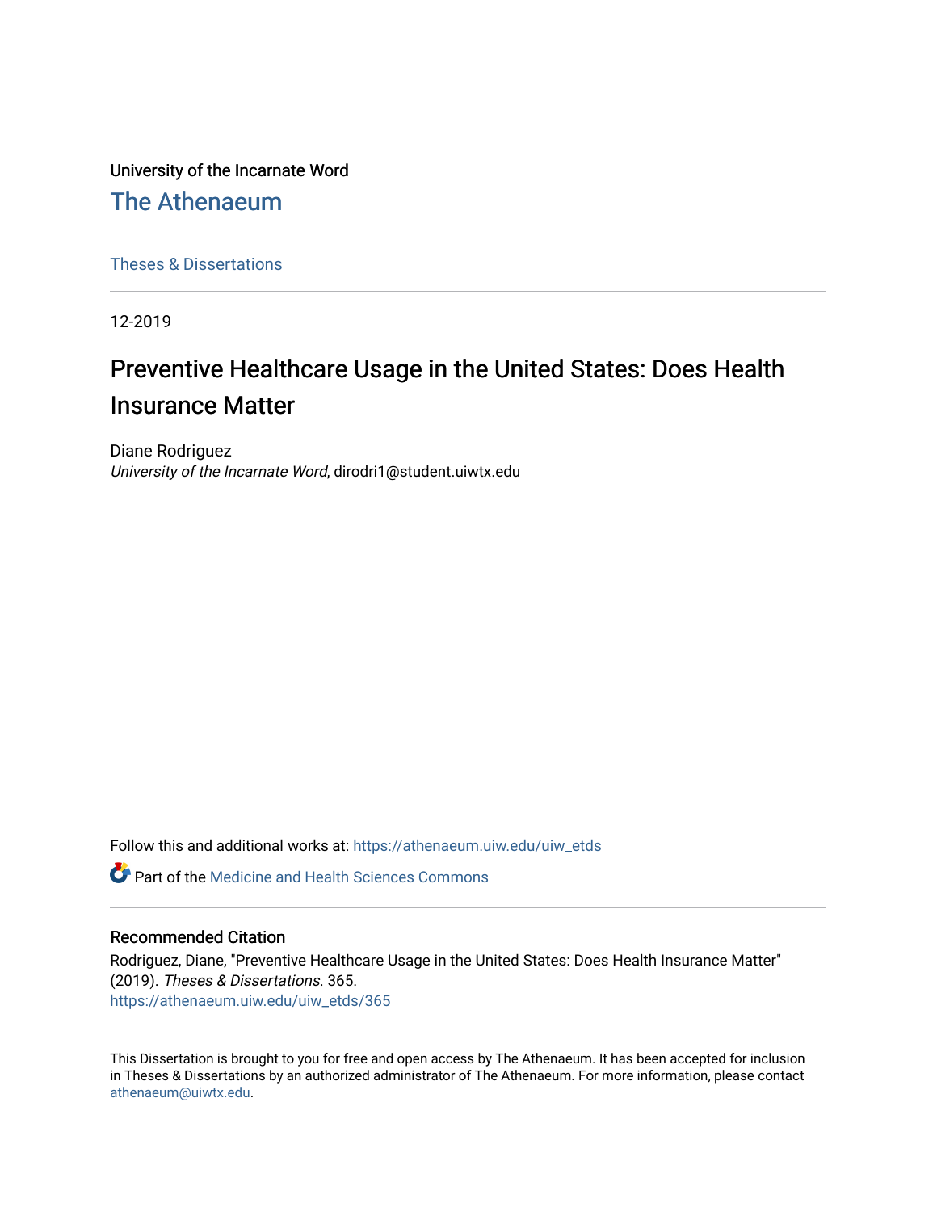University of the Incarnate Word

# The Athenaeum

Theses & Dissertations

12-2019

## Preventive Healthcare Usage in the United States: Does Health Insurance Matter

Diane Rodriguez
*University of the Incarnate Word*, dirodri1@student.uiwtx.edu

Follow this and additional works at: https://athenaeum.uiw.edu/uiw_etds

Part of the Medicine and Health Sciences Commons

### Recommended Citation

Rodriguez, Diane, "Preventive Healthcare Usage in the United States: Does Health Insurance Matter" (2019). *Theses & Dissertations*. 365.
https://athenaeum.uiw.edu/uiw_etds/365

This Dissertation is brought to you for free and open access by The Athenaeum. It has been accepted for inclusion in Theses & Dissertations by an authorized administrator of The Athenaeum. For more information, please contact athenaeum@uiwtx.edu.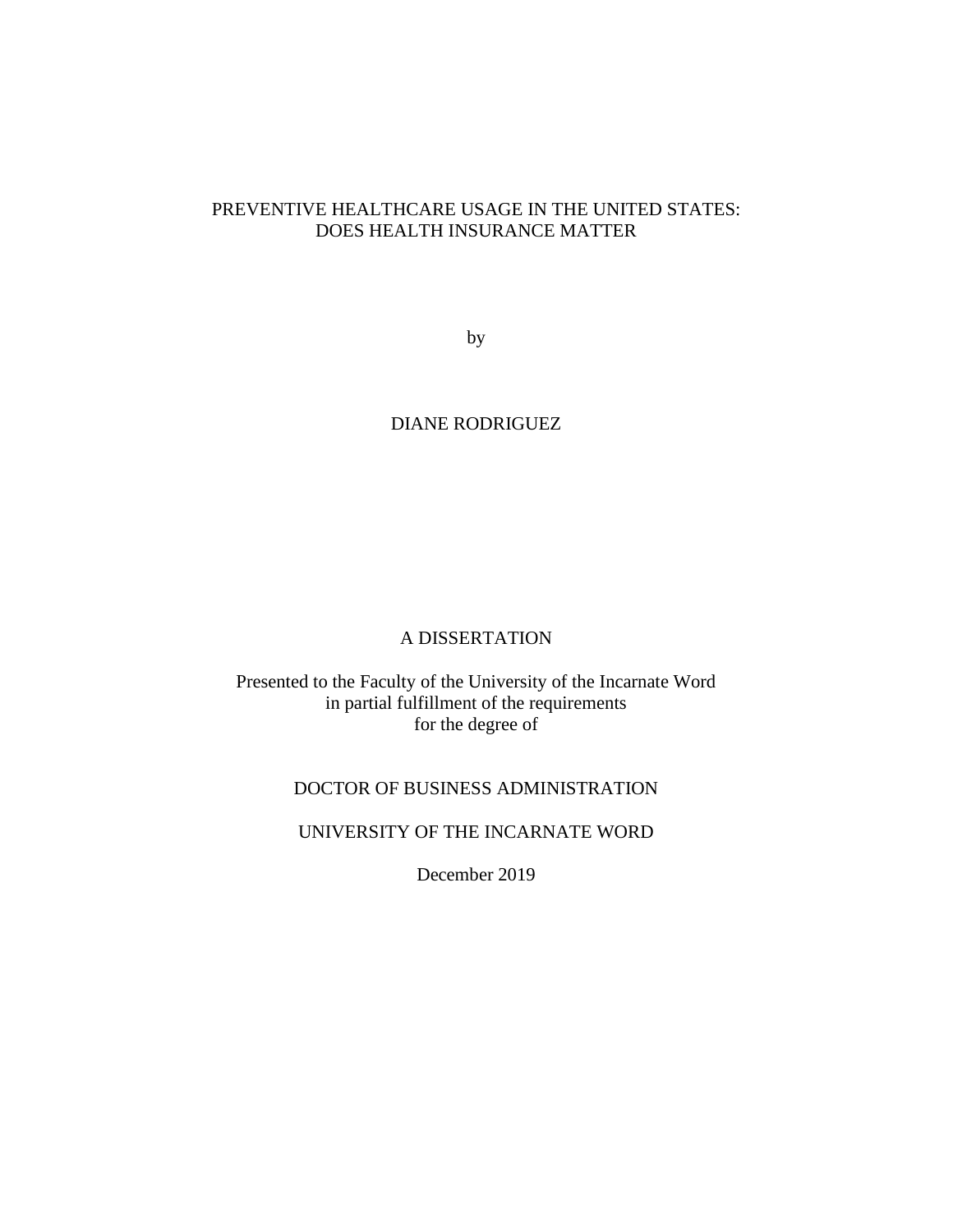# PREVENTIVE HEALTHCARE USAGE IN THE UNITED STATES: DOES HEALTH INSURANCE MATTER

by

DIANE RODRIGUEZ

A DISSERTATION

Presented to the Faculty of the University of the Incarnate Word
in partial fulfillment of the requirements
for the degree of

DOCTOR OF BUSINESS ADMINISTRATION

UNIVERSITY OF THE INCARNATE WORD

December 2019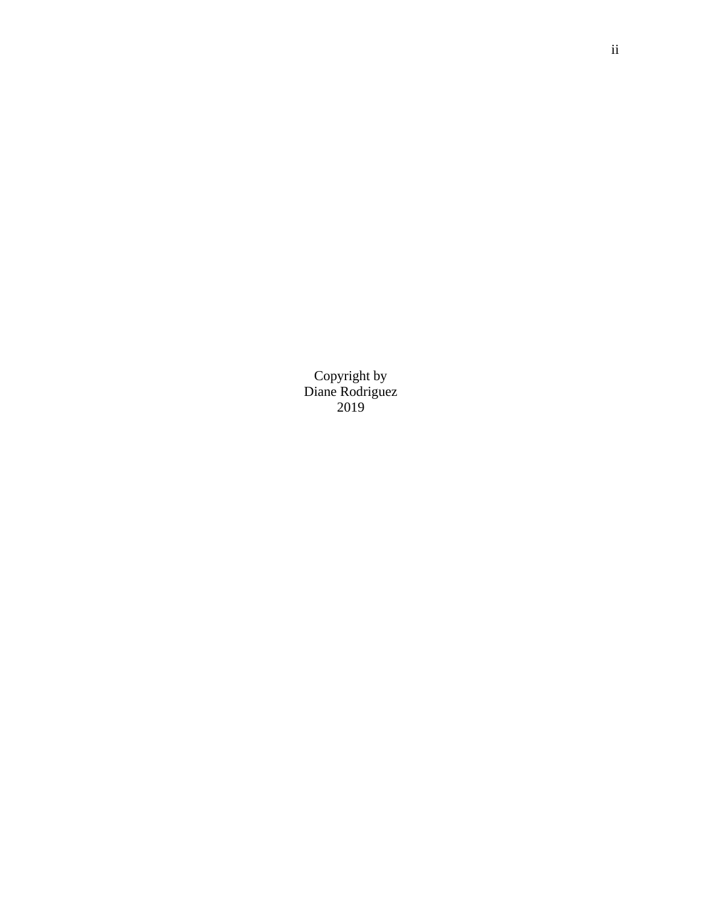Copyright by
Diane Rodriguez
2019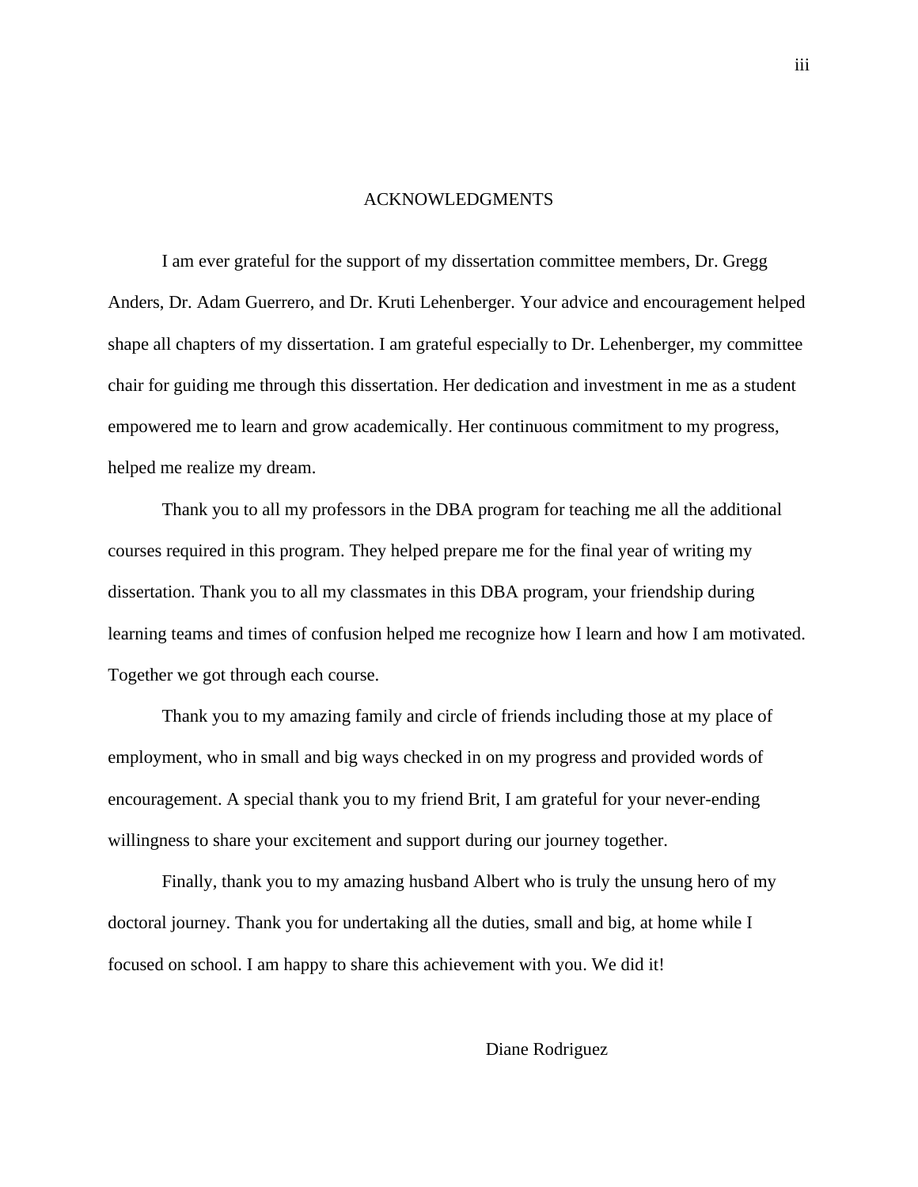# ACKNOWLEDGMENTS

I am ever grateful for the support of my dissertation committee members, Dr. Gregg Anders, Dr. Adam Guerrero, and Dr. Kruti Lehenberger. Your advice and encouragement helped shape all chapters of my dissertation. I am grateful especially to Dr. Lehenberger, my committee chair for guiding me through this dissertation. Her dedication and investment in me as a student empowered me to learn and grow academically. Her continuous commitment to my progress, helped me realize my dream.

Thank you to all my professors in the DBA program for teaching me all the additional courses required in this program. They helped prepare me for the final year of writing my dissertation. Thank you to all my classmates in this DBA program, your friendship during learning teams and times of confusion helped me recognize how I learn and how I am motivated. Together we got through each course.

Thank you to my amazing family and circle of friends including those at my place of employment, who in small and big ways checked in on my progress and provided words of encouragement. A special thank you to my friend Brit, I am grateful for your never-ending willingness to share your excitement and support during our journey together.

Finally, thank you to my amazing husband Albert who is truly the unsung hero of my doctoral journey. Thank you for undertaking all the duties, small and big, at home while I focused on school. I am happy to share this achievement with you. We did it!

Diane Rodriguez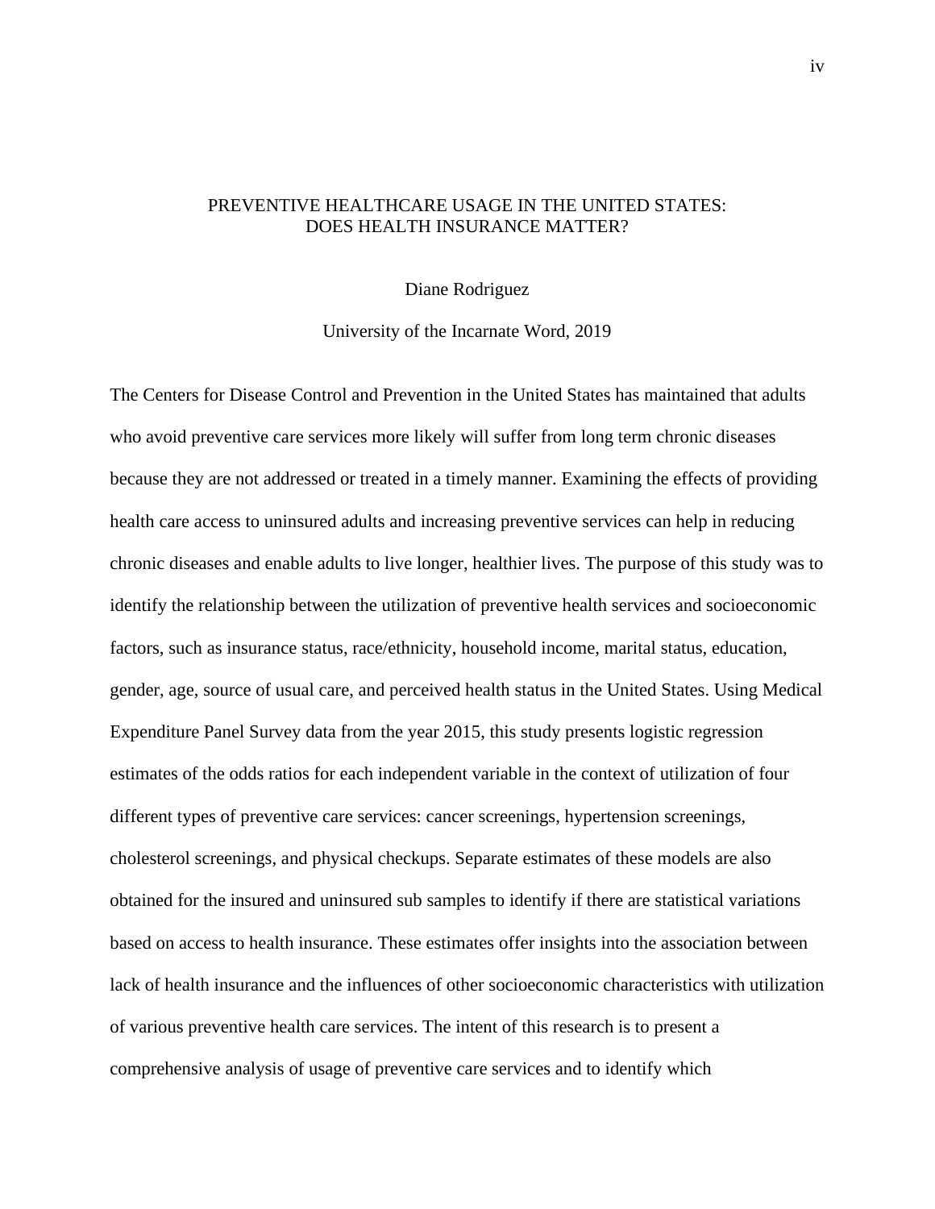# PREVENTIVE HEALTHCARE USAGE IN THE UNITED STATES: DOES HEALTH INSURANCE MATTER?

Diane Rodriguez

University of the Incarnate Word, 2019

The Centers for Disease Control and Prevention in the United States has maintained that adults who avoid preventive care services more likely will suffer from long term chronic diseases because they are not addressed or treated in a timely manner. Examining the effects of providing health care access to uninsured adults and increasing preventive services can help in reducing chronic diseases and enable adults to live longer, healthier lives. The purpose of this study was to identify the relationship between the utilization of preventive health services and socioeconomic factors, such as insurance status, race/ethnicity, household income, marital status, education, gender, age, source of usual care, and perceived health status in the United States. Using Medical Expenditure Panel Survey data from the year 2015, this study presents logistic regression estimates of the odds ratios for each independent variable in the context of utilization of four different types of preventive care services: cancer screenings, hypertension screenings, cholesterol screenings, and physical checkups. Separate estimates of these models are also obtained for the insured and uninsured sub samples to identify if there are statistical variations based on access to health insurance. These estimates offer insights into the association between lack of health insurance and the influences of other socioeconomic characteristics with utilization of various preventive health care services. The intent of this research is to present a comprehensive analysis of usage of preventive care services and to identify which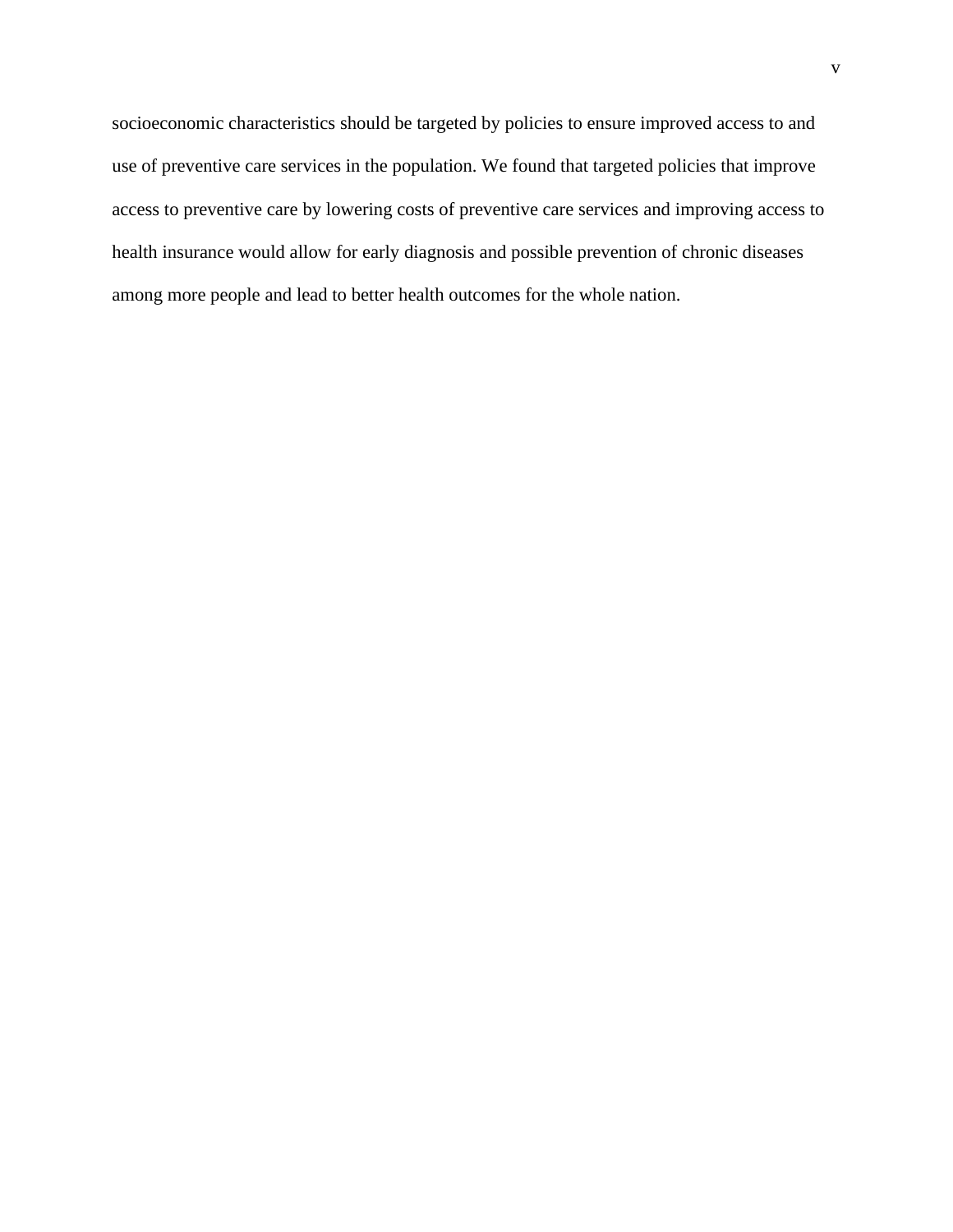socioeconomic characteristics should be targeted by policies to ensure improved access to and use of preventive care services in the population. We found that targeted policies that improve access to preventive care by lowering costs of preventive care services and improving access to health insurance would allow for early diagnosis and possible prevention of chronic diseases among more people and lead to better health outcomes for the whole nation.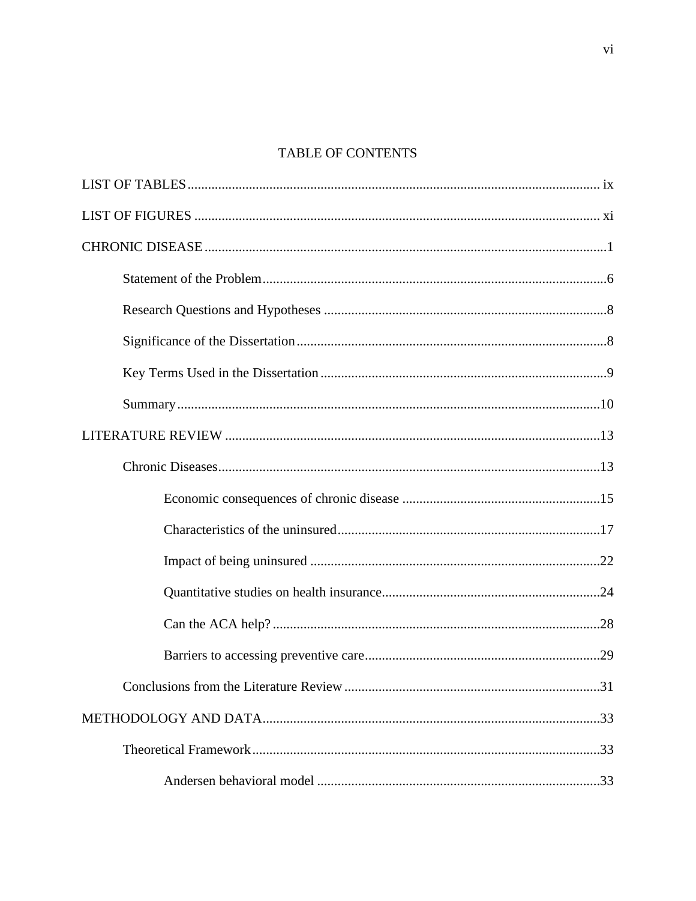# TABLE OF CONTENTS

LIST OF TABLES ........................................................................................................ ix

LIST OF FIGURES ...................................................................................................... xi

CHRONIC DISEASE .....................................................................................................1

- Statement of the Problem ....................................................................................6
- Research Questions and Hypotheses ..................................................................8
- Significance of the Dissertation ..........................................................................8
- Key Terms Used in the Dissertation ...................................................................9
- Summary ...........................................................................................................10

LITERATURE REVIEW .............................................................................................13

- Chronic Diseases ...............................................................................................13
  - Economic consequences of chronic disease .........................................................15
  - Characteristics of the uninsured ...........................................................................17
  - Impact of being uninsured ....................................................................................22
  - Quantitative studies on health insurance ...............................................................24
  - Can the ACA help? ...............................................................................................28
  - Barriers to accessing preventive care ....................................................................29
- Conclusions from the Literature Review ..........................................................31

METHODOLOGY AND DATA ..................................................................................33

- Theoretical Framework .....................................................................................33
  - Andersen behavioral model ..................................................................................33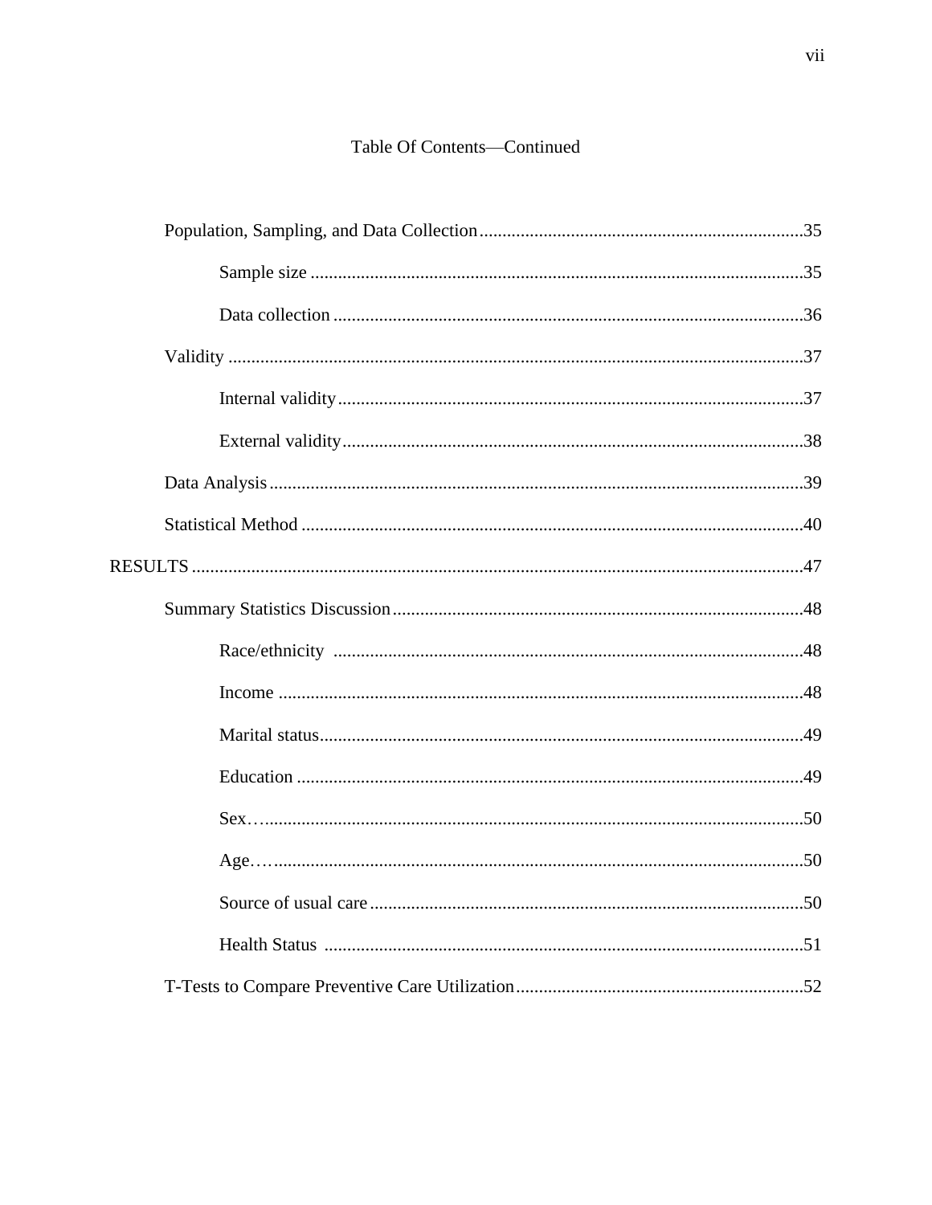Table Of Contents—Continued

- Population, Sampling, and Data Collection .......... 35
  - Sample size .......... 35
  - Data collection .......... 36
- Validity .......... 37
  - Internal validity .......... 37
  - External validity .......... 38
- Data Analysis .......... 39
- Statistical Method .......... 40

RESULTS .......... 47

- Summary Statistics Discussion .......... 48
  - Race/ethnicity .......... 48
  - Income .......... 48
  - Marital status .......... 49
  - Education .......... 49
  - Sex .......... 50
  - Age .......... 50
  - Source of usual care .......... 50
  - Health Status .......... 51
- T-Tests to Compare Preventive Care Utilization .......... 52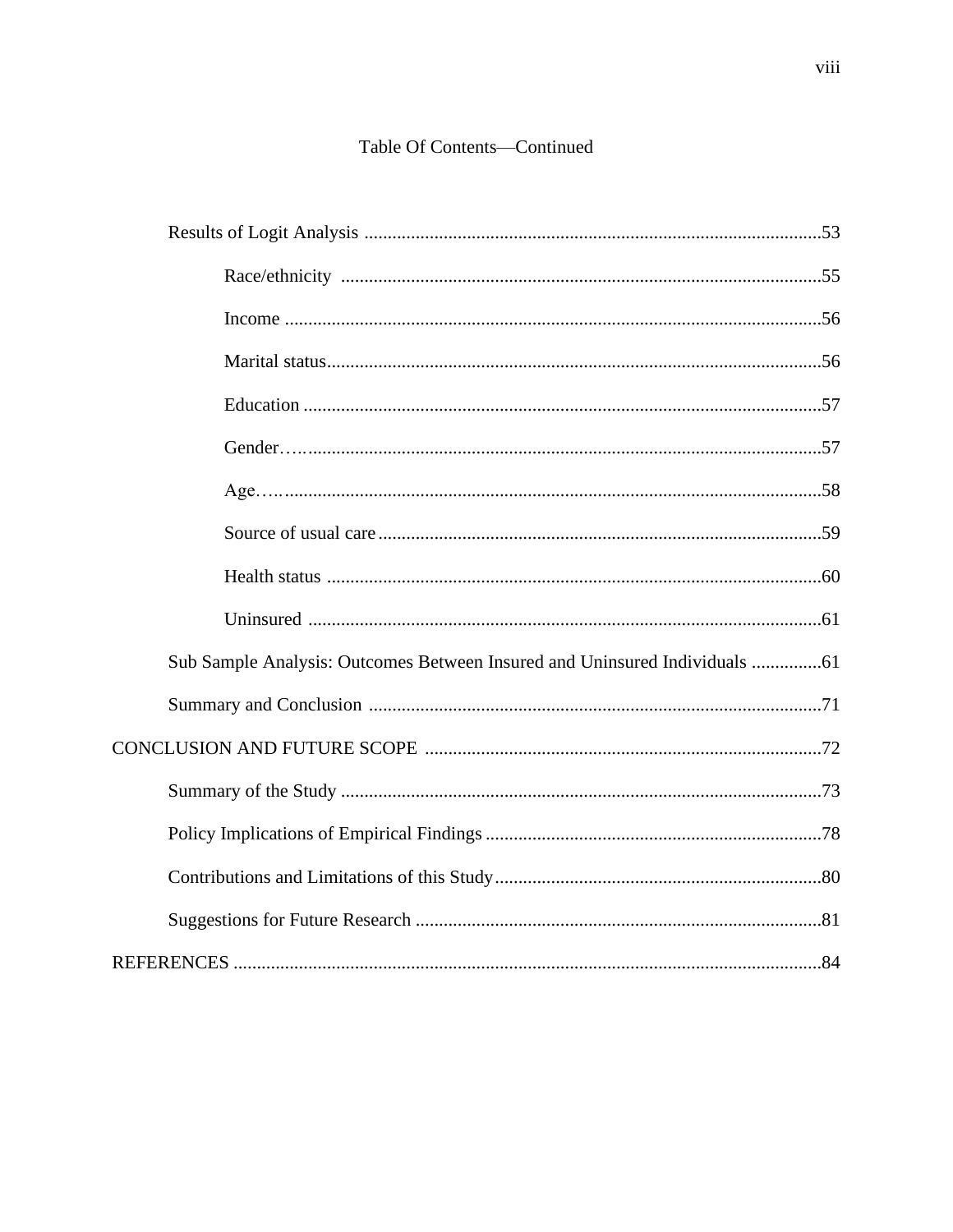Table Of Contents—Continued

Results of Logit Analysis ........................................................................................53

- Race/ethnicity ........................................................................................55
- Income ....................................................................................................56
- Marital status...........................................................................................56
- Education ................................................................................................57
- Gender.....................................................................................................57
- Age..........................................................................................................58
- Source of usual care ...............................................................................59
- Health status ...........................................................................................60
- Uninsured ...............................................................................................61

Sub Sample Analysis: Outcomes Between Insured and Uninsured Individuals ...............61

Summary and Conclusion .................................................................................71

CONCLUSION AND FUTURE SCOPE ....................................................................72

Summary of the Study ........................................................................................73

Policy Implications of Empirical Findings ...........................................................78

Contributions and Limitations of this Study ........................................................80

Suggestions for Future Research ........................................................................81

REFERENCES ..........................................................................................................84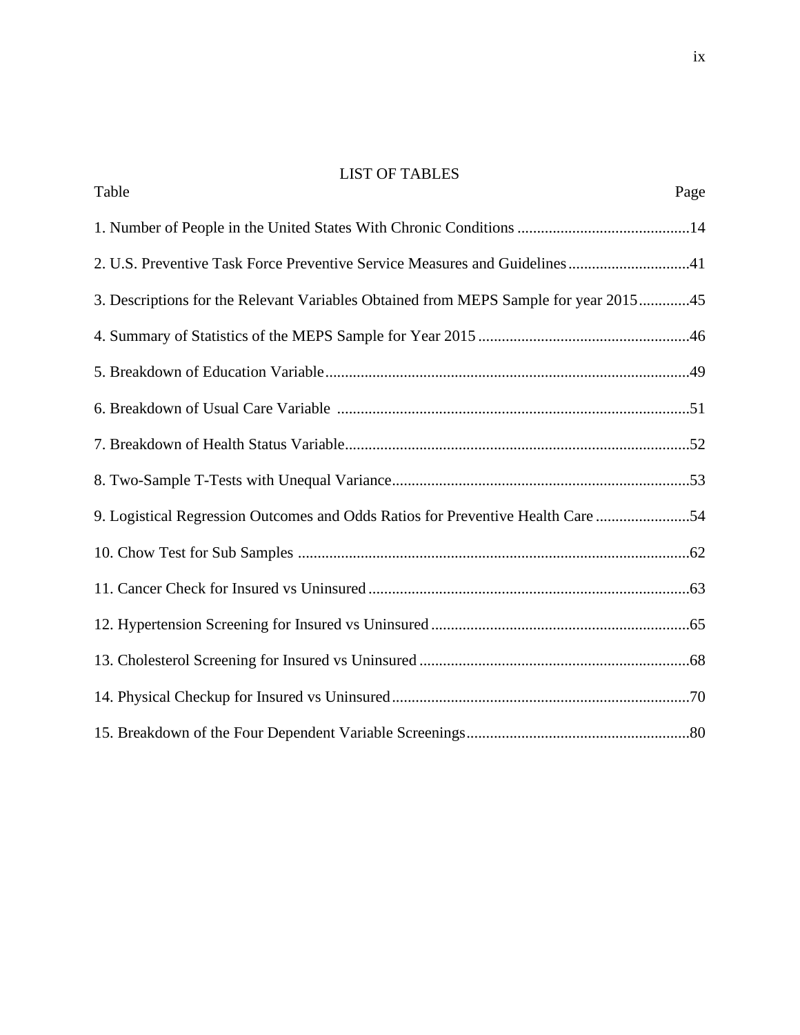# LIST OF TABLES

| Table | Page |
|---|---|
| 1. Number of People in the United States With Chronic Conditions | 14 |
| 2. U.S. Preventive Task Force Preventive Service Measures and Guidelines | 41 |
| 3. Descriptions for the Relevant Variables Obtained from MEPS Sample for year 2015 | 45 |
| 4. Summary of Statistics of the MEPS Sample for Year 2015 | 46 |
| 5. Breakdown of Education Variable | 49 |
| 6. Breakdown of Usual Care Variable | 51 |
| 7. Breakdown of Health Status Variable | 52 |
| 8. Two-Sample T-Tests with Unequal Variance | 53 |
| 9. Logistical Regression Outcomes and Odds Ratios for Preventive Health Care | 54 |
| 10. Chow Test for Sub Samples | 62 |
| 11. Cancer Check for Insured vs Uninsured | 63 |
| 12. Hypertension Screening for Insured vs Uninsured | 65 |
| 13. Cholesterol Screening for Insured vs Uninsured | 68 |
| 14. Physical Checkup for Insured vs Uninsured | 70 |
| 15. Breakdown of the Four Dependent Variable Screenings | 80 |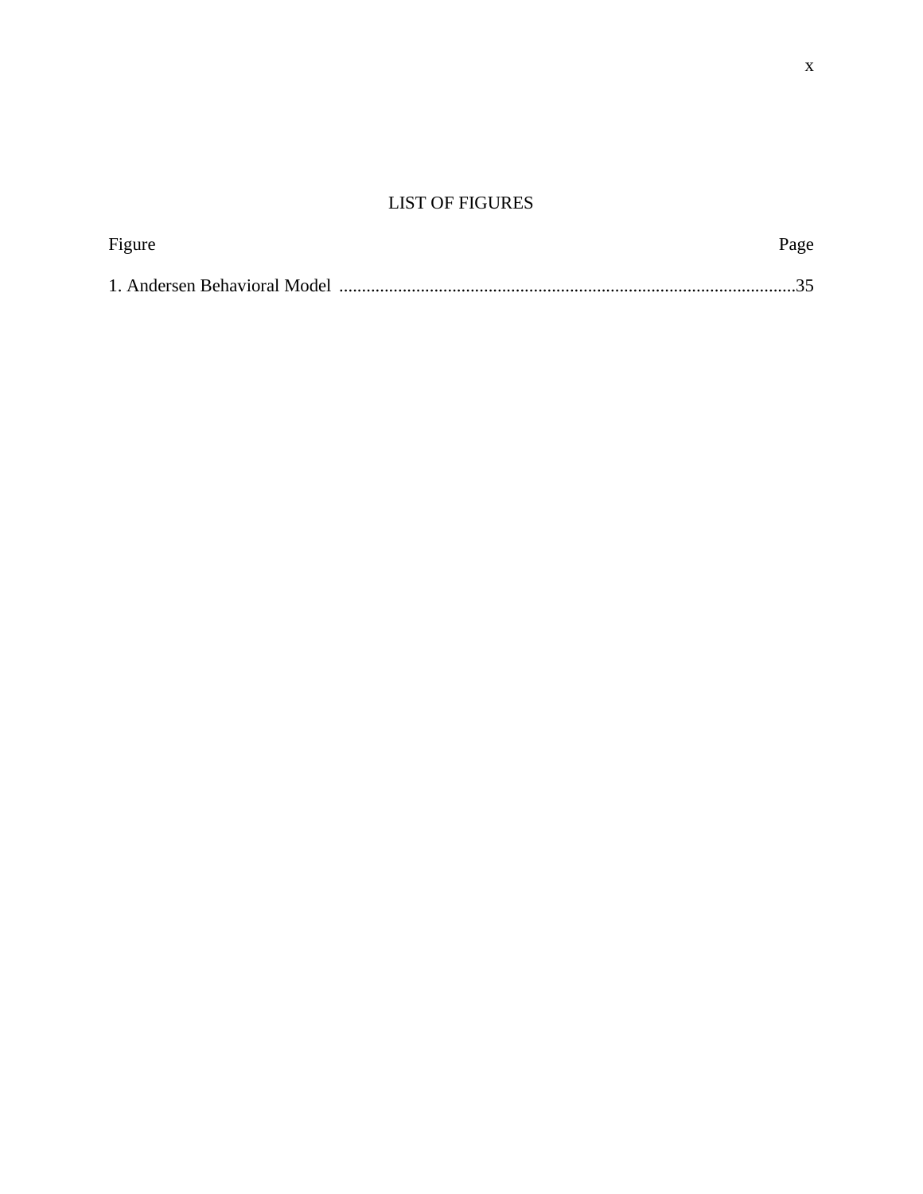# LIST OF FIGURES

| Figure | Page |
| --- | --- |
| 1. Andersen Behavioral Model | 35 |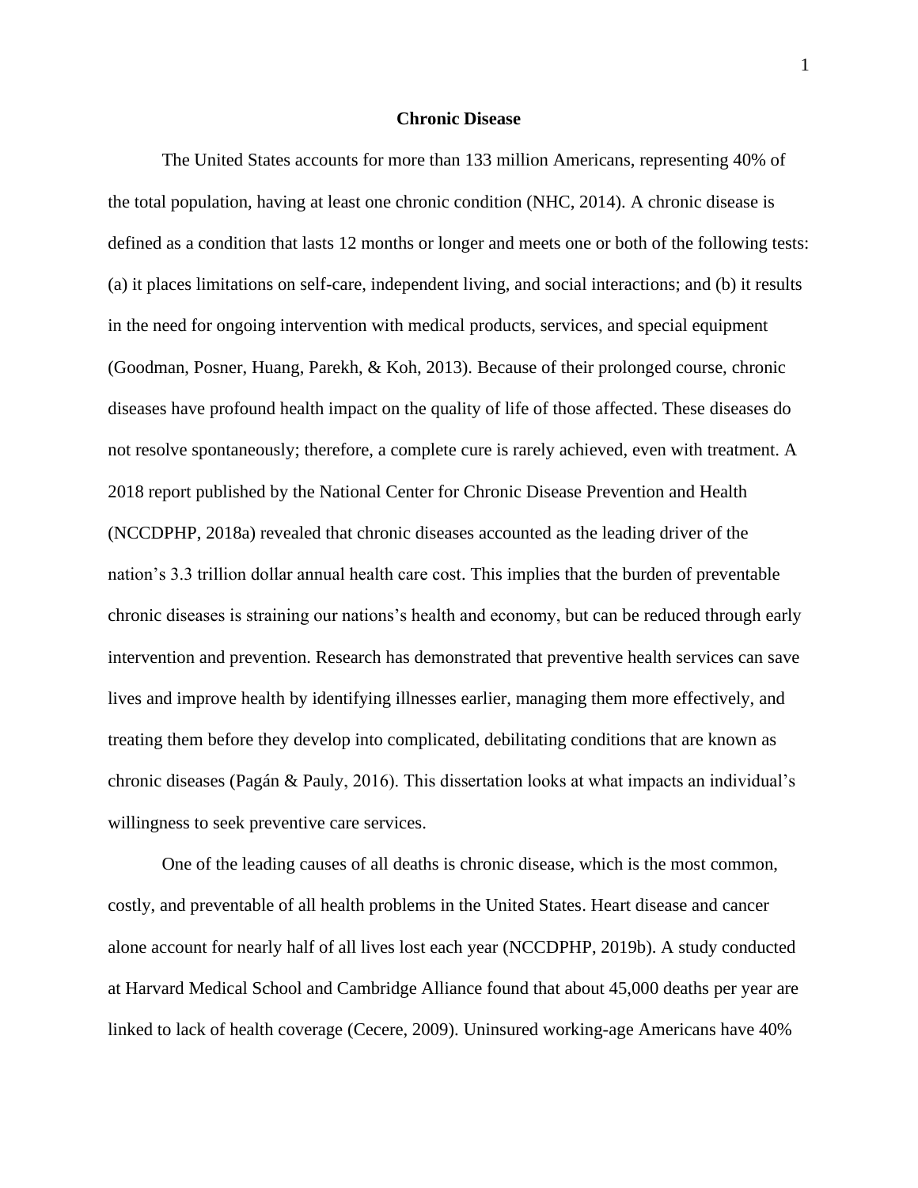## Chronic Disease

The United States accounts for more than 133 million Americans, representing 40% of the total population, having at least one chronic condition (NHC, 2014). A chronic disease is defined as a condition that lasts 12 months or longer and meets one or both of the following tests: (a) it places limitations on self-care, independent living, and social interactions; and (b) it results in the need for ongoing intervention with medical products, services, and special equipment (Goodman, Posner, Huang, Parekh, & Koh, 2013). Because of their prolonged course, chronic diseases have profound health impact on the quality of life of those affected. These diseases do not resolve spontaneously; therefore, a complete cure is rarely achieved, even with treatment. A 2018 report published by the National Center for Chronic Disease Prevention and Health (NCCDPHP, 2018a) revealed that chronic diseases accounted as the leading driver of the nation's 3.3 trillion dollar annual health care cost. This implies that the burden of preventable chronic diseases is straining our nations's health and economy, but can be reduced through early intervention and prevention. Research has demonstrated that preventive health services can save lives and improve health by identifying illnesses earlier, managing them more effectively, and treating them before they develop into complicated, debilitating conditions that are known as chronic diseases (Pagán & Pauly, 2016). This dissertation looks at what impacts an individual's willingness to seek preventive care services.

One of the leading causes of all deaths is chronic disease, which is the most common, costly, and preventable of all health problems in the United States. Heart disease and cancer alone account for nearly half of all lives lost each year (NCCDPHP, 2019b). A study conducted at Harvard Medical School and Cambridge Alliance found that about 45,000 deaths per year are linked to lack of health coverage (Cecere, 2009). Uninsured working-age Americans have 40%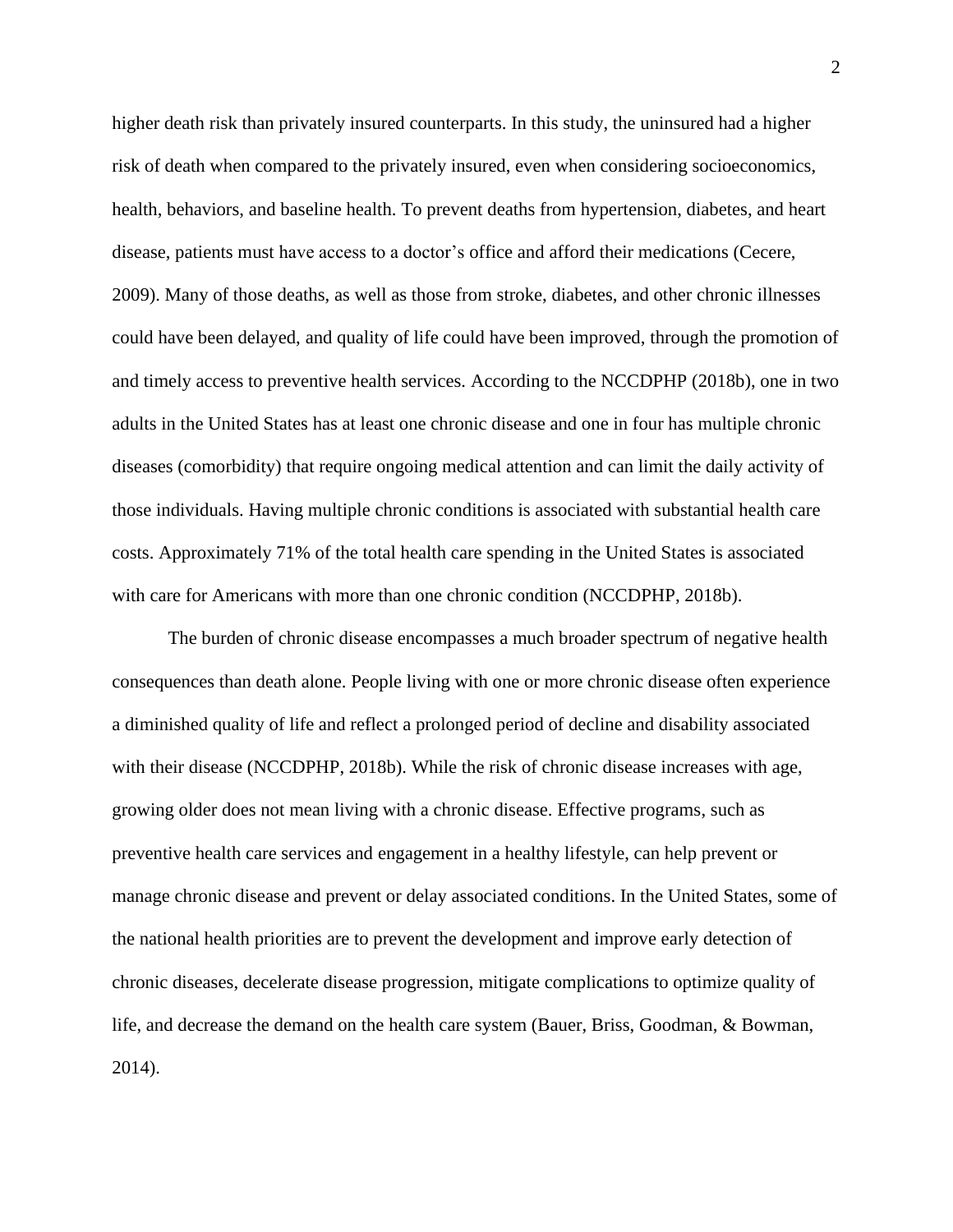higher death risk than privately insured counterparts. In this study, the uninsured had a higher risk of death when compared to the privately insured, even when considering socioeconomics, health, behaviors, and baseline health. To prevent deaths from hypertension, diabetes, and heart disease, patients must have access to a doctor's office and afford their medications (Cecere, 2009). Many of those deaths, as well as those from stroke, diabetes, and other chronic illnesses could have been delayed, and quality of life could have been improved, through the promotion of and timely access to preventive health services. According to the NCCDPHP (2018b), one in two adults in the United States has at least one chronic disease and one in four has multiple chronic diseases (comorbidity) that require ongoing medical attention and can limit the daily activity of those individuals. Having multiple chronic conditions is associated with substantial health care costs. Approximately 71% of the total health care spending in the United States is associated with care for Americans with more than one chronic condition (NCCDPHP, 2018b).

The burden of chronic disease encompasses a much broader spectrum of negative health consequences than death alone. People living with one or more chronic disease often experience a diminished quality of life and reflect a prolonged period of decline and disability associated with their disease (NCCDPHP, 2018b). While the risk of chronic disease increases with age, growing older does not mean living with a chronic disease. Effective programs, such as preventive health care services and engagement in a healthy lifestyle, can help prevent or manage chronic disease and prevent or delay associated conditions. In the United States, some of the national health priorities are to prevent the development and improve early detection of chronic diseases, decelerate disease progression, mitigate complications to optimize quality of life, and decrease the demand on the health care system (Bauer, Briss, Goodman, & Bowman, 2014).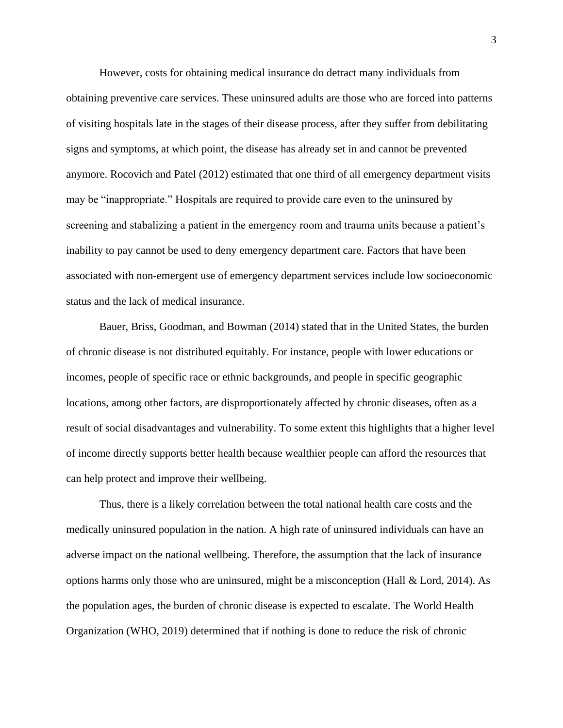However, costs for obtaining medical insurance do detract many individuals from obtaining preventive care services. These uninsured adults are those who are forced into patterns of visiting hospitals late in the stages of their disease process, after they suffer from debilitating signs and symptoms, at which point, the disease has already set in and cannot be prevented anymore. Rocovich and Patel (2012) estimated that one third of all emergency department visits may be "inappropriate." Hospitals are required to provide care even to the uninsured by screening and stabalizing a patient in the emergency room and trauma units because a patient's inability to pay cannot be used to deny emergency department care. Factors that have been associated with non-emergent use of emergency department services include low socioeconomic status and the lack of medical insurance.

Bauer, Briss, Goodman, and Bowman (2014) stated that in the United States, the burden of chronic disease is not distributed equitably. For instance, people with lower educations or incomes, people of specific race or ethnic backgrounds, and people in specific geographic locations, among other factors, are disproportionately affected by chronic diseases, often as a result of social disadvantages and vulnerability. To some extent this highlights that a higher level of income directly supports better health because wealthier people can afford the resources that can help protect and improve their wellbeing.

Thus, there is a likely correlation between the total national health care costs and the medically uninsured population in the nation. A high rate of uninsured individuals can have an adverse impact on the national wellbeing. Therefore, the assumption that the lack of insurance options harms only those who are uninsured, might be a misconception (Hall & Lord, 2014). As the population ages, the burden of chronic disease is expected to escalate. The World Health Organization (WHO, 2019) determined that if nothing is done to reduce the risk of chronic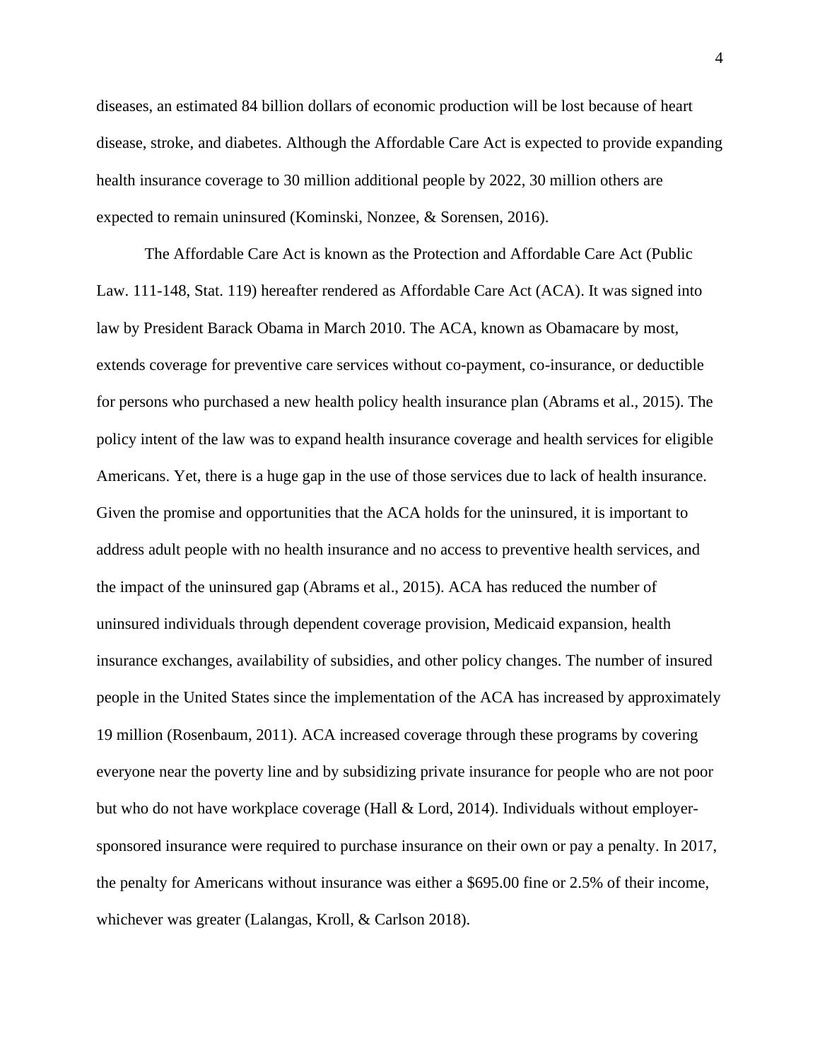diseases, an estimated 84 billion dollars of economic production will be lost because of heart disease, stroke, and diabetes. Although the Affordable Care Act is expected to provide expanding health insurance coverage to 30 million additional people by 2022, 30 million others are expected to remain uninsured (Kominski, Nonzee, & Sorensen, 2016).

The Affordable Care Act is known as the Protection and Affordable Care Act (Public Law. 111-148, Stat. 119) hereafter rendered as Affordable Care Act (ACA). It was signed into law by President Barack Obama in March 2010. The ACA, known as Obamacare by most, extends coverage for preventive care services without co-payment, co-insurance, or deductible for persons who purchased a new health policy health insurance plan (Abrams et al., 2015). The policy intent of the law was to expand health insurance coverage and health services for eligible Americans. Yet, there is a huge gap in the use of those services due to lack of health insurance. Given the promise and opportunities that the ACA holds for the uninsured, it is important to address adult people with no health insurance and no access to preventive health services, and the impact of the uninsured gap (Abrams et al., 2015). ACA has reduced the number of uninsured individuals through dependent coverage provision, Medicaid expansion, health insurance exchanges, availability of subsidies, and other policy changes. The number of insured people in the United States since the implementation of the ACA has increased by approximately 19 million (Rosenbaum, 2011). ACA increased coverage through these programs by covering everyone near the poverty line and by subsidizing private insurance for people who are not poor but who do not have workplace coverage (Hall & Lord, 2014). Individuals without employer-sponsored insurance were required to purchase insurance on their own or pay a penalty. In 2017, the penalty for Americans without insurance was either a $695.00 fine or 2.5% of their income, whichever was greater (Lalangas, Kroll, & Carlson 2018).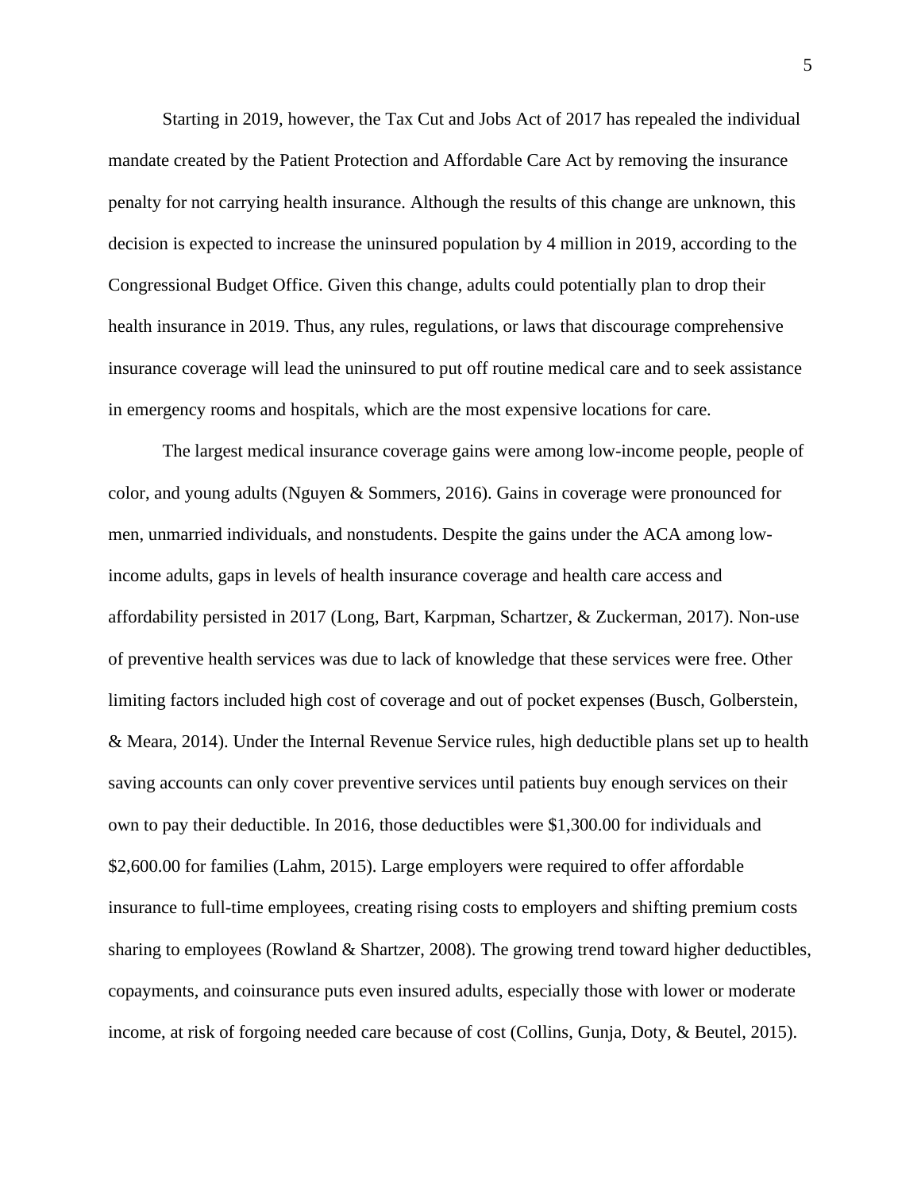Starting in 2019, however, the Tax Cut and Jobs Act of 2017 has repealed the individual mandate created by the Patient Protection and Affordable Care Act by removing the insurance penalty for not carrying health insurance. Although the results of this change are unknown, this decision is expected to increase the uninsured population by 4 million in 2019, according to the Congressional Budget Office. Given this change, adults could potentially plan to drop their health insurance in 2019. Thus, any rules, regulations, or laws that discourage comprehensive insurance coverage will lead the uninsured to put off routine medical care and to seek assistance in emergency rooms and hospitals, which are the most expensive locations for care.

The largest medical insurance coverage gains were among low-income people, people of color, and young adults (Nguyen & Sommers, 2016). Gains in coverage were pronounced for men, unmarried individuals, and nonstudents. Despite the gains under the ACA among low-income adults, gaps in levels of health insurance coverage and health care access and affordability persisted in 2017 (Long, Bart, Karpman, Schartzer, & Zuckerman, 2017). Non-use of preventive health services was due to lack of knowledge that these services were free. Other limiting factors included high cost of coverage and out of pocket expenses (Busch, Golberstein, & Meara, 2014). Under the Internal Revenue Service rules, high deductible plans set up to health saving accounts can only cover preventive services until patients buy enough services on their own to pay their deductible. In 2016, those deductibles were $1,300.00 for individuals and $2,600.00 for families (Lahm, 2015). Large employers were required to offer affordable insurance to full-time employees, creating rising costs to employers and shifting premium costs sharing to employees (Rowland & Shartzer, 2008). The growing trend toward higher deductibles, copayments, and coinsurance puts even insured adults, especially those with lower or moderate income, at risk of forgoing needed care because of cost (Collins, Gunja, Doty, & Beutel, 2015).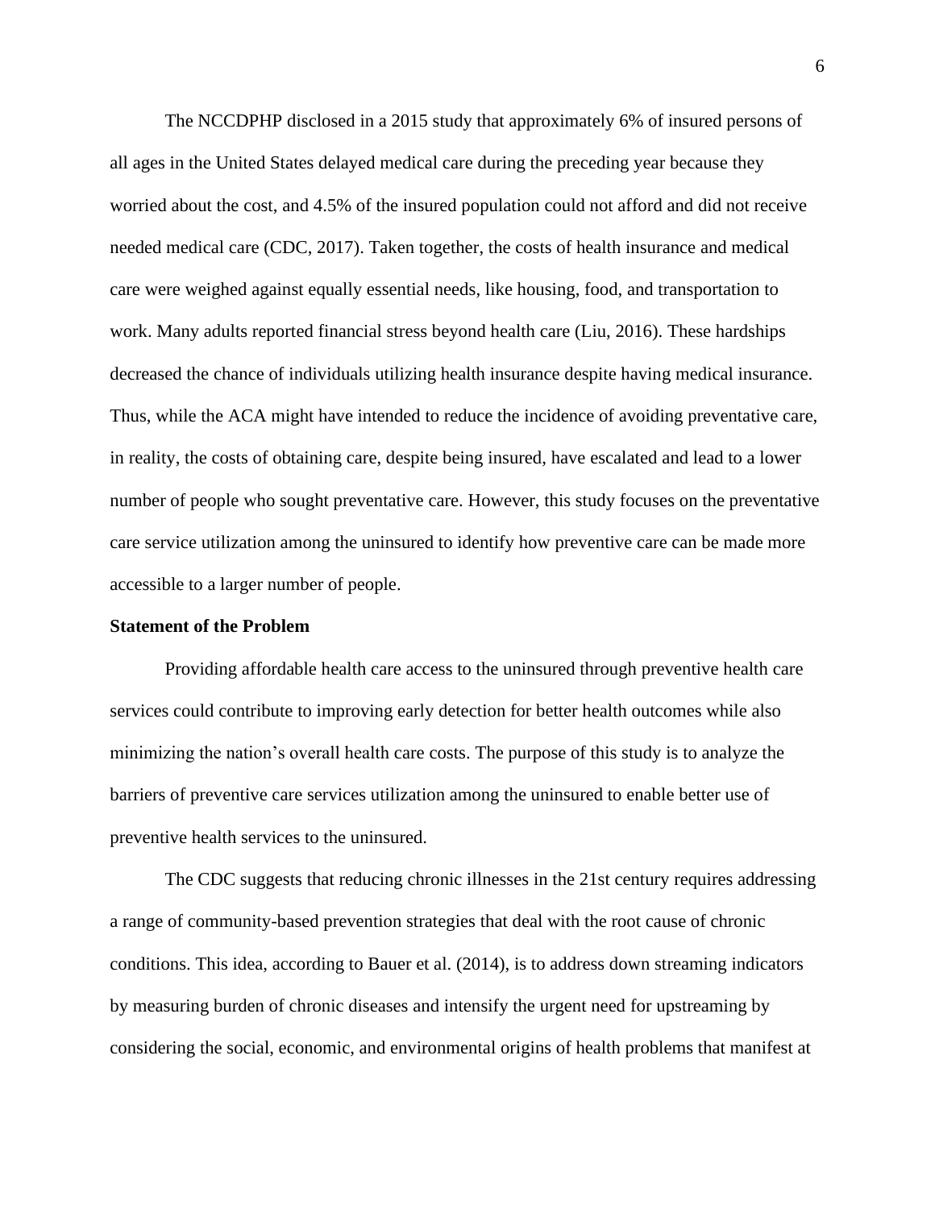The NCCDPHP disclosed in a 2015 study that approximately 6% of insured persons of all ages in the United States delayed medical care during the preceding year because they worried about the cost, and 4.5% of the insured population could not afford and did not receive needed medical care (CDC, 2017). Taken together, the costs of health insurance and medical care were weighed against equally essential needs, like housing, food, and transportation to work. Many adults reported financial stress beyond health care (Liu, 2016). These hardships decreased the chance of individuals utilizing health insurance despite having medical insurance. Thus, while the ACA might have intended to reduce the incidence of avoiding preventative care, in reality, the costs of obtaining care, despite being insured, have escalated and lead to a lower number of people who sought preventative care. However, this study focuses on the preventative care service utilization among the uninsured to identify how preventive care can be made more accessible to a larger number of people.

**Statement of the Problem**

Providing affordable health care access to the uninsured through preventive health care services could contribute to improving early detection for better health outcomes while also minimizing the nation's overall health care costs. The purpose of this study is to analyze the barriers of preventive care services utilization among the uninsured to enable better use of preventive health services to the uninsured.

The CDC suggests that reducing chronic illnesses in the 21st century requires addressing a range of community-based prevention strategies that deal with the root cause of chronic conditions. This idea, according to Bauer et al. (2014), is to address down streaming indicators by measuring burden of chronic diseases and intensify the urgent need for upstreaming by considering the social, economic, and environmental origins of health problems that manifest at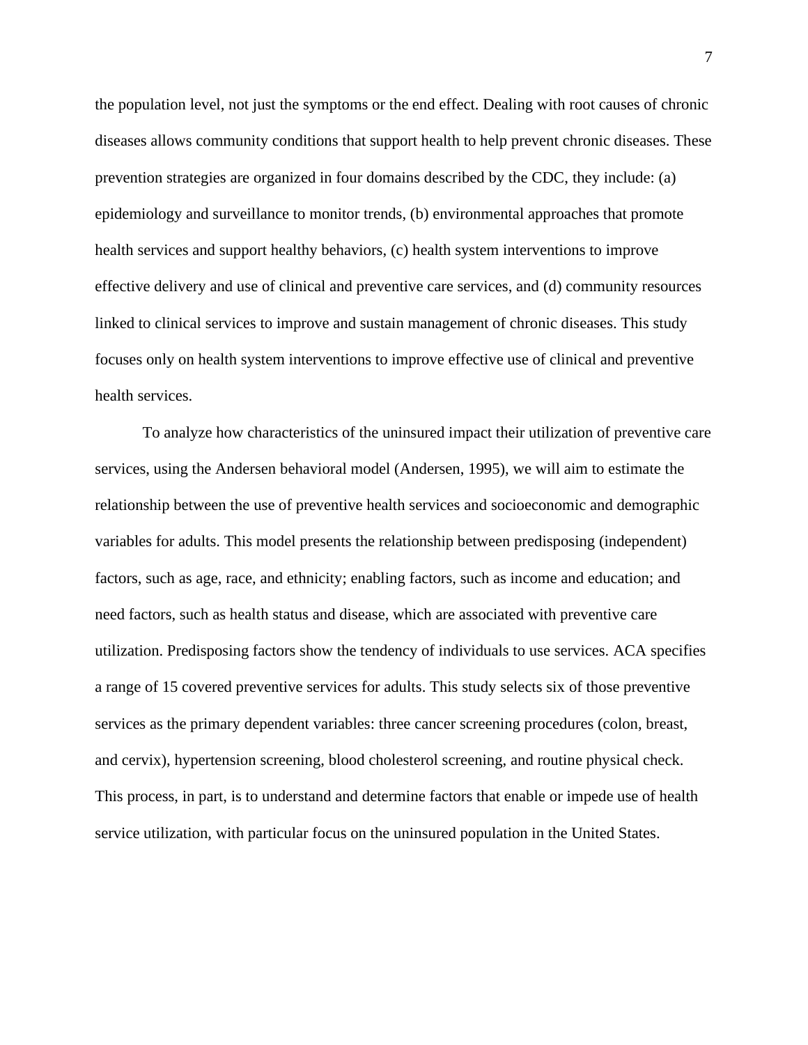the population level, not just the symptoms or the end effect. Dealing with root causes of chronic diseases allows community conditions that support health to help prevent chronic diseases. These prevention strategies are organized in four domains described by the CDC, they include: (a) epidemiology and surveillance to monitor trends, (b) environmental approaches that promote health services and support healthy behaviors, (c) health system interventions to improve effective delivery and use of clinical and preventive care services, and (d) community resources linked to clinical services to improve and sustain management of chronic diseases. This study focuses only on health system interventions to improve effective use of clinical and preventive health services.

To analyze how characteristics of the uninsured impact their utilization of preventive care services, using the Andersen behavioral model (Andersen, 1995), we will aim to estimate the relationship between the use of preventive health services and socioeconomic and demographic variables for adults. This model presents the relationship between predisposing (independent) factors, such as age, race, and ethnicity; enabling factors, such as income and education; and need factors, such as health status and disease, which are associated with preventive care utilization. Predisposing factors show the tendency of individuals to use services. ACA specifies a range of 15 covered preventive services for adults. This study selects six of those preventive services as the primary dependent variables: three cancer screening procedures (colon, breast, and cervix), hypertension screening, blood cholesterol screening, and routine physical check. This process, in part, is to understand and determine factors that enable or impede use of health service utilization, with particular focus on the uninsured population in the United States.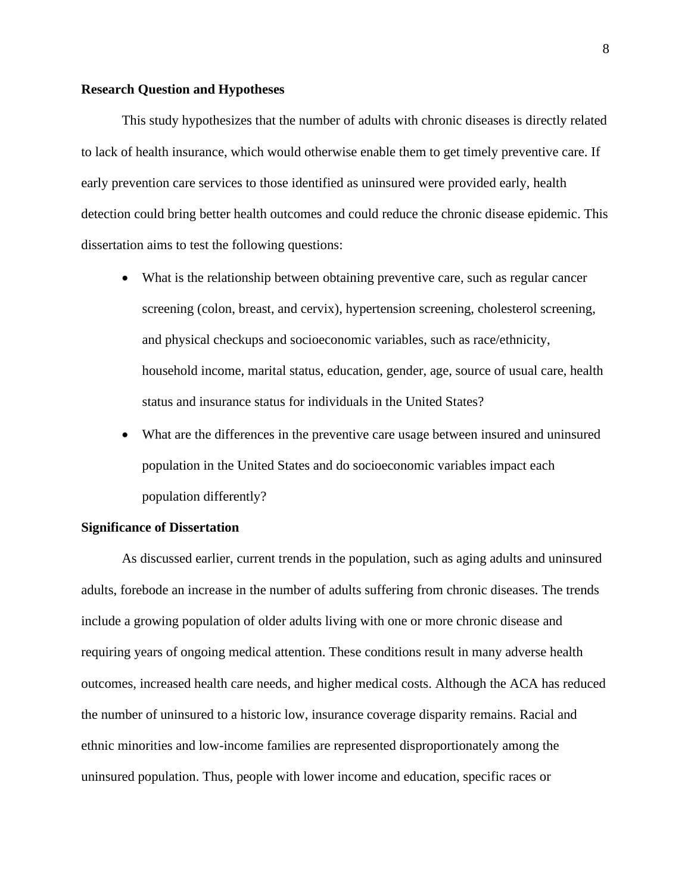## Research Question and Hypotheses

This study hypothesizes that the number of adults with chronic diseases is directly related to lack of health insurance, which would otherwise enable them to get timely preventive care. If early prevention care services to those identified as uninsured were provided early, health detection could bring better health outcomes and could reduce the chronic disease epidemic. This dissertation aims to test the following questions:

- What is the relationship between obtaining preventive care, such as regular cancer screening (colon, breast, and cervix), hypertension screening, cholesterol screening, and physical checkups and socioeconomic variables, such as race/ethnicity, household income, marital status, education, gender, age, source of usual care, health status and insurance status for individuals in the United States?
- What are the differences in the preventive care usage between insured and uninsured population in the United States and do socioeconomic variables impact each population differently?

## Significance of Dissertation

As discussed earlier, current trends in the population, such as aging adults and uninsured adults, forebode an increase in the number of adults suffering from chronic diseases. The trends include a growing population of older adults living with one or more chronic disease and requiring years of ongoing medical attention. These conditions result in many adverse health outcomes, increased health care needs, and higher medical costs. Although the ACA has reduced the number of uninsured to a historic low, insurance coverage disparity remains. Racial and ethnic minorities and low-income families are represented disproportionately among the uninsured population. Thus, people with lower income and education, specific races or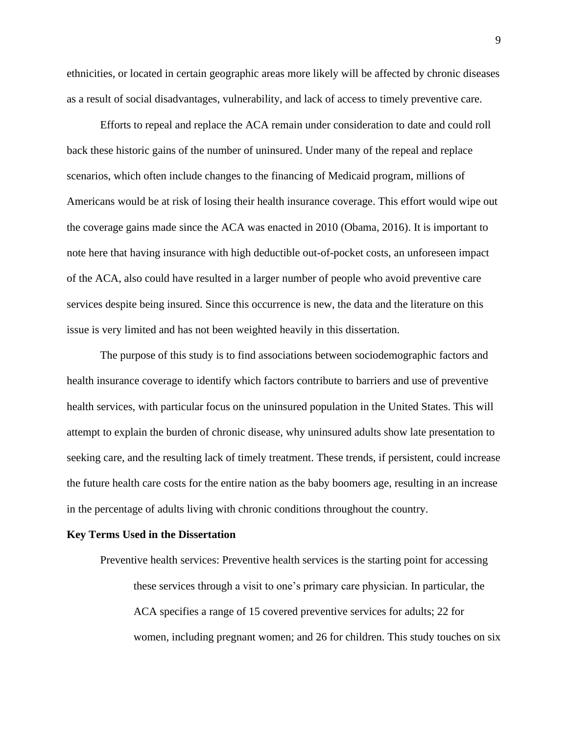ethnicities, or located in certain geographic areas more likely will be affected by chronic diseases as a result of social disadvantages, vulnerability, and lack of access to timely preventive care.

Efforts to repeal and replace the ACA remain under consideration to date and could roll back these historic gains of the number of uninsured. Under many of the repeal and replace scenarios, which often include changes to the financing of Medicaid program, millions of Americans would be at risk of losing their health insurance coverage. This effort would wipe out the coverage gains made since the ACA was enacted in 2010 (Obama, 2016). It is important to note here that having insurance with high deductible out-of-pocket costs, an unforeseen impact of the ACA, also could have resulted in a larger number of people who avoid preventive care services despite being insured. Since this occurrence is new, the data and the literature on this issue is very limited and has not been weighted heavily in this dissertation.

The purpose of this study is to find associations between sociodemographic factors and health insurance coverage to identify which factors contribute to barriers and use of preventive health services, with particular focus on the uninsured population in the United States. This will attempt to explain the burden of chronic disease, why uninsured adults show late presentation to seeking care, and the resulting lack of timely treatment. These trends, if persistent, could increase the future health care costs for the entire nation as the baby boomers age, resulting in an increase in the percentage of adults living with chronic conditions throughout the country.

**Key Terms Used in the Dissertation**

Preventive health services: Preventive health services is the starting point for accessing these services through a visit to one's primary care physician. In particular, the ACA specifies a range of 15 covered preventive services for adults; 22 for women, including pregnant women; and 26 for children. This study touches on six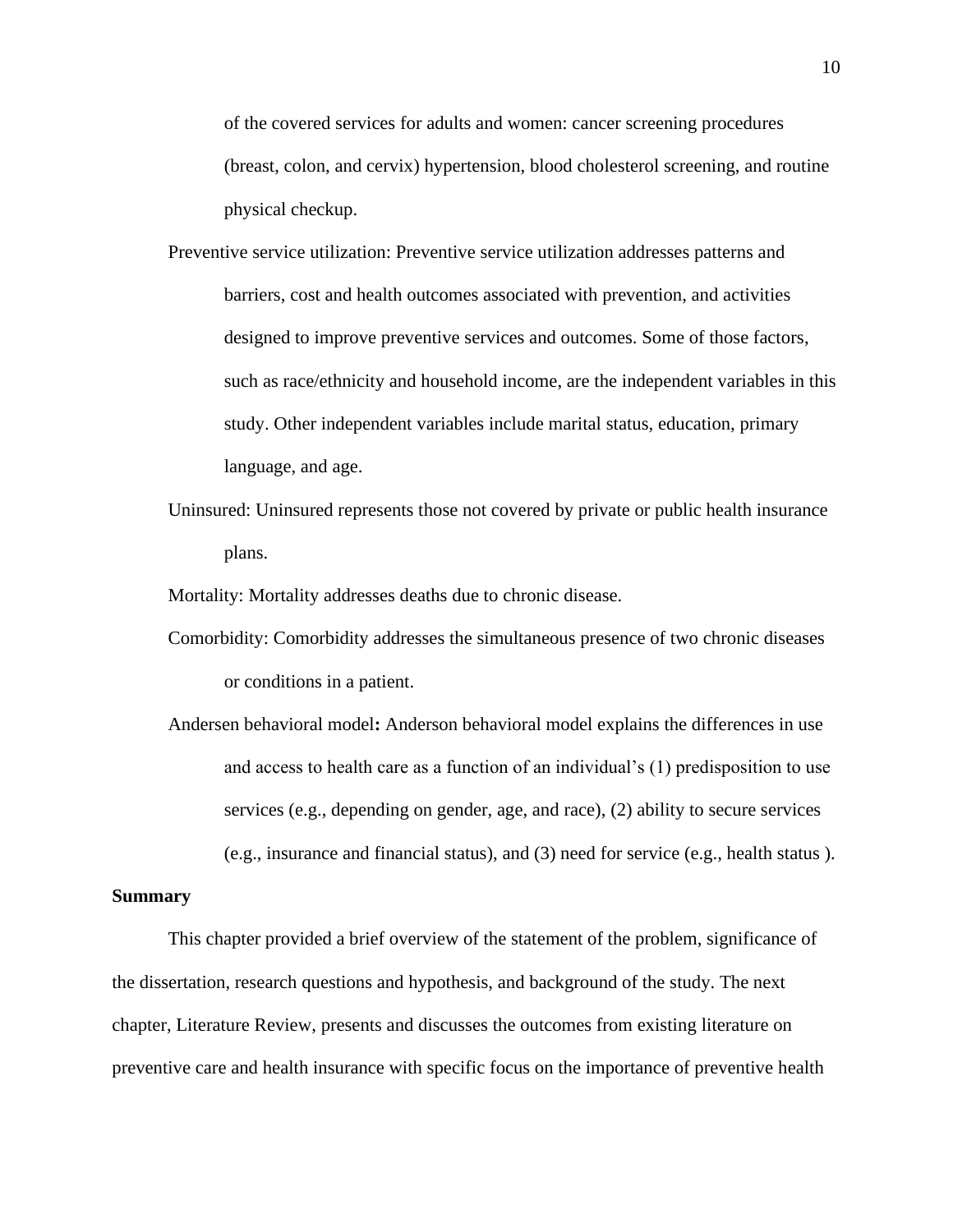of the covered services for adults and women: cancer screening procedures (breast, colon, and cervix) hypertension, blood cholesterol screening, and routine physical checkup.

Preventive service utilization: Preventive service utilization addresses patterns and barriers, cost and health outcomes associated with prevention, and activities designed to improve preventive services and outcomes. Some of those factors, such as race/ethnicity and household income, are the independent variables in this study. Other independent variables include marital status, education, primary language, and age.

Uninsured: Uninsured represents those not covered by private or public health insurance plans.

Mortality: Mortality addresses deaths due to chronic disease.

Comorbidity: Comorbidity addresses the simultaneous presence of two chronic diseases or conditions in a patient.

Andersen behavioral model**:** Anderson behavioral model explains the differences in use and access to health care as a function of an individual's (1) predisposition to use services (e.g., depending on gender, age, and race), (2) ability to secure services (e.g., insurance and financial status), and (3) need for service (e.g., health status ).

**Summary**

This chapter provided a brief overview of the statement of the problem, significance of the dissertation, research questions and hypothesis, and background of the study. The next chapter, Literature Review, presents and discusses the outcomes from existing literature on preventive care and health insurance with specific focus on the importance of preventive health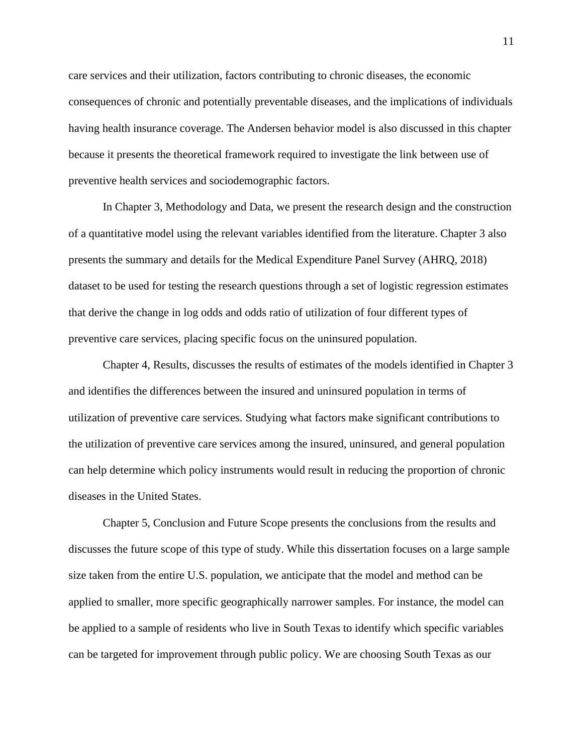care services and their utilization, factors contributing to chronic diseases, the economic consequences of chronic and potentially preventable diseases, and the implications of individuals having health insurance coverage. The Andersen behavior model is also discussed in this chapter because it presents the theoretical framework required to investigate the link between use of preventive health services and sociodemographic factors.

In Chapter 3, Methodology and Data, we present the research design and the construction of a quantitative model using the relevant variables identified from the literature. Chapter 3 also presents the summary and details for the Medical Expenditure Panel Survey (AHRQ, 2018) dataset to be used for testing the research questions through a set of logistic regression estimates that derive the change in log odds and odds ratio of utilization of four different types of preventive care services, placing specific focus on the uninsured population.

Chapter 4, Results, discusses the results of estimates of the models identified in Chapter 3 and identifies the differences between the insured and uninsured population in terms of utilization of preventive care services. Studying what factors make significant contributions to the utilization of preventive care services among the insured, uninsured, and general population can help determine which policy instruments would result in reducing the proportion of chronic diseases in the United States.

Chapter 5, Conclusion and Future Scope presents the conclusions from the results and discusses the future scope of this type of study. While this dissertation focuses on a large sample size taken from the entire U.S. population, we anticipate that the model and method can be applied to smaller, more specific geographically narrower samples. For instance, the model can be applied to a sample of residents who live in South Texas to identify which specific variables can be targeted for improvement through public policy. We are choosing South Texas as our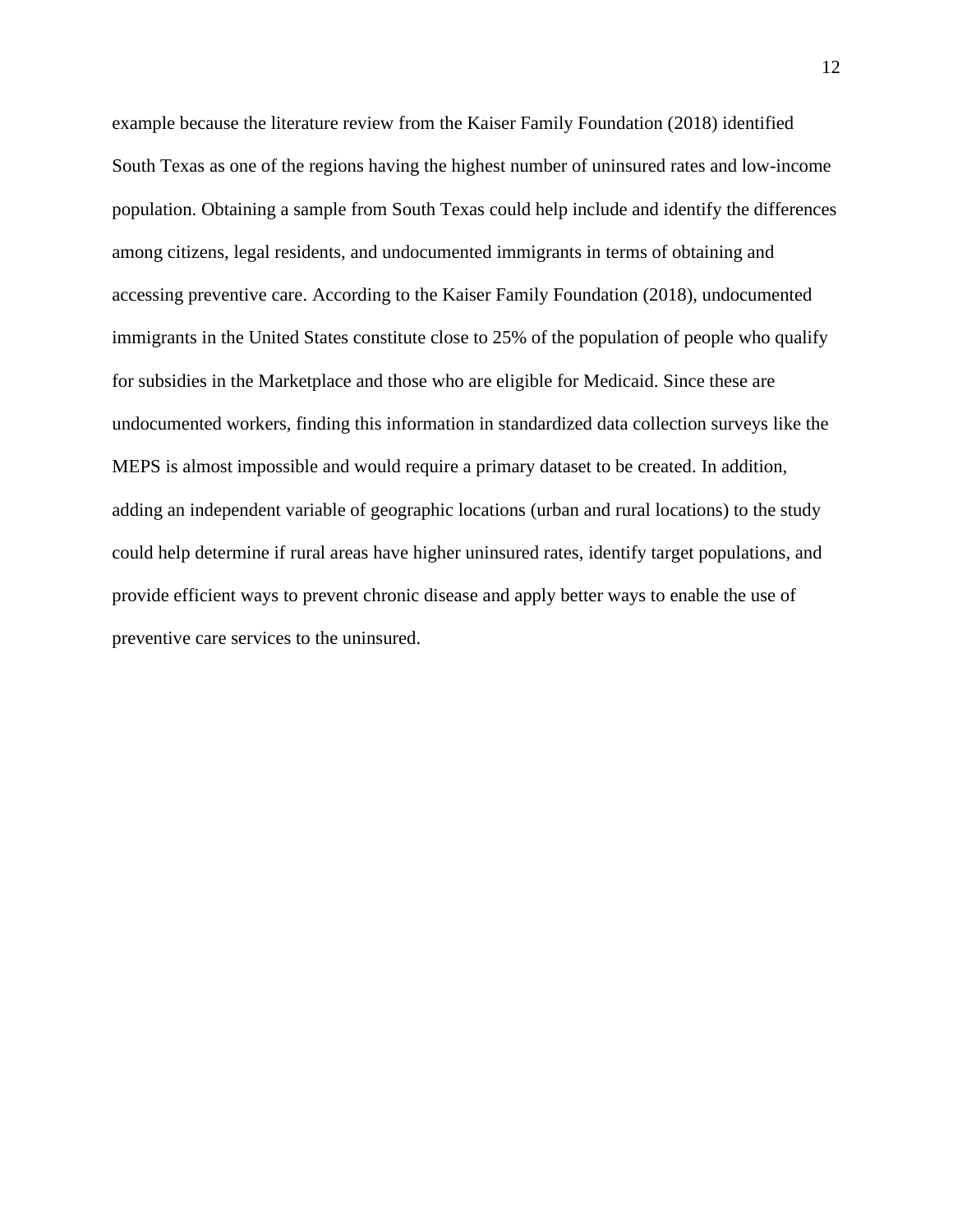example because the literature review from the Kaiser Family Foundation (2018) identified South Texas as one of the regions having the highest number of uninsured rates and low-income population. Obtaining a sample from South Texas could help include and identify the differences among citizens, legal residents, and undocumented immigrants in terms of obtaining and accessing preventive care. According to the Kaiser Family Foundation (2018), undocumented immigrants in the United States constitute close to 25% of the population of people who qualify for subsidies in the Marketplace and those who are eligible for Medicaid. Since these are undocumented workers, finding this information in standardized data collection surveys like the MEPS is almost impossible and would require a primary dataset to be created. In addition, adding an independent variable of geographic locations (urban and rural locations) to the study could help determine if rural areas have higher uninsured rates, identify target populations, and provide efficient ways to prevent chronic disease and apply better ways to enable the use of preventive care services to the uninsured.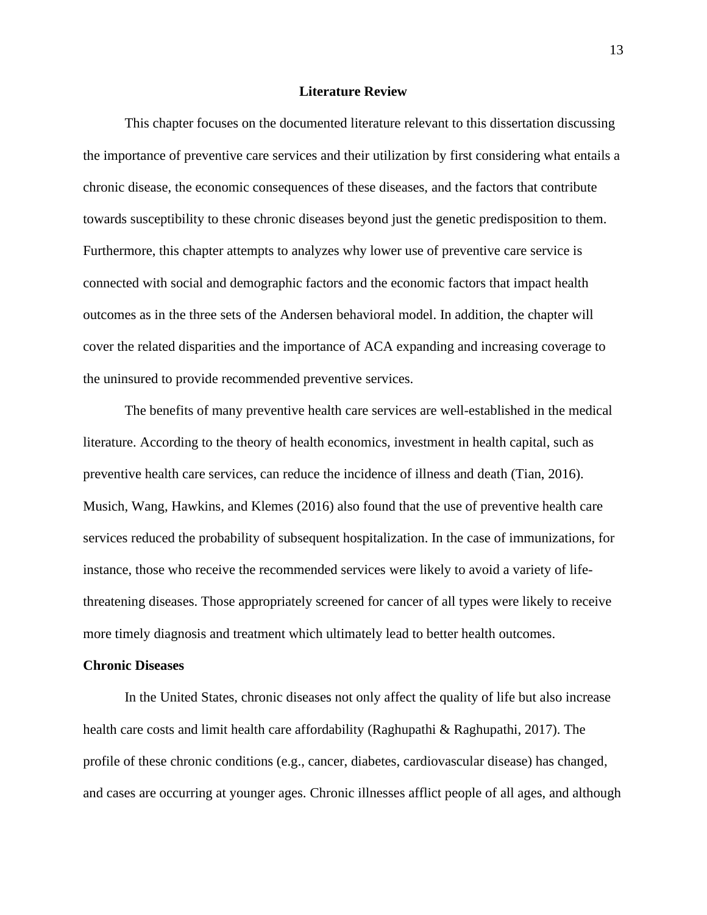# Literature Review

This chapter focuses on the documented literature relevant to this dissertation discussing the importance of preventive care services and their utilization by first considering what entails a chronic disease, the economic consequences of these diseases, and the factors that contribute towards susceptibility to these chronic diseases beyond just the genetic predisposition to them. Furthermore, this chapter attempts to analyzes why lower use of preventive care service is connected with social and demographic factors and the economic factors that impact health outcomes as in the three sets of the Andersen behavioral model. In addition, the chapter will cover the related disparities and the importance of ACA expanding and increasing coverage to the uninsured to provide recommended preventive services.

The benefits of many preventive health care services are well-established in the medical literature. According to the theory of health economics, investment in health capital, such as preventive health care services, can reduce the incidence of illness and death (Tian, 2016). Musich, Wang, Hawkins, and Klemes (2016) also found that the use of preventive health care services reduced the probability of subsequent hospitalization. In the case of immunizations, for instance, those who receive the recommended services were likely to avoid a variety of life-threatening diseases. Those appropriately screened for cancer of all types were likely to receive more timely diagnosis and treatment which ultimately lead to better health outcomes.

## Chronic Diseases

In the United States, chronic diseases not only affect the quality of life but also increase health care costs and limit health care affordability (Raghupathi & Raghupathi, 2017). The profile of these chronic conditions (e.g., cancer, diabetes, cardiovascular disease) has changed, and cases are occurring at younger ages. Chronic illnesses afflict people of all ages, and although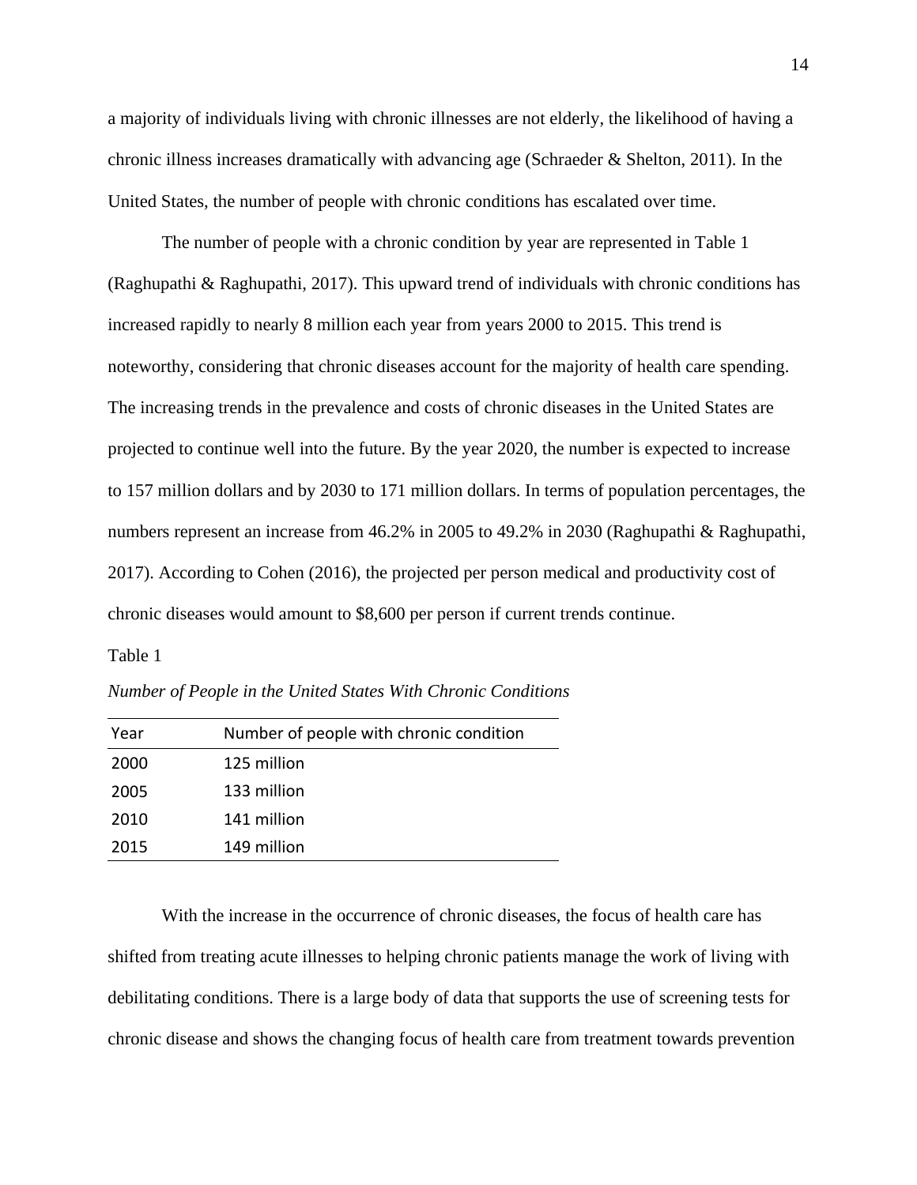a majority of individuals living with chronic illnesses are not elderly, the likelihood of having a chronic illness increases dramatically with advancing age (Schraeder & Shelton, 2011). In the United States, the number of people with chronic conditions has escalated over time.

The number of people with a chronic condition by year are represented in Table 1 (Raghupathi & Raghupathi, 2017). This upward trend of individuals with chronic conditions has increased rapidly to nearly 8 million each year from years 2000 to 2015. This trend is noteworthy, considering that chronic diseases account for the majority of health care spending. The increasing trends in the prevalence and costs of chronic diseases in the United States are projected to continue well into the future. By the year 2020, the number is expected to increase to 157 million dollars and by 2030 to 171 million dollars. In terms of population percentages, the numbers represent an increase from 46.2% in 2005 to 49.2% in 2030 (Raghupathi & Raghupathi, 2017). According to Cohen (2016), the projected per person medical and productivity cost of chronic diseases would amount to $8,600 per person if current trends continue.

Table 1

*Number of People in the United States With Chronic Conditions*

| Year | Number of people with chronic condition |
|---|---|
| 2000 | 125 million |
| 2005 | 133 million |
| 2010 | 141 million |
| 2015 | 149 million |

With the increase in the occurrence of chronic diseases, the focus of health care has shifted from treating acute illnesses to helping chronic patients manage the work of living with debilitating conditions. There is a large body of data that supports the use of screening tests for chronic disease and shows the changing focus of health care from treatment towards prevention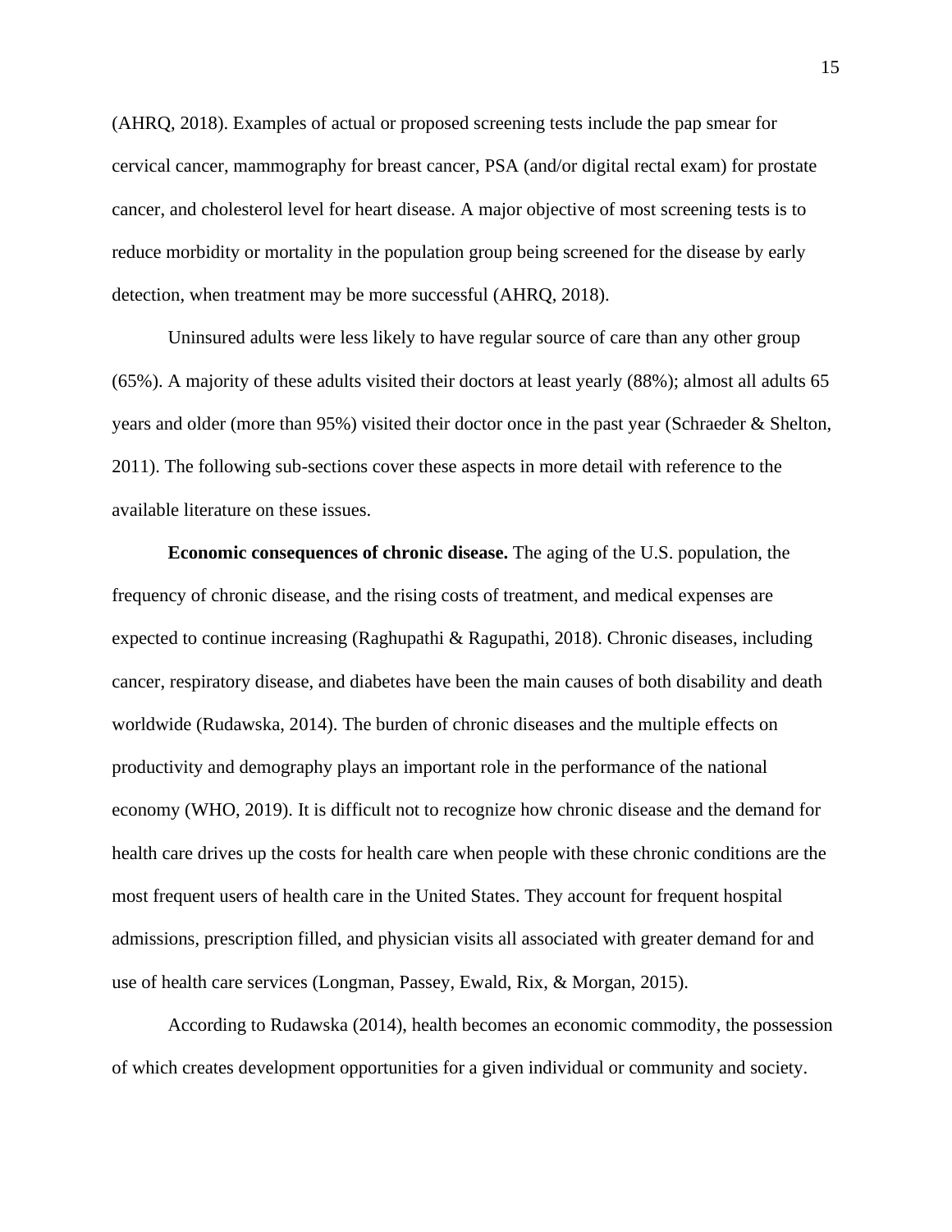(AHRQ, 2018). Examples of actual or proposed screening tests include the pap smear for cervical cancer, mammography for breast cancer, PSA (and/or digital rectal exam) for prostate cancer, and cholesterol level for heart disease. A major objective of most screening tests is to reduce morbidity or mortality in the population group being screened for the disease by early detection, when treatment may be more successful (AHRQ, 2018).

Uninsured adults were less likely to have regular source of care than any other group (65%). A majority of these adults visited their doctors at least yearly (88%); almost all adults 65 years and older (more than 95%) visited their doctor once in the past year (Schraeder & Shelton, 2011). The following sub-sections cover these aspects in more detail with reference to the available literature on these issues.

**Economic consequences of chronic disease.** The aging of the U.S. population, the frequency of chronic disease, and the rising costs of treatment, and medical expenses are expected to continue increasing (Raghupathi & Ragupathi, 2018). Chronic diseases, including cancer, respiratory disease, and diabetes have been the main causes of both disability and death worldwide (Rudawska, 2014). The burden of chronic diseases and the multiple effects on productivity and demography plays an important role in the performance of the national economy (WHO, 2019). It is difficult not to recognize how chronic disease and the demand for health care drives up the costs for health care when people with these chronic conditions are the most frequent users of health care in the United States. They account for frequent hospital admissions, prescription filled, and physician visits all associated with greater demand for and use of health care services (Longman, Passey, Ewald, Rix, & Morgan, 2015).

According to Rudawska (2014), health becomes an economic commodity, the possession of which creates development opportunities for a given individual or community and society.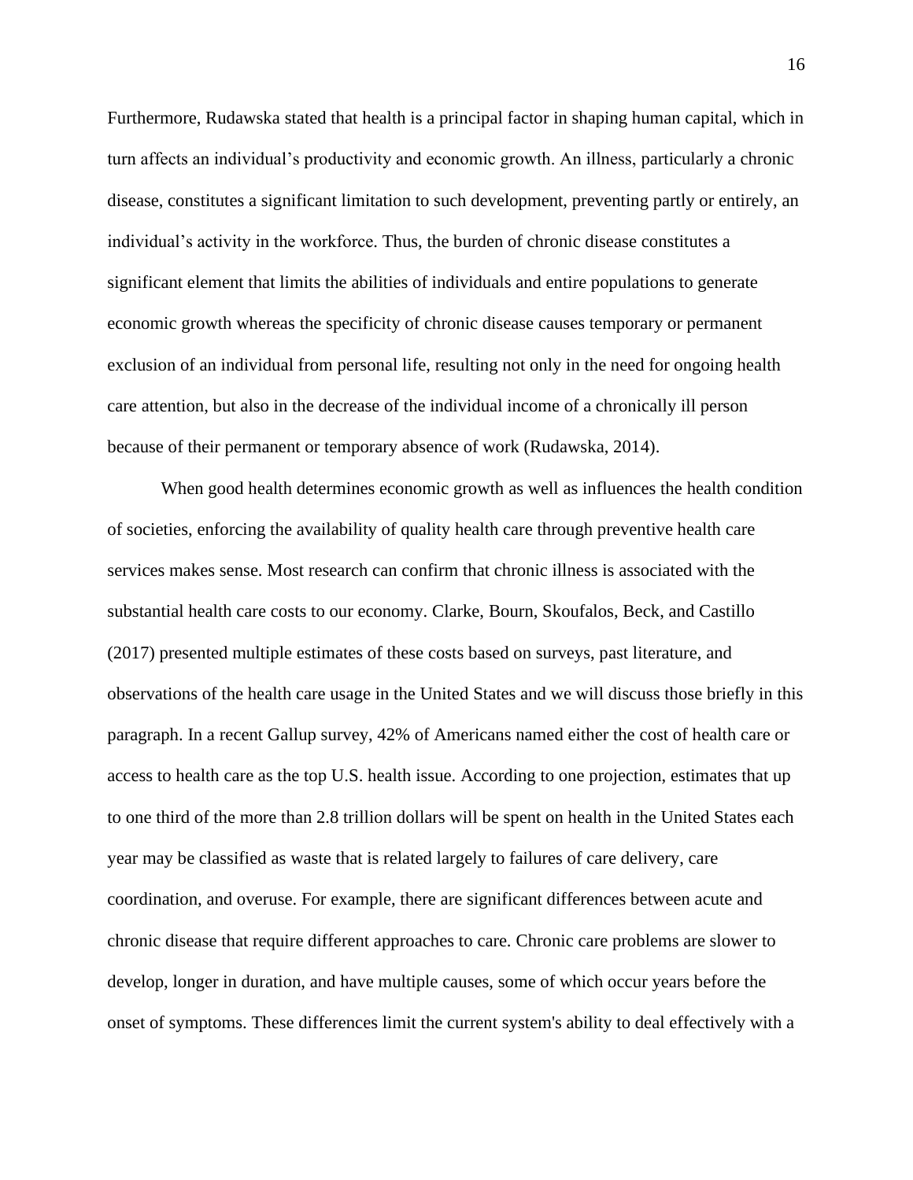Furthermore, Rudawska stated that health is a principal factor in shaping human capital, which in turn affects an individual's productivity and economic growth. An illness, particularly a chronic disease, constitutes a significant limitation to such development, preventing partly or entirely, an individual's activity in the workforce. Thus, the burden of chronic disease constitutes a significant element that limits the abilities of individuals and entire populations to generate economic growth whereas the specificity of chronic disease causes temporary or permanent exclusion of an individual from personal life, resulting not only in the need for ongoing health care attention, but also in the decrease of the individual income of a chronically ill person because of their permanent or temporary absence of work (Rudawska, 2014).

When good health determines economic growth as well as influences the health condition of societies, enforcing the availability of quality health care through preventive health care services makes sense. Most research can confirm that chronic illness is associated with the substantial health care costs to our economy. Clarke, Bourn, Skoufalos, Beck, and Castillo (2017) presented multiple estimates of these costs based on surveys, past literature, and observations of the health care usage in the United States and we will discuss those briefly in this paragraph. In a recent Gallup survey, 42% of Americans named either the cost of health care or access to health care as the top U.S. health issue. According to one projection, estimates that up to one third of the more than 2.8 trillion dollars will be spent on health in the United States each year may be classified as waste that is related largely to failures of care delivery, care coordination, and overuse. For example, there are significant differences between acute and chronic disease that require different approaches to care. Chronic care problems are slower to develop, longer in duration, and have multiple causes, some of which occur years before the onset of symptoms. These differences limit the current system's ability to deal effectively with a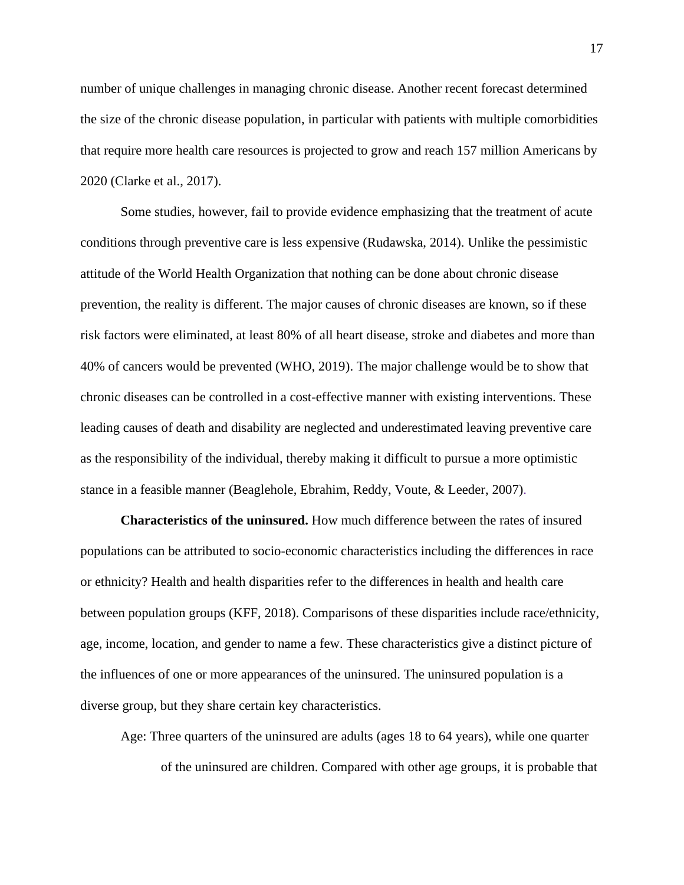number of unique challenges in managing chronic disease. Another recent forecast determined the size of the chronic disease population, in particular with patients with multiple comorbidities that require more health care resources is projected to grow and reach 157 million Americans by 2020 (Clarke et al., 2017).

Some studies, however, fail to provide evidence emphasizing that the treatment of acute conditions through preventive care is less expensive (Rudawska, 2014). Unlike the pessimistic attitude of the World Health Organization that nothing can be done about chronic disease prevention, the reality is different. The major causes of chronic diseases are known, so if these risk factors were eliminated, at least 80% of all heart disease, stroke and diabetes and more than 40% of cancers would be prevented (WHO, 2019). The major challenge would be to show that chronic diseases can be controlled in a cost-effective manner with existing interventions. These leading causes of death and disability are neglected and underestimated leaving preventive care as the responsibility of the individual, thereby making it difficult to pursue a more optimistic stance in a feasible manner (Beaglehole, Ebrahim, Reddy, Voute, & Leeder, 2007).

**Characteristics of the uninsured.** How much difference between the rates of insured populations can be attributed to socio-economic characteristics including the differences in race or ethnicity? Health and health disparities refer to the differences in health and health care between population groups (KFF, 2018). Comparisons of these disparities include race/ethnicity, age, income, location, and gender to name a few. These characteristics give a distinct picture of the influences of one or more appearances of the uninsured. The uninsured population is a diverse group, but they share certain key characteristics.

Age: Three quarters of the uninsured are adults (ages 18 to 64 years), while one quarter of the uninsured are children. Compared with other age groups, it is probable that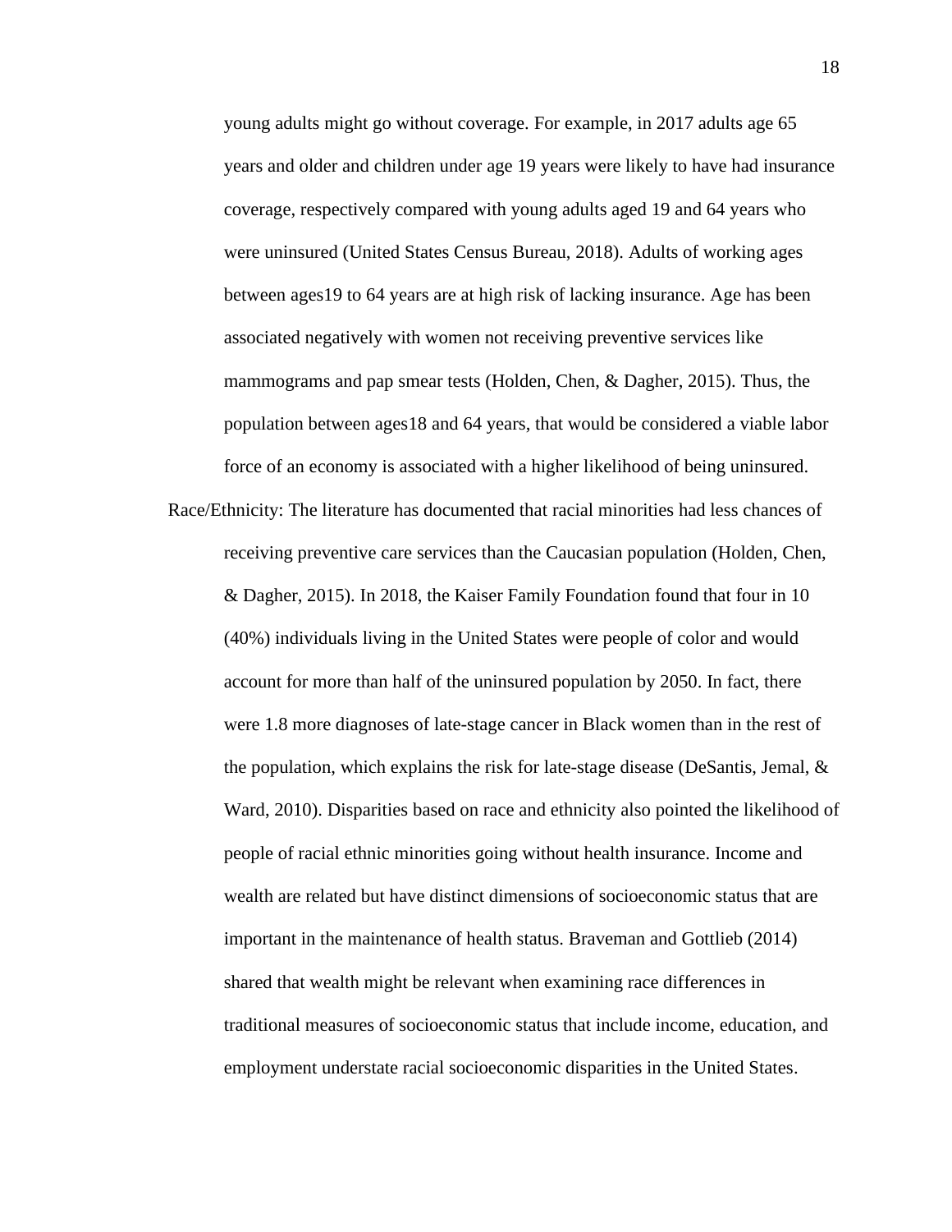young adults might go without coverage. For example, in 2017 adults age 65 years and older and children under age 19 years were likely to have had insurance coverage, respectively compared with young adults aged 19 and 64 years who were uninsured (United States Census Bureau, 2018). Adults of working ages between ages19 to 64 years are at high risk of lacking insurance. Age has been associated negatively with women not receiving preventive services like mammograms and pap smear tests (Holden, Chen, & Dagher, 2015). Thus, the population between ages18 and 64 years, that would be considered a viable labor force of an economy is associated with a higher likelihood of being uninsured.

Race/Ethnicity: The literature has documented that racial minorities had less chances of receiving preventive care services than the Caucasian population (Holden, Chen, & Dagher, 2015). In 2018, the Kaiser Family Foundation found that four in 10 (40%) individuals living in the United States were people of color and would account for more than half of the uninsured population by 2050. In fact, there were 1.8 more diagnoses of late-stage cancer in Black women than in the rest of the population, which explains the risk for late-stage disease (DeSantis, Jemal, & Ward, 2010). Disparities based on race and ethnicity also pointed the likelihood of people of racial ethnic minorities going without health insurance. Income and wealth are related but have distinct dimensions of socioeconomic status that are important in the maintenance of health status. Braveman and Gottlieb (2014) shared that wealth might be relevant when examining race differences in traditional measures of socioeconomic status that include income, education, and employment understate racial socioeconomic disparities in the United States.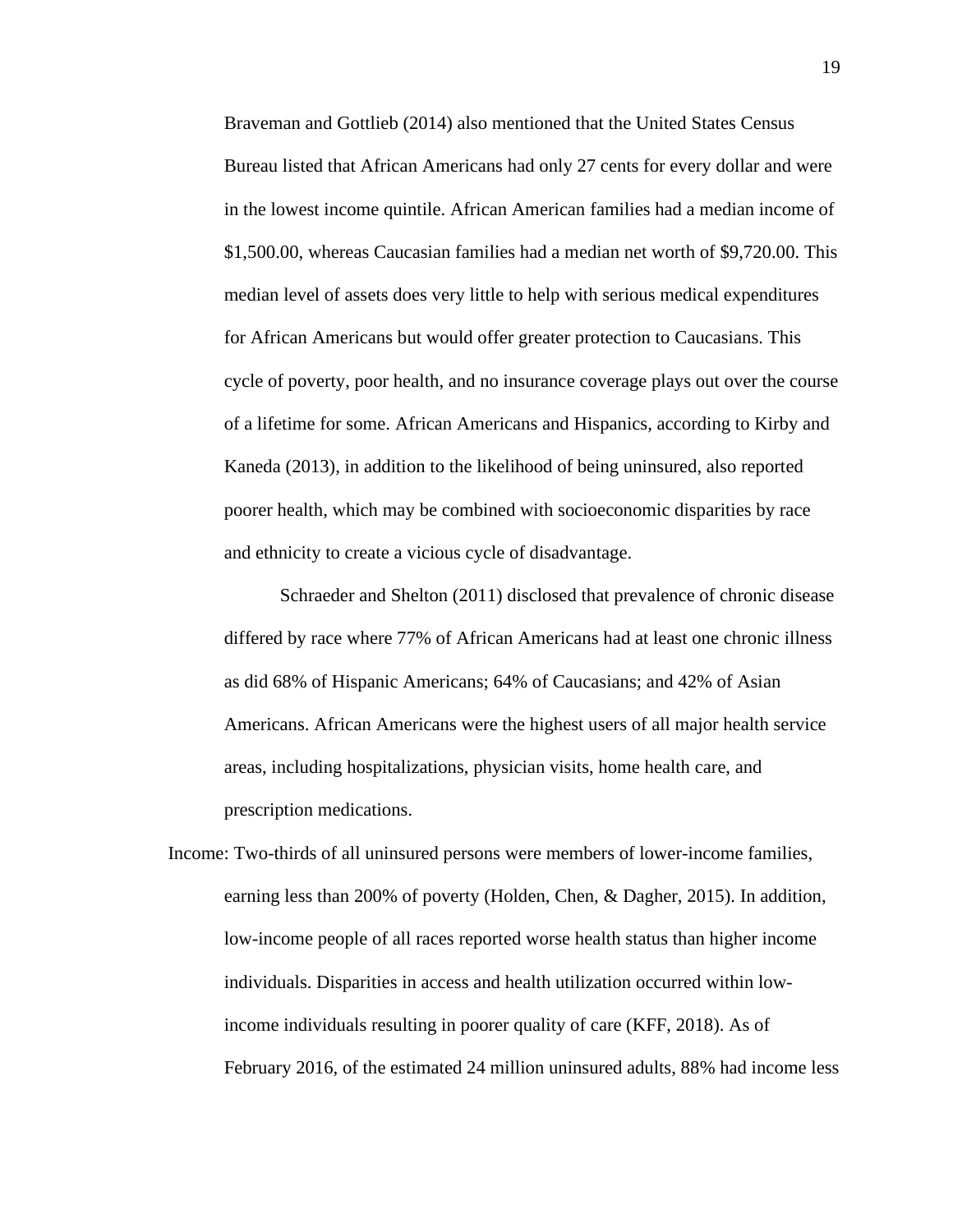Braveman and Gottlieb (2014) also mentioned that the United States Census Bureau listed that African Americans had only 27 cents for every dollar and were in the lowest income quintile. African American families had a median income of $1,500.00, whereas Caucasian families had a median net worth of $9,720.00. This median level of assets does very little to help with serious medical expenditures for African Americans but would offer greater protection to Caucasians. This cycle of poverty, poor health, and no insurance coverage plays out over the course of a lifetime for some. African Americans and Hispanics, according to Kirby and Kaneda (2013), in addition to the likelihood of being uninsured, also reported poorer health, which may be combined with socioeconomic disparities by race and ethnicity to create a vicious cycle of disadvantage.

Schraeder and Shelton (2011) disclosed that prevalence of chronic disease differed by race where 77% of African Americans had at least one chronic illness as did 68% of Hispanic Americans; 64% of Caucasians; and 42% of Asian Americans. African Americans were the highest users of all major health service areas, including hospitalizations, physician visits, home health care, and prescription medications.

Income: Two-thirds of all uninsured persons were members of lower-income families, earning less than 200% of poverty (Holden, Chen, & Dagher, 2015). In addition, low-income people of all races reported worse health status than higher income individuals. Disparities in access and health utilization occurred within low-income individuals resulting in poorer quality of care (KFF, 2018). As of February 2016, of the estimated 24 million uninsured adults, 88% had income less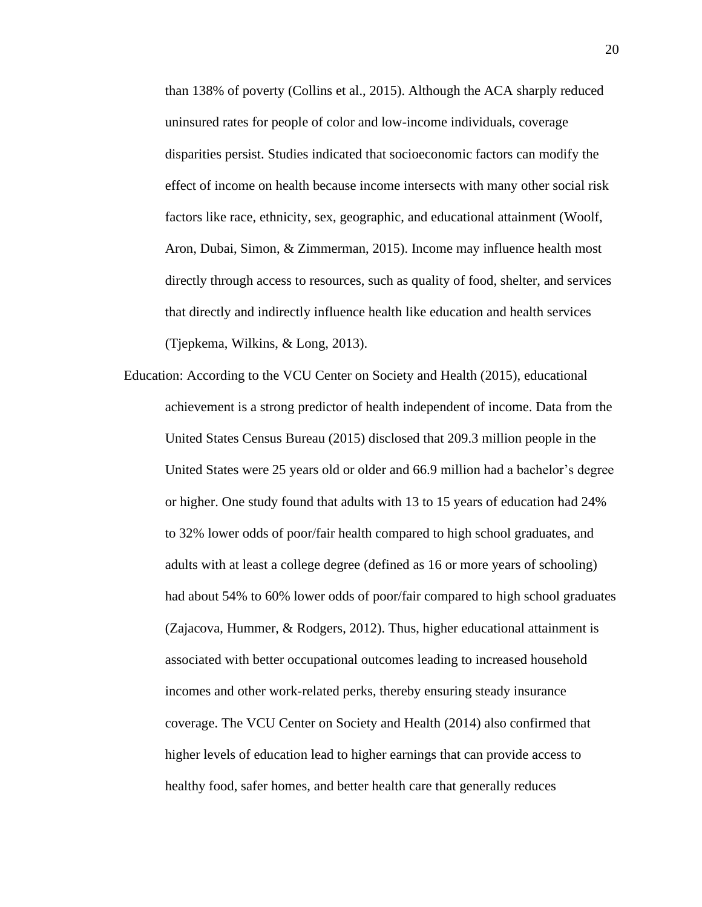than 138% of poverty (Collins et al., 2015). Although the ACA sharply reduced uninsured rates for people of color and low-income individuals, coverage disparities persist. Studies indicated that socioeconomic factors can modify the effect of income on health because income intersects with many other social risk factors like race, ethnicity, sex, geographic, and educational attainment (Woolf, Aron, Dubai, Simon, & Zimmerman, 2015). Income may influence health most directly through access to resources, such as quality of food, shelter, and services that directly and indirectly influence health like education and health services (Tjepkema, Wilkins, & Long, 2013).

Education: According to the VCU Center on Society and Health (2015), educational achievement is a strong predictor of health independent of income. Data from the United States Census Bureau (2015) disclosed that 209.3 million people in the United States were 25 years old or older and 66.9 million had a bachelor's degree or higher. One study found that adults with 13 to 15 years of education had 24% to 32% lower odds of poor/fair health compared to high school graduates, and adults with at least a college degree (defined as 16 or more years of schooling) had about 54% to 60% lower odds of poor/fair compared to high school graduates (Zajacova, Hummer, & Rodgers, 2012). Thus, higher educational attainment is associated with better occupational outcomes leading to increased household incomes and other work-related perks, thereby ensuring steady insurance coverage. The VCU Center on Society and Health (2014) also confirmed that higher levels of education lead to higher earnings that can provide access to healthy food, safer homes, and better health care that generally reduces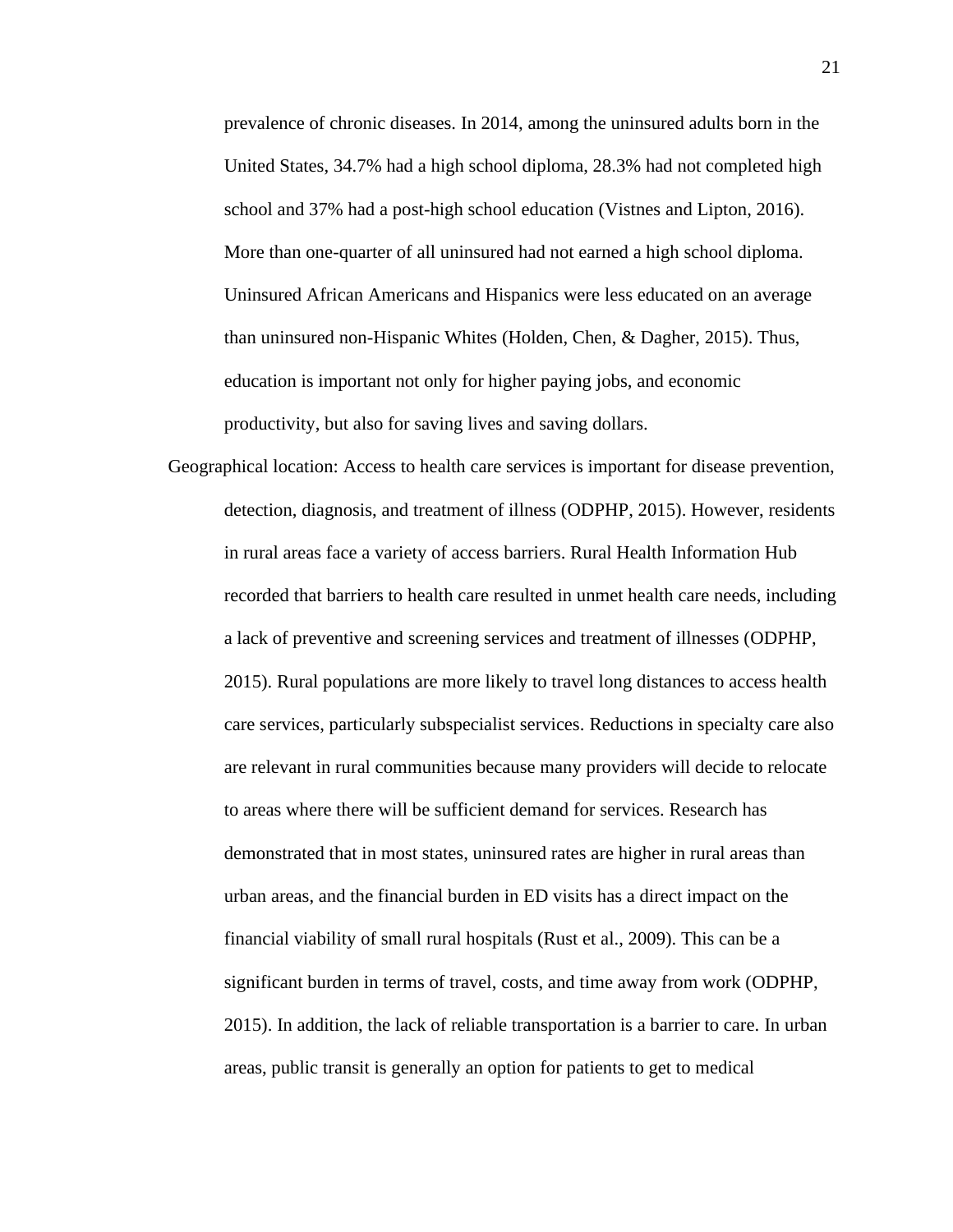prevalence of chronic diseases. In 2014, among the uninsured adults born in the United States, 34.7% had a high school diploma, 28.3% had not completed high school and 37% had a post-high school education (Vistnes and Lipton, 2016). More than one-quarter of all uninsured had not earned a high school diploma. Uninsured African Americans and Hispanics were less educated on an average than uninsured non-Hispanic Whites (Holden, Chen, & Dagher, 2015). Thus, education is important not only for higher paying jobs, and economic productivity, but also for saving lives and saving dollars.

Geographical location: Access to health care services is important for disease prevention, detection, diagnosis, and treatment of illness (ODPHP, 2015). However, residents in rural areas face a variety of access barriers. Rural Health Information Hub recorded that barriers to health care resulted in unmet health care needs, including a lack of preventive and screening services and treatment of illnesses (ODPHP, 2015). Rural populations are more likely to travel long distances to access health care services, particularly subspecialist services. Reductions in specialty care also are relevant in rural communities because many providers will decide to relocate to areas where there will be sufficient demand for services. Research has demonstrated that in most states, uninsured rates are higher in rural areas than urban areas, and the financial burden in ED visits has a direct impact on the financial viability of small rural hospitals (Rust et al., 2009). This can be a significant burden in terms of travel, costs, and time away from work (ODPHP, 2015). In addition, the lack of reliable transportation is a barrier to care. In urban areas, public transit is generally an option for patients to get to medical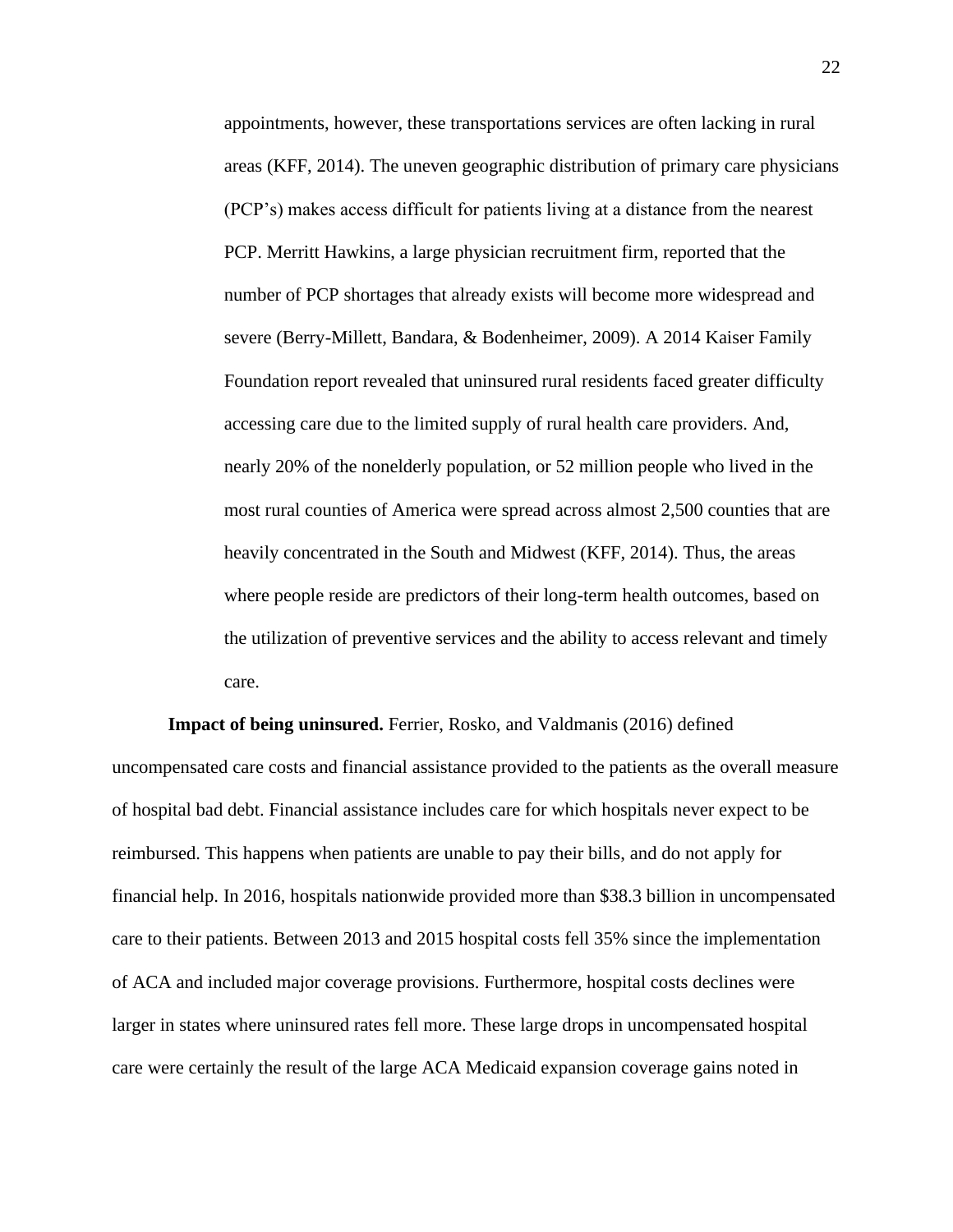appointments, however, these transportations services are often lacking in rural areas (KFF, 2014). The uneven geographic distribution of primary care physicians (PCP's) makes access difficult for patients living at a distance from the nearest PCP. Merritt Hawkins, a large physician recruitment firm, reported that the number of PCP shortages that already exists will become more widespread and severe (Berry-Millett, Bandara, & Bodenheimer, 2009). A 2014 Kaiser Family Foundation report revealed that uninsured rural residents faced greater difficulty accessing care due to the limited supply of rural health care providers. And, nearly 20% of the nonelderly population, or 52 million people who lived in the most rural counties of America were spread across almost 2,500 counties that are heavily concentrated in the South and Midwest (KFF, 2014). Thus, the areas where people reside are predictors of their long-term health outcomes, based on the utilization of preventive services and the ability to access relevant and timely care.

**Impact of being uninsured.** Ferrier, Rosko, and Valdmanis (2016) defined uncompensated care costs and financial assistance provided to the patients as the overall measure of hospital bad debt. Financial assistance includes care for which hospitals never expect to be reimbursed. This happens when patients are unable to pay their bills, and do not apply for financial help. In 2016, hospitals nationwide provided more than $38.3 billion in uncompensated care to their patients. Between 2013 and 2015 hospital costs fell 35% since the implementation of ACA and included major coverage provisions. Furthermore, hospital costs declines were larger in states where uninsured rates fell more. These large drops in uncompensated hospital care were certainly the result of the large ACA Medicaid expansion coverage gains noted in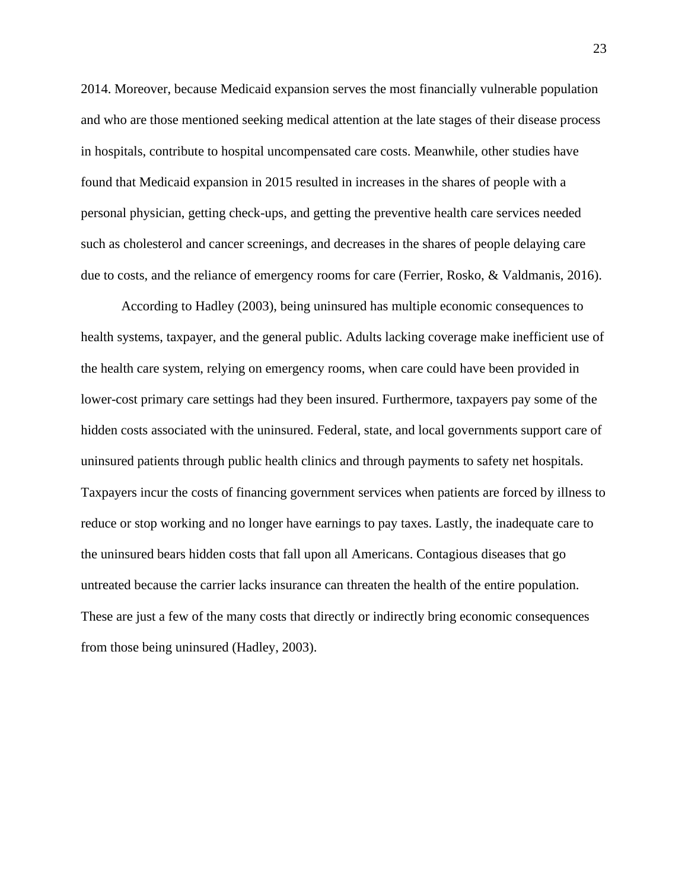2014. Moreover, because Medicaid expansion serves the most financially vulnerable population and who are those mentioned seeking medical attention at the late stages of their disease process in hospitals, contribute to hospital uncompensated care costs. Meanwhile, other studies have found that Medicaid expansion in 2015 resulted in increases in the shares of people with a personal physician, getting check-ups, and getting the preventive health care services needed such as cholesterol and cancer screenings, and decreases in the shares of people delaying care due to costs, and the reliance of emergency rooms for care (Ferrier, Rosko, & Valdmanis, 2016).

According to Hadley (2003), being uninsured has multiple economic consequences to health systems, taxpayer, and the general public. Adults lacking coverage make inefficient use of the health care system, relying on emergency rooms, when care could have been provided in lower-cost primary care settings had they been insured. Furthermore, taxpayers pay some of the hidden costs associated with the uninsured. Federal, state, and local governments support care of uninsured patients through public health clinics and through payments to safety net hospitals. Taxpayers incur the costs of financing government services when patients are forced by illness to reduce or stop working and no longer have earnings to pay taxes. Lastly, the inadequate care to the uninsured bears hidden costs that fall upon all Americans. Contagious diseases that go untreated because the carrier lacks insurance can threaten the health of the entire population. These are just a few of the many costs that directly or indirectly bring economic consequences from those being uninsured (Hadley, 2003).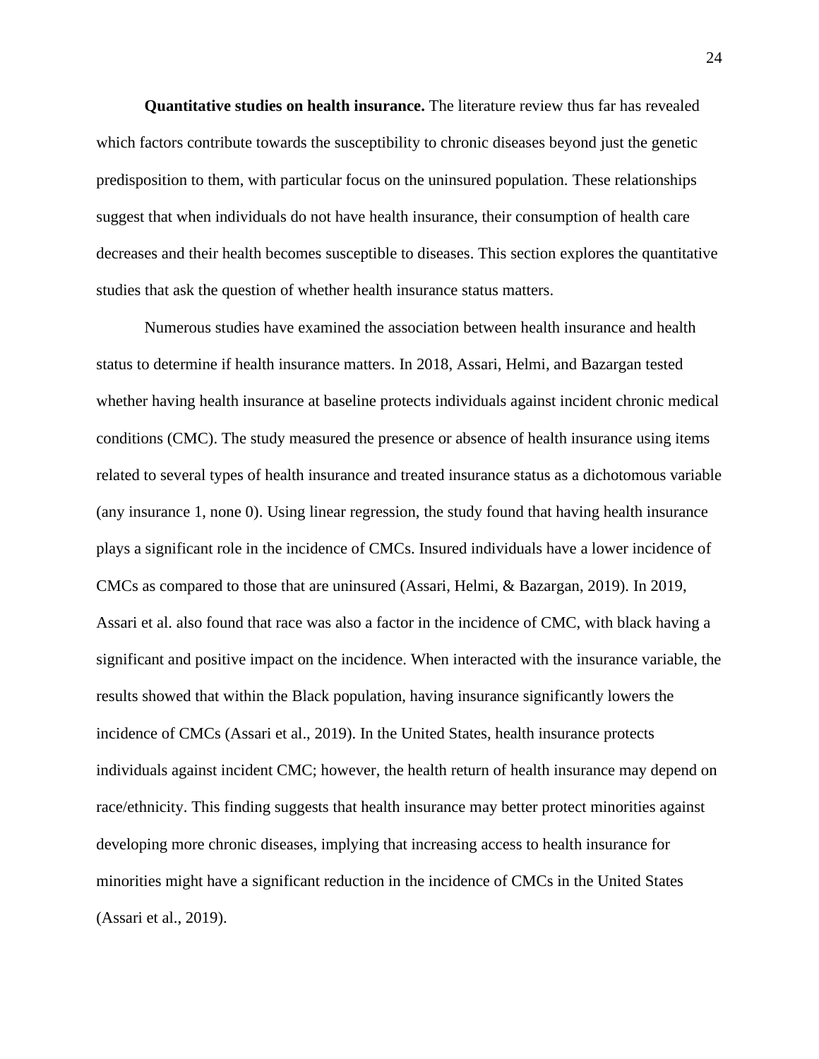**Quantitative studies on health insurance.** The literature review thus far has revealed which factors contribute towards the susceptibility to chronic diseases beyond just the genetic predisposition to them, with particular focus on the uninsured population. These relationships suggest that when individuals do not have health insurance, their consumption of health care decreases and their health becomes susceptible to diseases. This section explores the quantitative studies that ask the question of whether health insurance status matters.

Numerous studies have examined the association between health insurance and health status to determine if health insurance matters. In 2018, Assari, Helmi, and Bazargan tested whether having health insurance at baseline protects individuals against incident chronic medical conditions (CMC). The study measured the presence or absence of health insurance using items related to several types of health insurance and treated insurance status as a dichotomous variable (any insurance 1, none 0). Using linear regression, the study found that having health insurance plays a significant role in the incidence of CMCs. Insured individuals have a lower incidence of CMCs as compared to those that are uninsured (Assari, Helmi, & Bazargan, 2019). In 2019, Assari et al. also found that race was also a factor in the incidence of CMC, with black having a significant and positive impact on the incidence. When interacted with the insurance variable, the results showed that within the Black population, having insurance significantly lowers the incidence of CMCs (Assari et al., 2019). In the United States, health insurance protects individuals against incident CMC; however, the health return of health insurance may depend on race/ethnicity. This finding suggests that health insurance may better protect minorities against developing more chronic diseases, implying that increasing access to health insurance for minorities might have a significant reduction in the incidence of CMCs in the United States (Assari et al., 2019).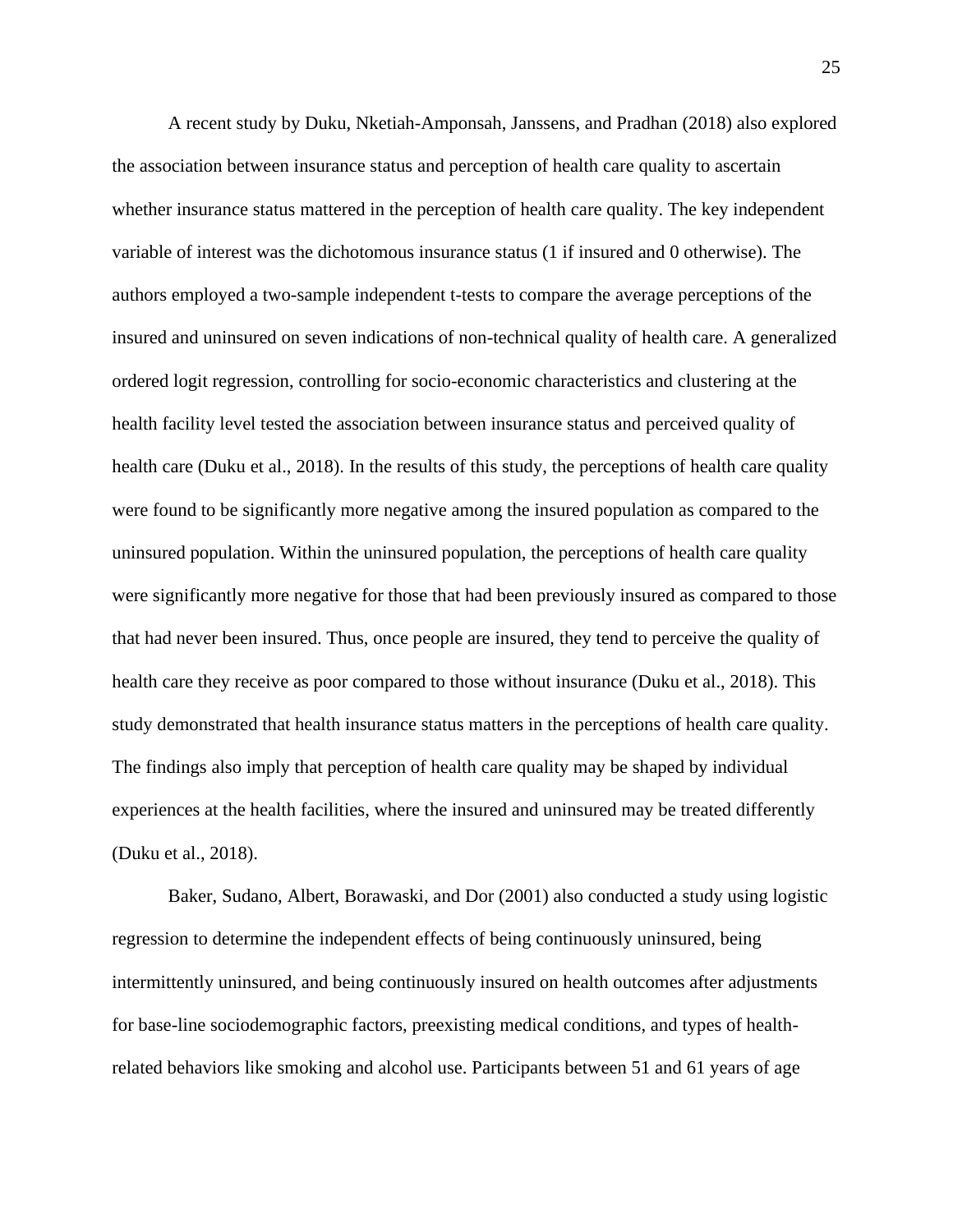A recent study by Duku, Nketiah-Amponsah, Janssens, and Pradhan (2018) also explored the association between insurance status and perception of health care quality to ascertain whether insurance status mattered in the perception of health care quality. The key independent variable of interest was the dichotomous insurance status (1 if insured and 0 otherwise). The authors employed a two-sample independent t-tests to compare the average perceptions of the insured and uninsured on seven indications of non-technical quality of health care. A generalized ordered logit regression, controlling for socio-economic characteristics and clustering at the health facility level tested the association between insurance status and perceived quality of health care (Duku et al., 2018). In the results of this study, the perceptions of health care quality were found to be significantly more negative among the insured population as compared to the uninsured population. Within the uninsured population, the perceptions of health care quality were significantly more negative for those that had been previously insured as compared to those that had never been insured. Thus, once people are insured, they tend to perceive the quality of health care they receive as poor compared to those without insurance (Duku et al., 2018). This study demonstrated that health insurance status matters in the perceptions of health care quality. The findings also imply that perception of health care quality may be shaped by individual experiences at the health facilities, where the insured and uninsured may be treated differently (Duku et al., 2018).

Baker, Sudano, Albert, Borawaski, and Dor (2001) also conducted a study using logistic regression to determine the independent effects of being continuously uninsured, being intermittently uninsured, and being continuously insured on health outcomes after adjustments for base-line sociodemographic factors, preexisting medical conditions, and types of health-related behaviors like smoking and alcohol use. Participants between 51 and 61 years of age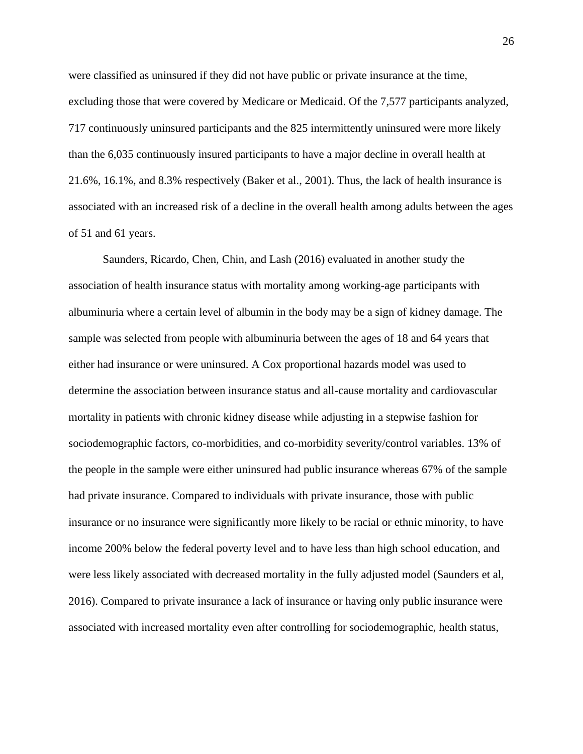were classified as uninsured if they did not have public or private insurance at the time, excluding those that were covered by Medicare or Medicaid. Of the 7,577 participants analyzed, 717 continuously uninsured participants and the 825 intermittently uninsured were more likely than the 6,035 continuously insured participants to have a major decline in overall health at 21.6%, 16.1%, and 8.3% respectively (Baker et al., 2001). Thus, the lack of health insurance is associated with an increased risk of a decline in the overall health among adults between the ages of 51 and 61 years.

Saunders, Ricardo, Chen, Chin, and Lash (2016) evaluated in another study the association of health insurance status with mortality among working-age participants with albuminuria where a certain level of albumin in the body may be a sign of kidney damage. The sample was selected from people with albuminuria between the ages of 18 and 64 years that either had insurance or were uninsured. A Cox proportional hazards model was used to determine the association between insurance status and all-cause mortality and cardiovascular mortality in patients with chronic kidney disease while adjusting in a stepwise fashion for sociodemographic factors, co-morbidities, and co-morbidity severity/control variables. 13% of the people in the sample were either uninsured had public insurance whereas 67% of the sample had private insurance. Compared to individuals with private insurance, those with public insurance or no insurance were significantly more likely to be racial or ethnic minority, to have income 200% below the federal poverty level and to have less than high school education, and were less likely associated with decreased mortality in the fully adjusted model (Saunders et al, 2016). Compared to private insurance a lack of insurance or having only public insurance were associated with increased mortality even after controlling for sociodemographic, health status,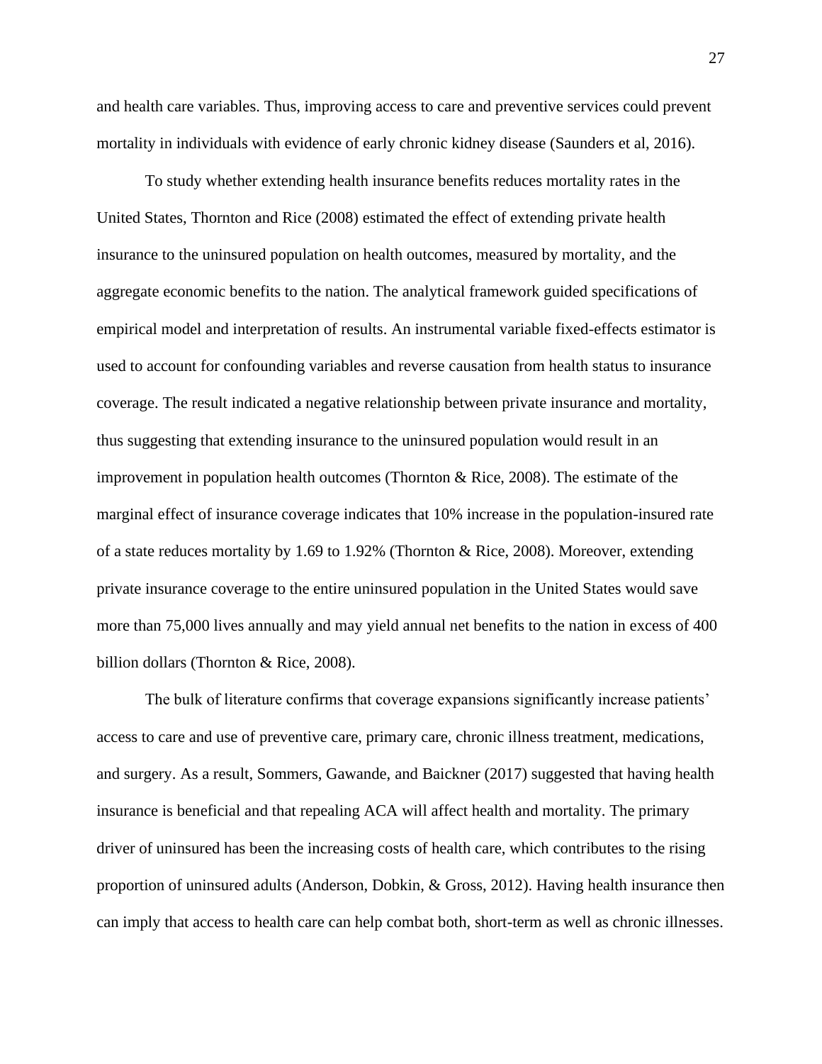and health care variables. Thus, improving access to care and preventive services could prevent mortality in individuals with evidence of early chronic kidney disease (Saunders et al, 2016).

To study whether extending health insurance benefits reduces mortality rates in the United States, Thornton and Rice (2008) estimated the effect of extending private health insurance to the uninsured population on health outcomes, measured by mortality, and the aggregate economic benefits to the nation. The analytical framework guided specifications of empirical model and interpretation of results. An instrumental variable fixed-effects estimator is used to account for confounding variables and reverse causation from health status to insurance coverage. The result indicated a negative relationship between private insurance and mortality, thus suggesting that extending insurance to the uninsured population would result in an improvement in population health outcomes (Thornton & Rice, 2008). The estimate of the marginal effect of insurance coverage indicates that 10% increase in the population-insured rate of a state reduces mortality by 1.69 to 1.92% (Thornton & Rice, 2008). Moreover, extending private insurance coverage to the entire uninsured population in the United States would save more than 75,000 lives annually and may yield annual net benefits to the nation in excess of 400 billion dollars (Thornton & Rice, 2008).

The bulk of literature confirms that coverage expansions significantly increase patients' access to care and use of preventive care, primary care, chronic illness treatment, medications, and surgery. As a result, Sommers, Gawande, and Baickner (2017) suggested that having health insurance is beneficial and that repealing ACA will affect health and mortality. The primary driver of uninsured has been the increasing costs of health care, which contributes to the rising proportion of uninsured adults (Anderson, Dobkin, & Gross, 2012). Having health insurance then can imply that access to health care can help combat both, short-term as well as chronic illnesses.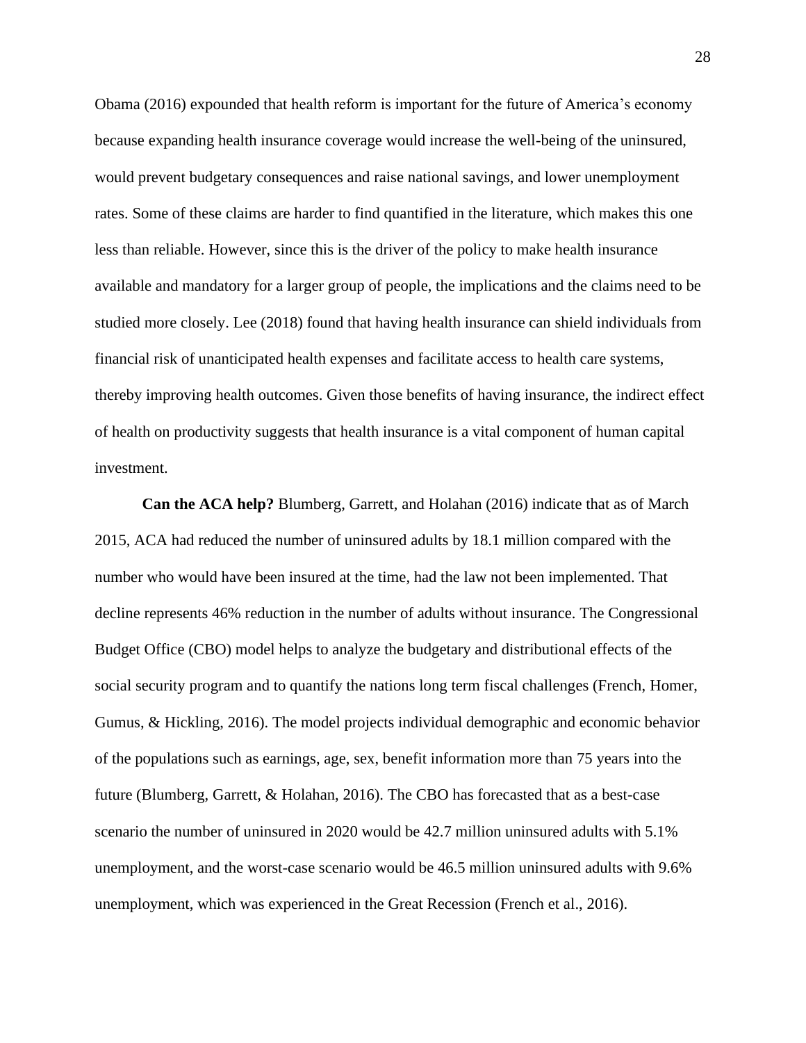Obama (2016) expounded that health reform is important for the future of America's economy because expanding health insurance coverage would increase the well-being of the uninsured, would prevent budgetary consequences and raise national savings, and lower unemployment rates. Some of these claims are harder to find quantified in the literature, which makes this one less than reliable. However, since this is the driver of the policy to make health insurance available and mandatory for a larger group of people, the implications and the claims need to be studied more closely. Lee (2018) found that having health insurance can shield individuals from financial risk of unanticipated health expenses and facilitate access to health care systems, thereby improving health outcomes. Given those benefits of having insurance, the indirect effect of health on productivity suggests that health insurance is a vital component of human capital investment.

**Can the ACA help?** Blumberg, Garrett, and Holahan (2016) indicate that as of March 2015, ACA had reduced the number of uninsured adults by 18.1 million compared with the number who would have been insured at the time, had the law not been implemented. That decline represents 46% reduction in the number of adults without insurance. The Congressional Budget Office (CBO) model helps to analyze the budgetary and distributional effects of the social security program and to quantify the nations long term fiscal challenges (French, Homer, Gumus, & Hickling, 2016). The model projects individual demographic and economic behavior of the populations such as earnings, age, sex, benefit information more than 75 years into the future (Blumberg, Garrett, & Holahan, 2016). The CBO has forecasted that as a best-case scenario the number of uninsured in 2020 would be 42.7 million uninsured adults with 5.1% unemployment, and the worst-case scenario would be 46.5 million uninsured adults with 9.6% unemployment, which was experienced in the Great Recession (French et al., 2016).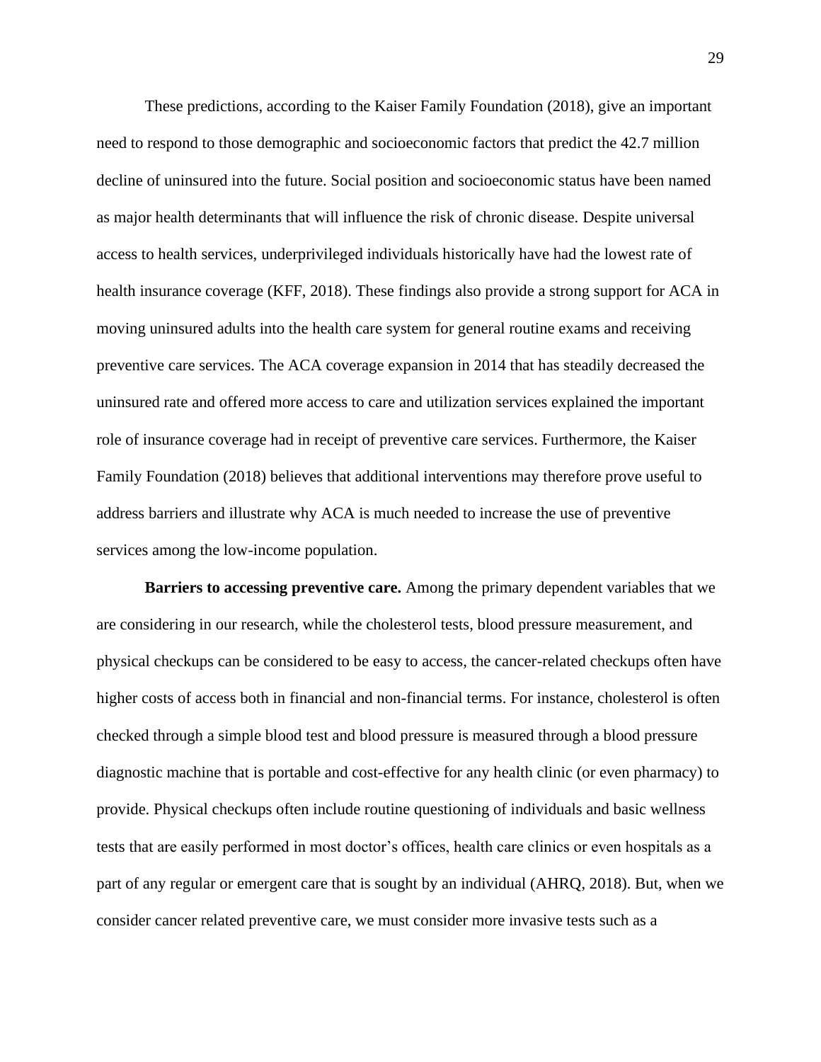These predictions, according to the Kaiser Family Foundation (2018), give an important need to respond to those demographic and socioeconomic factors that predict the 42.7 million decline of uninsured into the future. Social position and socioeconomic status have been named as major health determinants that will influence the risk of chronic disease. Despite universal access to health services, underprivileged individuals historically have had the lowest rate of health insurance coverage (KFF, 2018). These findings also provide a strong support for ACA in moving uninsured adults into the health care system for general routine exams and receiving preventive care services. The ACA coverage expansion in 2014 that has steadily decreased the uninsured rate and offered more access to care and utilization services explained the important role of insurance coverage had in receipt of preventive care services. Furthermore, the Kaiser Family Foundation (2018) believes that additional interventions may therefore prove useful to address barriers and illustrate why ACA is much needed to increase the use of preventive services among the low-income population.

**Barriers to accessing preventive care.** Among the primary dependent variables that we are considering in our research, while the cholesterol tests, blood pressure measurement, and physical checkups can be considered to be easy to access, the cancer-related checkups often have higher costs of access both in financial and non-financial terms. For instance, cholesterol is often checked through a simple blood test and blood pressure is measured through a blood pressure diagnostic machine that is portable and cost-effective for any health clinic (or even pharmacy) to provide. Physical checkups often include routine questioning of individuals and basic wellness tests that are easily performed in most doctor's offices, health care clinics or even hospitals as a part of any regular or emergent care that is sought by an individual (AHRQ, 2018). But, when we consider cancer related preventive care, we must consider more invasive tests such as a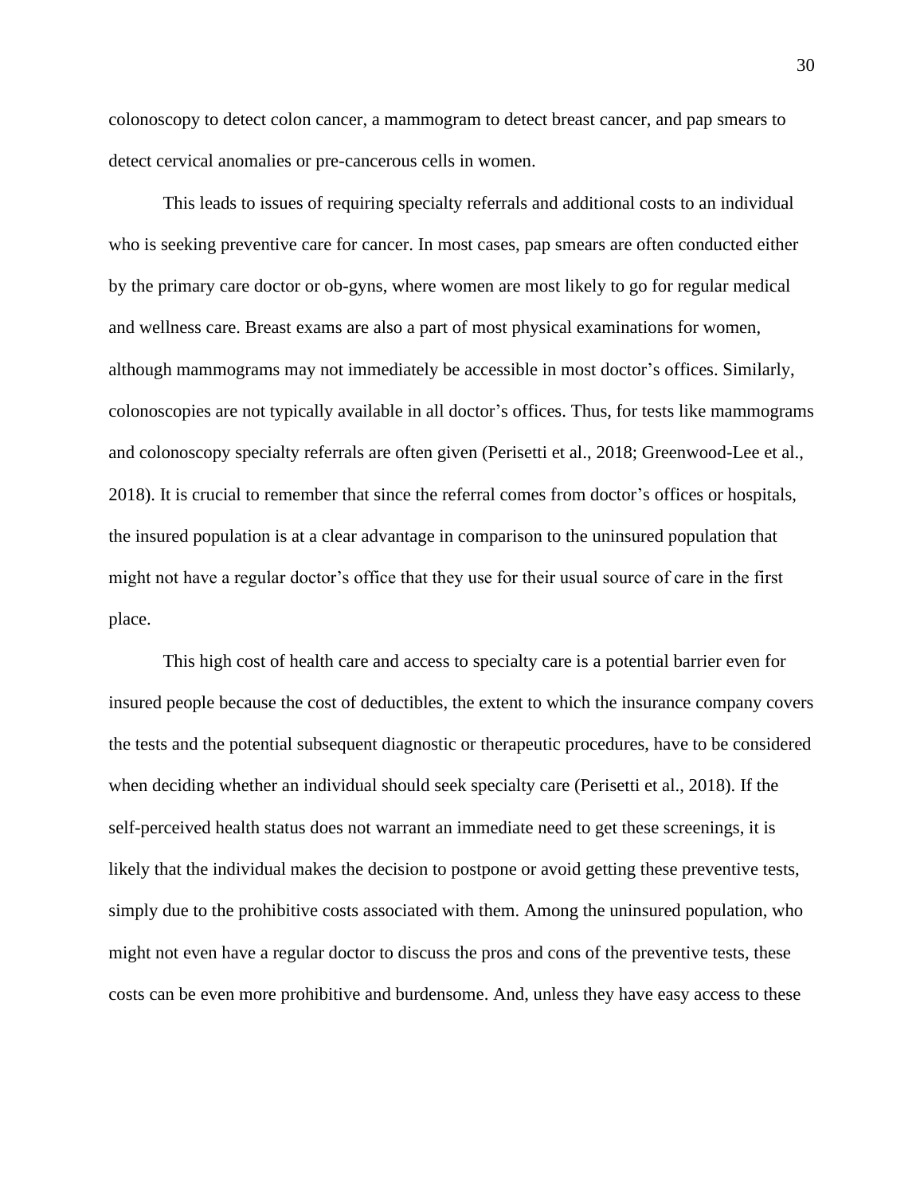colonoscopy to detect colon cancer, a mammogram to detect breast cancer, and pap smears to detect cervical anomalies or pre-cancerous cells in women.

This leads to issues of requiring specialty referrals and additional costs to an individual who is seeking preventive care for cancer. In most cases, pap smears are often conducted either by the primary care doctor or ob-gyns, where women are most likely to go for regular medical and wellness care. Breast exams are also a part of most physical examinations for women, although mammograms may not immediately be accessible in most doctor's offices. Similarly, colonoscopies are not typically available in all doctor's offices. Thus, for tests like mammograms and colonoscopy specialty referrals are often given (Perisetti et al., 2018; Greenwood-Lee et al., 2018). It is crucial to remember that since the referral comes from doctor's offices or hospitals, the insured population is at a clear advantage in comparison to the uninsured population that might not have a regular doctor's office that they use for their usual source of care in the first place.

This high cost of health care and access to specialty care is a potential barrier even for insured people because the cost of deductibles, the extent to which the insurance company covers the tests and the potential subsequent diagnostic or therapeutic procedures, have to be considered when deciding whether an individual should seek specialty care (Perisetti et al., 2018). If the self-perceived health status does not warrant an immediate need to get these screenings, it is likely that the individual makes the decision to postpone or avoid getting these preventive tests, simply due to the prohibitive costs associated with them. Among the uninsured population, who might not even have a regular doctor to discuss the pros and cons of the preventive tests, these costs can be even more prohibitive and burdensome. And, unless they have easy access to these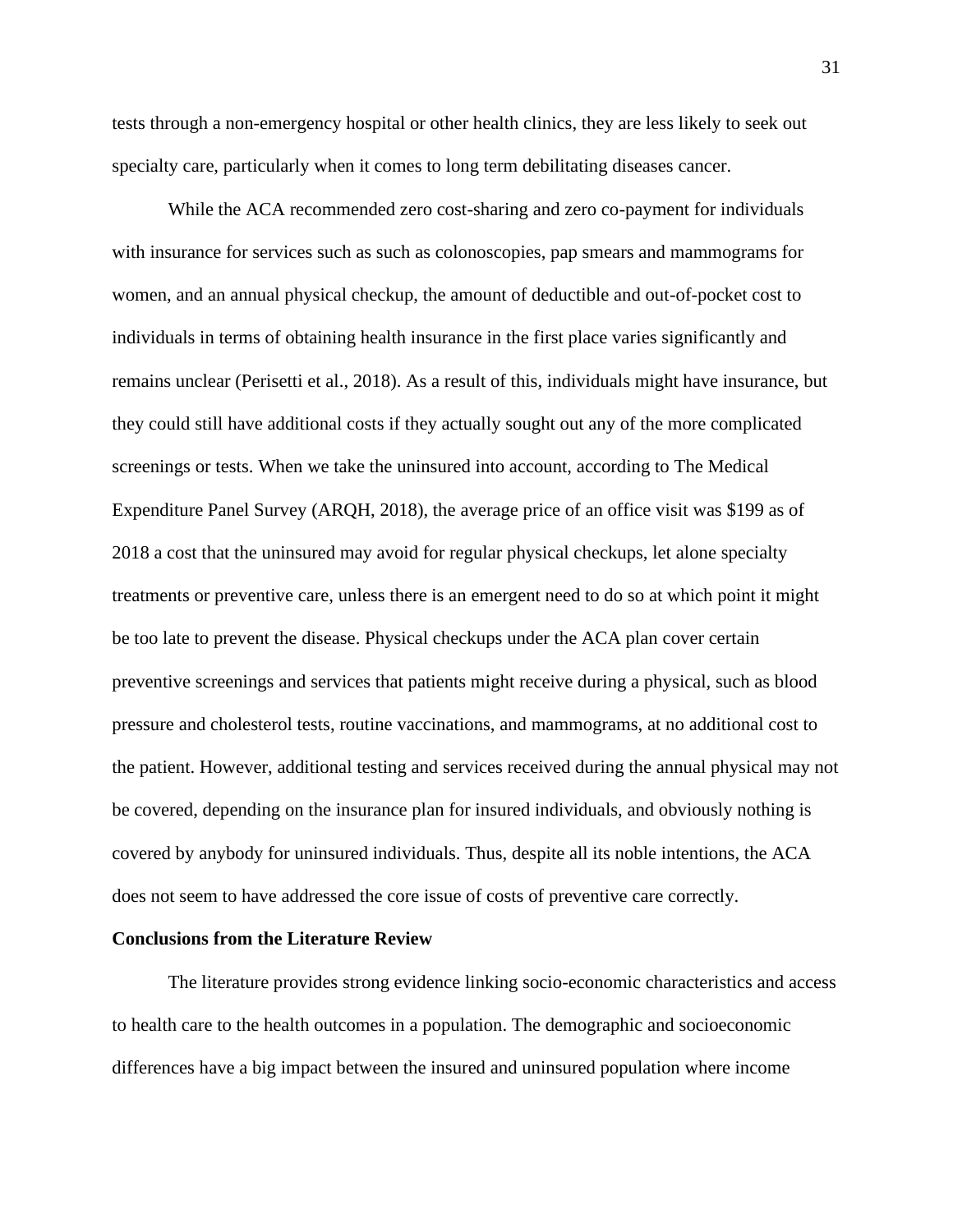tests through a non-emergency hospital or other health clinics, they are less likely to seek out specialty care, particularly when it comes to long term debilitating diseases cancer.

While the ACA recommended zero cost-sharing and zero co-payment for individuals with insurance for services such as such as colonoscopies, pap smears and mammograms for women, and an annual physical checkup, the amount of deductible and out-of-pocket cost to individuals in terms of obtaining health insurance in the first place varies significantly and remains unclear (Perisetti et al., 2018). As a result of this, individuals might have insurance, but they could still have additional costs if they actually sought out any of the more complicated screenings or tests. When we take the uninsured into account, according to The Medical Expenditure Panel Survey (ARQH, 2018), the average price of an office visit was $199 as of 2018 a cost that the uninsured may avoid for regular physical checkups, let alone specialty treatments or preventive care, unless there is an emergent need to do so at which point it might be too late to prevent the disease. Physical checkups under the ACA plan cover certain preventive screenings and services that patients might receive during a physical, such as blood pressure and cholesterol tests, routine vaccinations, and mammograms, at no additional cost to the patient. However, additional testing and services received during the annual physical may not be covered, depending on the insurance plan for insured individuals, and obviously nothing is covered by anybody for uninsured individuals. Thus, despite all its noble intentions, the ACA does not seem to have addressed the core issue of costs of preventive care correctly.

**Conclusions from the Literature Review**

The literature provides strong evidence linking socio-economic characteristics and access to health care to the health outcomes in a population. The demographic and socioeconomic differences have a big impact between the insured and uninsured population where income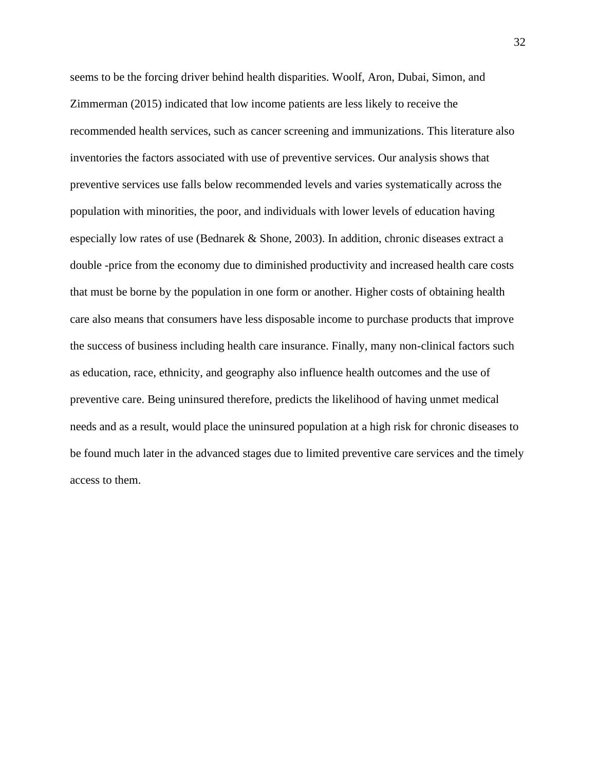seems to be the forcing driver behind health disparities. Woolf, Aron, Dubai, Simon, and Zimmerman (2015) indicated that low income patients are less likely to receive the recommended health services, such as cancer screening and immunizations. This literature also inventories the factors associated with use of preventive services. Our analysis shows that preventive services use falls below recommended levels and varies systematically across the population with minorities, the poor, and individuals with lower levels of education having especially low rates of use (Bednarek & Shone, 2003). In addition, chronic diseases extract a double -price from the economy due to diminished productivity and increased health care costs that must be borne by the population in one form or another. Higher costs of obtaining health care also means that consumers have less disposable income to purchase products that improve the success of business including health care insurance. Finally, many non-clinical factors such as education, race, ethnicity, and geography also influence health outcomes and the use of preventive care. Being uninsured therefore, predicts the likelihood of having unmet medical needs and as a result, would place the uninsured population at a high risk for chronic diseases to be found much later in the advanced stages due to limited preventive care services and the timely access to them.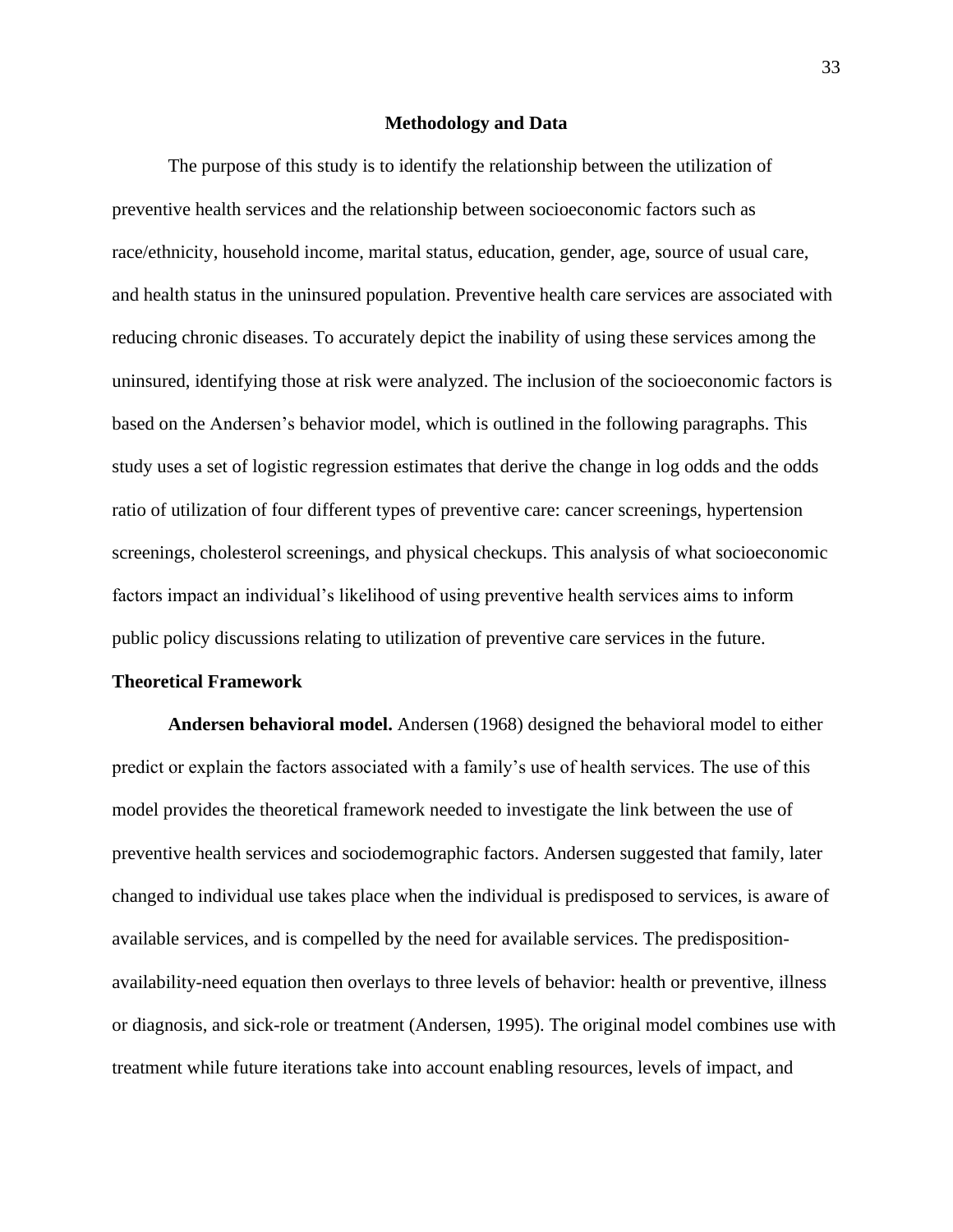## Methodology and Data

The purpose of this study is to identify the relationship between the utilization of preventive health services and the relationship between socioeconomic factors such as race/ethnicity, household income, marital status, education, gender, age, source of usual care, and health status in the uninsured population. Preventive health care services are associated with reducing chronic diseases. To accurately depict the inability of using these services among the uninsured, identifying those at risk were analyzed. The inclusion of the socioeconomic factors is based on the Andersen's behavior model, which is outlined in the following paragraphs. This study uses a set of logistic regression estimates that derive the change in log odds and the odds ratio of utilization of four different types of preventive care: cancer screenings, hypertension screenings, cholesterol screenings, and physical checkups. This analysis of what socioeconomic factors impact an individual's likelihood of using preventive health services aims to inform public policy discussions relating to utilization of preventive care services in the future.

### Theoretical Framework

**Andersen behavioral model.** Andersen (1968) designed the behavioral model to either predict or explain the factors associated with a family's use of health services. The use of this model provides the theoretical framework needed to investigate the link between the use of preventive health services and sociodemographic factors. Andersen suggested that family, later changed to individual use takes place when the individual is predisposed to services, is aware of available services, and is compelled by the need for available services. The predisposition-availability-need equation then overlays to three levels of behavior: health or preventive, illness or diagnosis, and sick-role or treatment (Andersen, 1995). The original model combines use with treatment while future iterations take into account enabling resources, levels of impact, and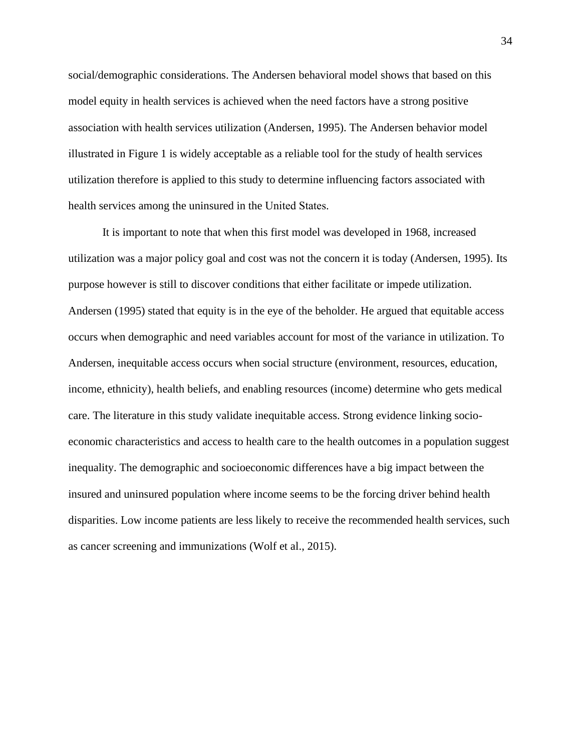social/demographic considerations. The Andersen behavioral model shows that based on this model equity in health services is achieved when the need factors have a strong positive association with health services utilization (Andersen, 1995). The Andersen behavior model illustrated in Figure 1 is widely acceptable as a reliable tool for the study of health services utilization therefore is applied to this study to determine influencing factors associated with health services among the uninsured in the United States.

It is important to note that when this first model was developed in 1968, increased utilization was a major policy goal and cost was not the concern it is today (Andersen, 1995). Its purpose however is still to discover conditions that either facilitate or impede utilization. Andersen (1995) stated that equity is in the eye of the beholder. He argued that equitable access occurs when demographic and need variables account for most of the variance in utilization. To Andersen, inequitable access occurs when social structure (environment, resources, education, income, ethnicity), health beliefs, and enabling resources (income) determine who gets medical care. The literature in this study validate inequitable access. Strong evidence linking socio-economic characteristics and access to health care to the health outcomes in a population suggest inequality. The demographic and socioeconomic differences have a big impact between the insured and uninsured population where income seems to be the forcing driver behind health disparities. Low income patients are less likely to receive the recommended health services, such as cancer screening and immunizations (Wolf et al., 2015).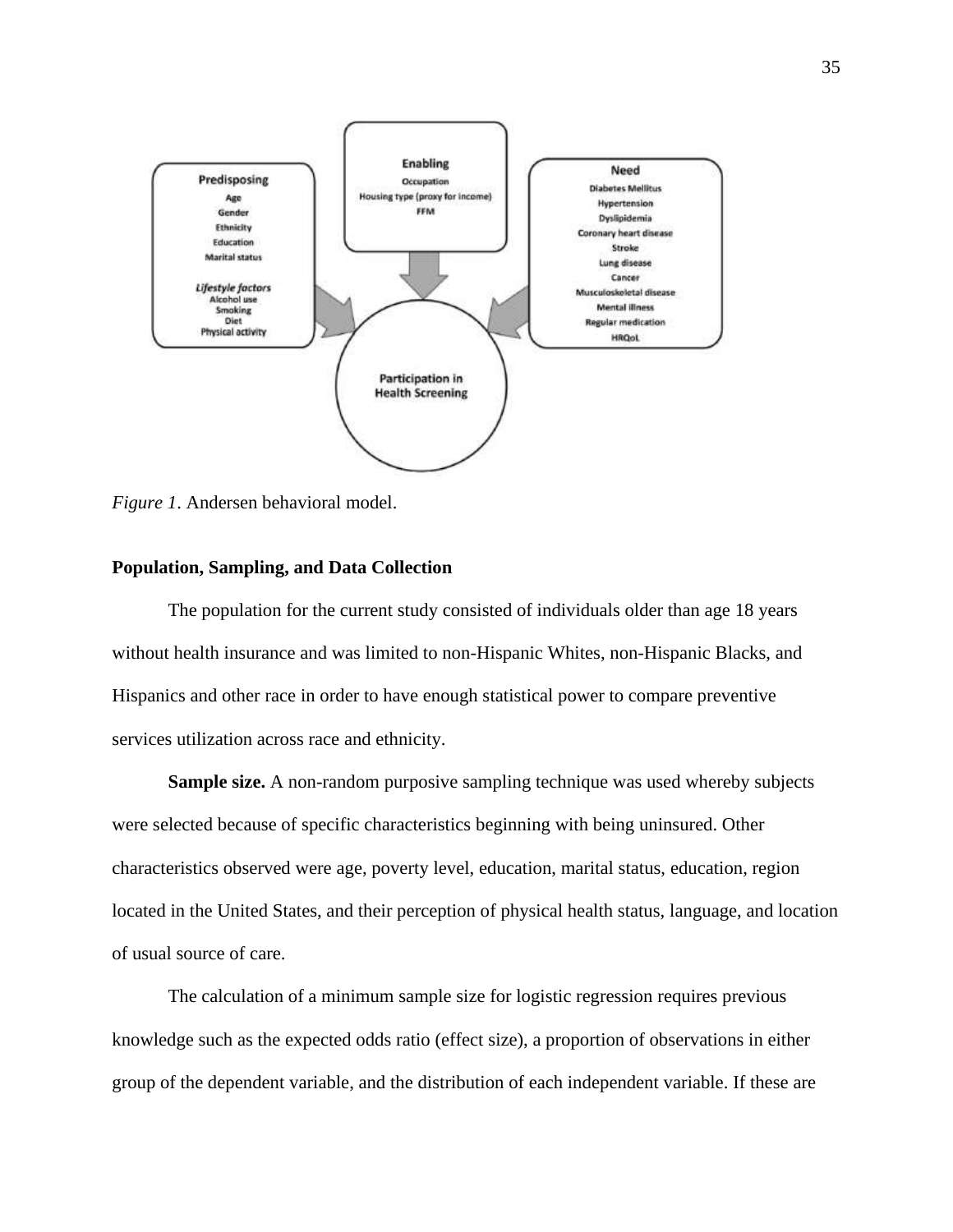| Predisposing | Enabling | Need |
| --- | --- | --- |
| Age | Occupation | Diabetes Mellitus |
| Gender | Housing type (proxy for income) | Hypertension |
| Ethnicity | FFM | Dyslipidemia |
| Education | | Coronary heart disease |
| Marital status | | Stroke |
| | | Lung disease |
| *Lifestyle factors* | | Cancer |
| Alcohol use | | Musculoskeletal disease |
| Smoking | | Mental illness |
| Diet | | Regular medication |
| Physical activity | | HRQoL |

Participation in Health Screening

*Figure 1*. Andersen behavioral model.

**Population, Sampling, and Data Collection**

The population for the current study consisted of individuals older than age 18 years without health insurance and was limited to non-Hispanic Whites, non-Hispanic Blacks, and Hispanics and other race in order to have enough statistical power to compare preventive services utilization across race and ethnicity.

**Sample size.** A non-random purposive sampling technique was used whereby subjects were selected because of specific characteristics beginning with being uninsured. Other characteristics observed were age, poverty level, education, marital status, education, region located in the United States, and their perception of physical health status, language, and location of usual source of care.

The calculation of a minimum sample size for logistic regression requires previous knowledge such as the expected odds ratio (effect size), a proportion of observations in either group of the dependent variable, and the distribution of each independent variable. If these are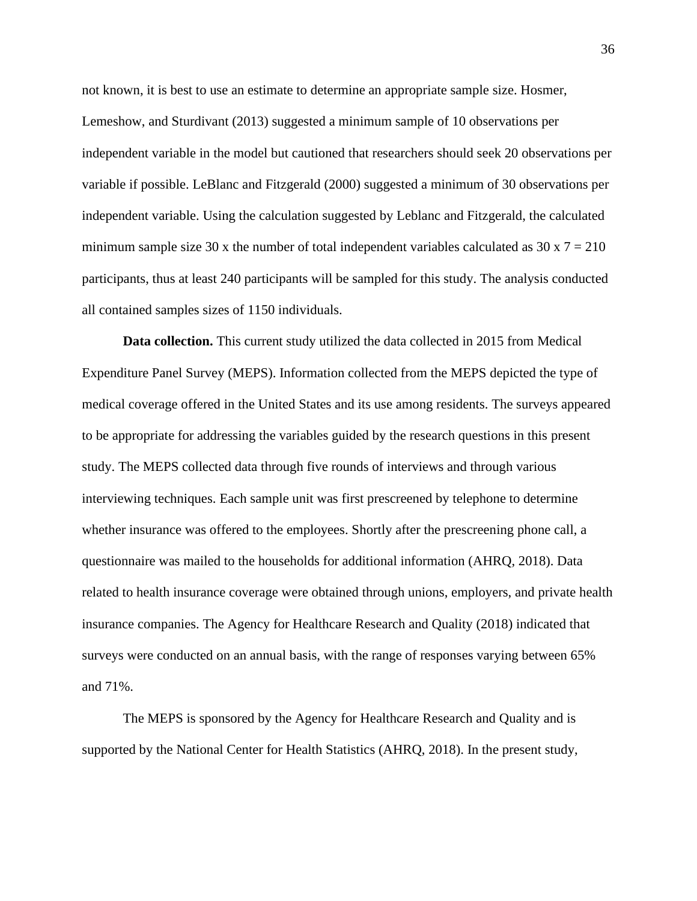not known, it is best to use an estimate to determine an appropriate sample size. Hosmer, Lemeshow, and Sturdivant (2013) suggested a minimum sample of 10 observations per independent variable in the model but cautioned that researchers should seek 20 observations per variable if possible. LeBlanc and Fitzgerald (2000) suggested a minimum of 30 observations per independent variable. Using the calculation suggested by Leblanc and Fitzgerald, the calculated minimum sample size 30 x the number of total independent variables calculated as 30 x 7 = 210 participants, thus at least 240 participants will be sampled for this study. The analysis conducted all contained samples sizes of 1150 individuals.

**Data collection.** This current study utilized the data collected in 2015 from Medical Expenditure Panel Survey (MEPS). Information collected from the MEPS depicted the type of medical coverage offered in the United States and its use among residents. The surveys appeared to be appropriate for addressing the variables guided by the research questions in this present study. The MEPS collected data through five rounds of interviews and through various interviewing techniques. Each sample unit was first prescreened by telephone to determine whether insurance was offered to the employees. Shortly after the prescreening phone call, a questionnaire was mailed to the households for additional information (AHRQ, 2018). Data related to health insurance coverage were obtained through unions, employers, and private health insurance companies. The Agency for Healthcare Research and Quality (2018) indicated that surveys were conducted on an annual basis, with the range of responses varying between 65% and 71%.

The MEPS is sponsored by the Agency for Healthcare Research and Quality and is supported by the National Center for Health Statistics (AHRQ, 2018). In the present study,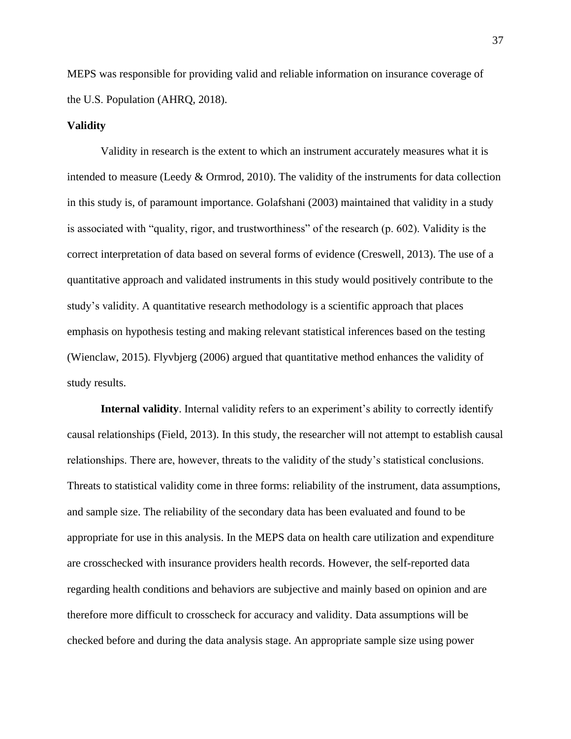MEPS was responsible for providing valid and reliable information on insurance coverage of the U.S. Population (AHRQ, 2018).

**Validity**

Validity in research is the extent to which an instrument accurately measures what it is intended to measure (Leedy & Ormrod, 2010). The validity of the instruments for data collection in this study is, of paramount importance. Golafshani (2003) maintained that validity in a study is associated with “quality, rigor, and trustworthiness” of the research (p. 602). Validity is the correct interpretation of data based on several forms of evidence (Creswell, 2013). The use of a quantitative approach and validated instruments in this study would positively contribute to the study’s validity. A quantitative research methodology is a scientific approach that places emphasis on hypothesis testing and making relevant statistical inferences based on the testing (Wienclaw, 2015). Flyvbjerg (2006) argued that quantitative method enhances the validity of study results.

**Internal validity**. Internal validity refers to an experiment’s ability to correctly identify causal relationships (Field, 2013). In this study, the researcher will not attempt to establish causal relationships. There are, however, threats to the validity of the study’s statistical conclusions. Threats to statistical validity come in three forms: reliability of the instrument, data assumptions, and sample size. The reliability of the secondary data has been evaluated and found to be appropriate for use in this analysis. In the MEPS data on health care utilization and expenditure are crosschecked with insurance providers health records. However, the self-reported data regarding health conditions and behaviors are subjective and mainly based on opinion and are therefore more difficult to crosscheck for accuracy and validity. Data assumptions will be checked before and during the data analysis stage. An appropriate sample size using power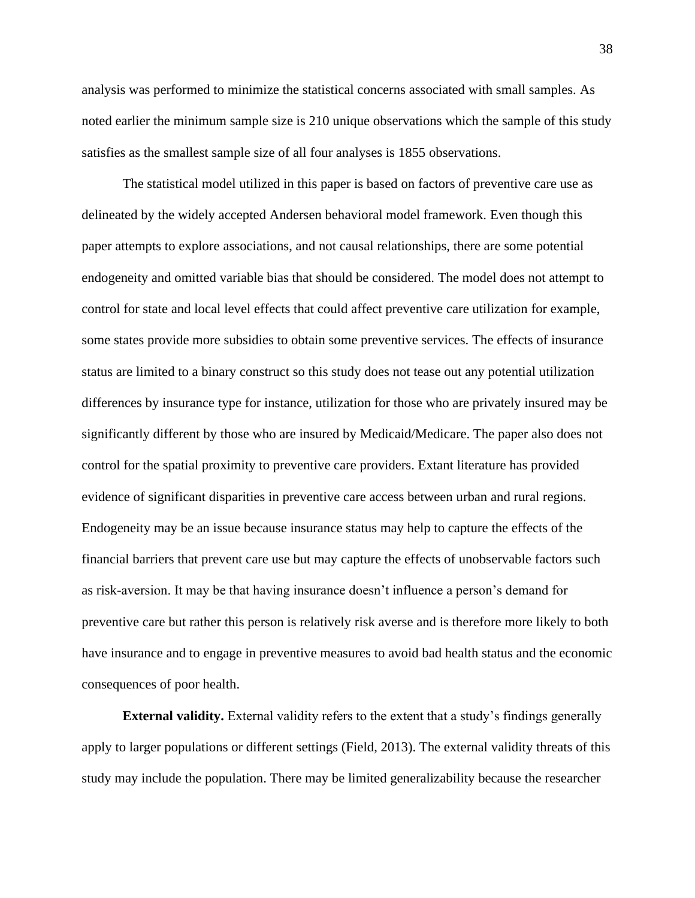analysis was performed to minimize the statistical concerns associated with small samples. As noted earlier the minimum sample size is 210 unique observations which the sample of this study satisfies as the smallest sample size of all four analyses is 1855 observations.

The statistical model utilized in this paper is based on factors of preventive care use as delineated by the widely accepted Andersen behavioral model framework. Even though this paper attempts to explore associations, and not causal relationships, there are some potential endogeneity and omitted variable bias that should be considered. The model does not attempt to control for state and local level effects that could affect preventive care utilization for example, some states provide more subsidies to obtain some preventive services. The effects of insurance status are limited to a binary construct so this study does not tease out any potential utilization differences by insurance type for instance, utilization for those who are privately insured may be significantly different by those who are insured by Medicaid/Medicare. The paper also does not control for the spatial proximity to preventive care providers. Extant literature has provided evidence of significant disparities in preventive care access between urban and rural regions. Endogeneity may be an issue because insurance status may help to capture the effects of the financial barriers that prevent care use but may capture the effects of unobservable factors such as risk-aversion. It may be that having insurance doesn't influence a person's demand for preventive care but rather this person is relatively risk averse and is therefore more likely to both have insurance and to engage in preventive measures to avoid bad health status and the economic consequences of poor health.

**External validity.** External validity refers to the extent that a study's findings generally apply to larger populations or different settings (Field, 2013). The external validity threats of this study may include the population. There may be limited generalizability because the researcher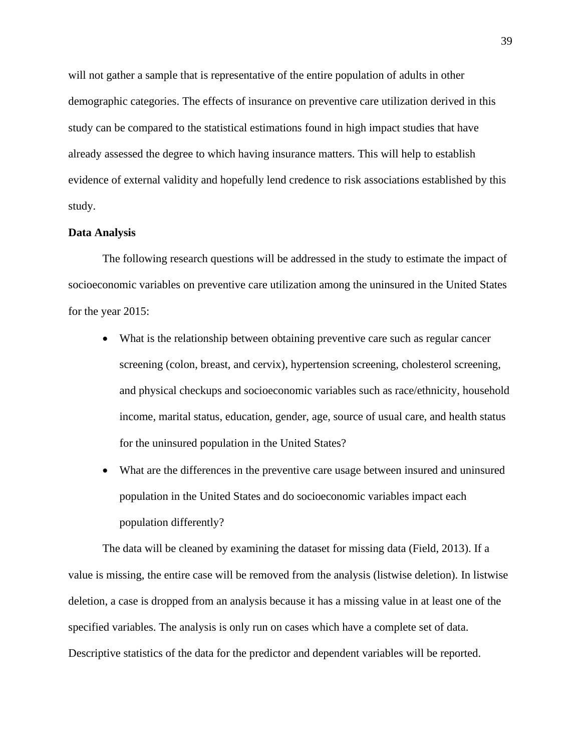will not gather a sample that is representative of the entire population of adults in other demographic categories. The effects of insurance on preventive care utilization derived in this study can be compared to the statistical estimations found in high impact studies that have already assessed the degree to which having insurance matters. This will help to establish evidence of external validity and hopefully lend credence to risk associations established by this study.

**Data Analysis**

The following research questions will be addressed in the study to estimate the impact of socioeconomic variables on preventive care utilization among the uninsured in the United States for the year 2015:

- What is the relationship between obtaining preventive care such as regular cancer screening (colon, breast, and cervix), hypertension screening, cholesterol screening, and physical checkups and socioeconomic variables such as race/ethnicity, household income, marital status, education, gender, age, source of usual care, and health status for the uninsured population in the United States?
- What are the differences in the preventive care usage between insured and uninsured population in the United States and do socioeconomic variables impact each population differently?

The data will be cleaned by examining the dataset for missing data (Field, 2013). If a value is missing, the entire case will be removed from the analysis (listwise deletion). In listwise deletion, a case is dropped from an analysis because it has a missing value in at least one of the specified variables. The analysis is only run on cases which have a complete set of data. Descriptive statistics of the data for the predictor and dependent variables will be reported.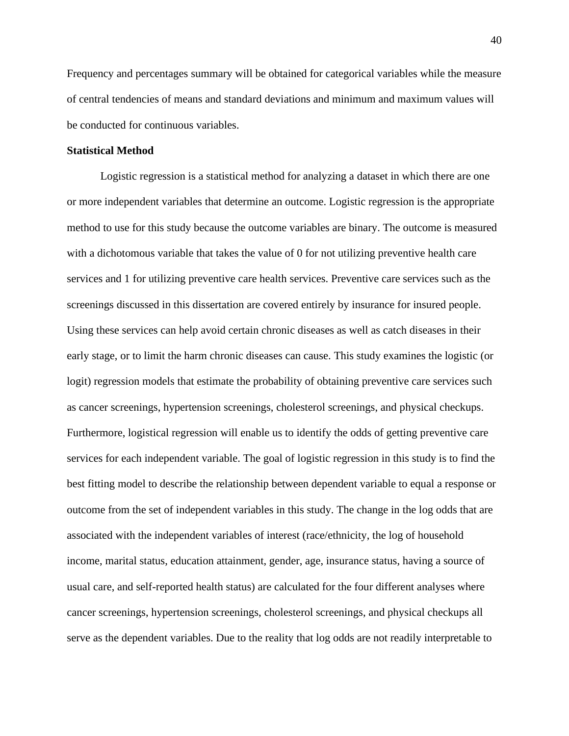Frequency and percentages summary will be obtained for categorical variables while the measure of central tendencies of means and standard deviations and minimum and maximum values will be conducted for continuous variables.

**Statistical Method**

Logistic regression is a statistical method for analyzing a dataset in which there are one or more independent variables that determine an outcome. Logistic regression is the appropriate method to use for this study because the outcome variables are binary. The outcome is measured with a dichotomous variable that takes the value of 0 for not utilizing preventive health care services and 1 for utilizing preventive care health services. Preventive care services such as the screenings discussed in this dissertation are covered entirely by insurance for insured people. Using these services can help avoid certain chronic diseases as well as catch diseases in their early stage, or to limit the harm chronic diseases can cause. This study examines the logistic (or logit) regression models that estimate the probability of obtaining preventive care services such as cancer screenings, hypertension screenings, cholesterol screenings, and physical checkups. Furthermore, logistical regression will enable us to identify the odds of getting preventive care services for each independent variable. The goal of logistic regression in this study is to find the best fitting model to describe the relationship between dependent variable to equal a response or outcome from the set of independent variables in this study. The change in the log odds that are associated with the independent variables of interest (race/ethnicity, the log of household income, marital status, education attainment, gender, age, insurance status, having a source of usual care, and self-reported health status) are calculated for the four different analyses where cancer screenings, hypertension screenings, cholesterol screenings, and physical checkups all serve as the dependent variables. Due to the reality that log odds are not readily interpretable to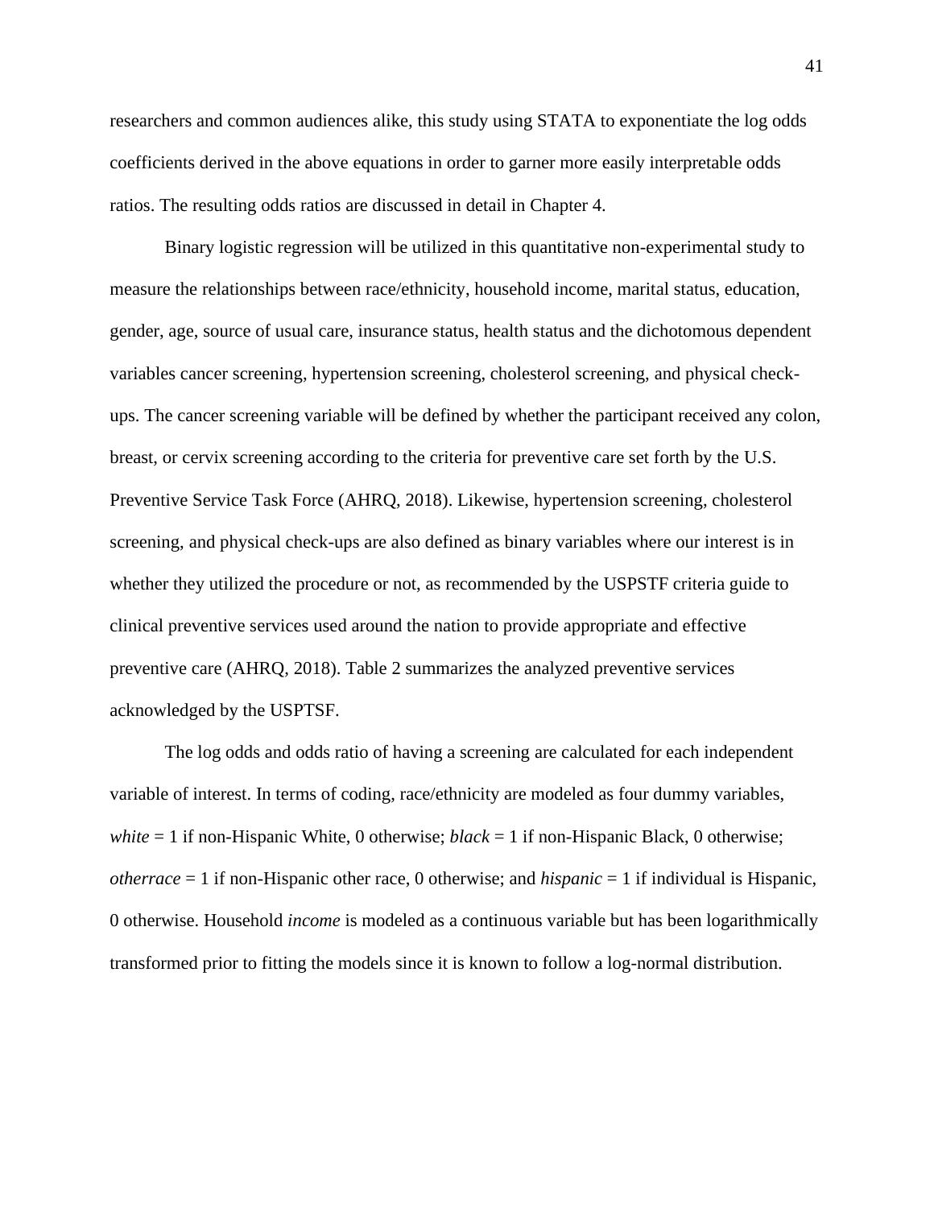researchers and common audiences alike, this study using STATA to exponentiate the log odds coefficients derived in the above equations in order to garner more easily interpretable odds ratios. The resulting odds ratios are discussed in detail in Chapter 4.

Binary logistic regression will be utilized in this quantitative non-experimental study to measure the relationships between race/ethnicity, household income, marital status, education, gender, age, source of usual care, insurance status, health status and the dichotomous dependent variables cancer screening, hypertension screening, cholesterol screening, and physical check-ups. The cancer screening variable will be defined by whether the participant received any colon, breast, or cervix screening according to the criteria for preventive care set forth by the U.S. Preventive Service Task Force (AHRQ, 2018). Likewise, hypertension screening, cholesterol screening, and physical check-ups are also defined as binary variables where our interest is in whether they utilized the procedure or not, as recommended by the USPSTF criteria guide to clinical preventive services used around the nation to provide appropriate and effective preventive care (AHRQ, 2018). Table 2 summarizes the analyzed preventive services acknowledged by the USPTSF.

The log odds and odds ratio of having a screening are calculated for each independent variable of interest. In terms of coding, race/ethnicity are modeled as four dummy variables, *white* = 1 if non-Hispanic White, 0 otherwise; *black* = 1 if non-Hispanic Black, 0 otherwise; *otherrace* = 1 if non-Hispanic other race, 0 otherwise; and *hispanic* = 1 if individual is Hispanic, 0 otherwise. Household *income* is modeled as a continuous variable but has been logarithmically transformed prior to fitting the models since it is known to follow a log-normal distribution.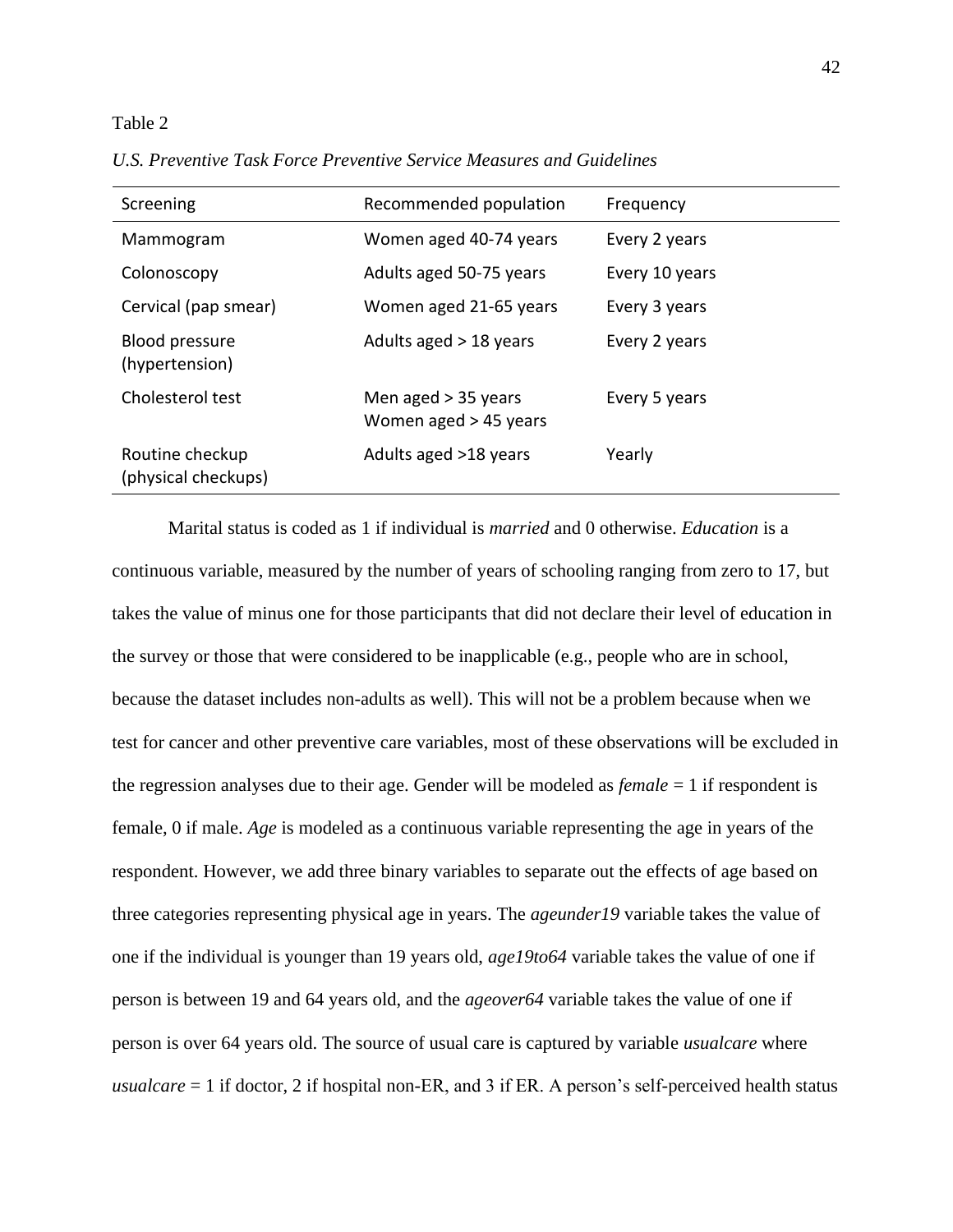Table 2

*U.S. Preventive Task Force Preventive Service Measures and Guidelines*

| Screening | Recommended population | Frequency |
|---|---|---|
| Mammogram | Women aged 40-74 years | Every 2 years |
| Colonoscopy | Adults aged 50-75 years | Every 10 years |
| Cervical (pap smear) | Women aged 21-65 years | Every 3 years |
| Blood pressure (hypertension) | Adults aged > 18 years | Every 2 years |
| Cholesterol test | Men aged > 35 years<br>Women aged > 45 years | Every 5 years |
| Routine checkup (physical checkups) | Adults aged >18 years | Yearly |

Marital status is coded as 1 if individual is *married* and 0 otherwise. *Education* is a continuous variable, measured by the number of years of schooling ranging from zero to 17, but takes the value of minus one for those participants that did not declare their level of education in the survey or those that were considered to be inapplicable (e.g., people who are in school, because the dataset includes non-adults as well). This will not be a problem because when we test for cancer and other preventive care variables, most of these observations will be excluded in the regression analyses due to their age. Gender will be modeled as *female* = 1 if respondent is female, 0 if male. *Age* is modeled as a continuous variable representing the age in years of the respondent. However, we add three binary variables to separate out the effects of age based on three categories representing physical age in years. The *ageunder19* variable takes the value of one if the individual is younger than 19 years old, *age19to64* variable takes the value of one if person is between 19 and 64 years old, and the *ageover64* variable takes the value of one if person is over 64 years old. The source of usual care is captured by variable *usualcare* where *usualcare* = 1 if doctor, 2 if hospital non-ER, and 3 if ER. A person's self-perceived health status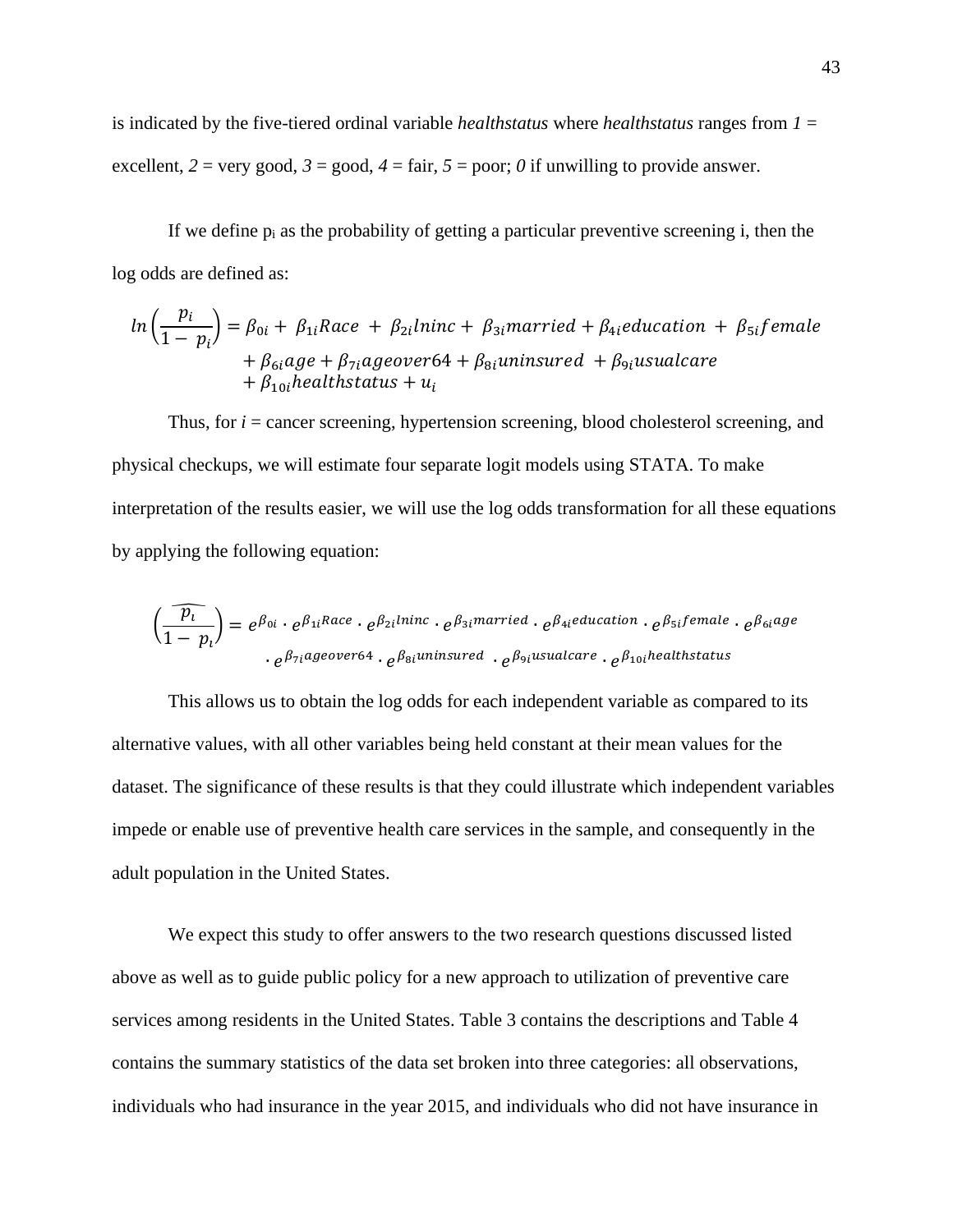is indicated by the five-tiered ordinal variable *healthstatus* where *healthstatus* ranges from *1* = excellent, *2* = very good, *3* = good, *4* = fair, *5* = poor; *0* if unwilling to provide answer.

If we define $p_i$ as the probability of getting a particular preventive screening i, then the log odds are defined as:

$$ln\left(\frac{p_i}{1-\ p_i}\right) = \beta_{0i} + \ \beta_{1i}Race \ + \ \beta_{2i}lninc + \ \beta_{3i}married + \beta_{4i}education \ + \ \beta_{5i}female + \beta_{6i}age + \beta_{7i}ageover64 + \beta_{8i}uninsured \ + \beta_{9i}usualcare + \beta_{10i}healthstatus + u_i$$

Thus, for *i* = cancer screening, hypertension screening, blood cholesterol screening, and physical checkups, we will estimate four separate logit models using STATA. To make interpretation of the results easier, we will use the log odds transformation for all these equations by applying the following equation:

$$\left(\frac{\widehat{p_i}}{1-\ p_i}\right) = e^{\beta_{0i}} \cdot e^{\beta_{1i}Race} \cdot e^{\beta_{2i}lninc} \cdot e^{\beta_{3i}married} \cdot e^{\beta_{4i}education} \cdot e^{\beta_{5i}female} \cdot e^{\beta_{6i}age} \cdot e^{\beta_{7i}ageover64} \cdot e^{\beta_{8i}uninsured} \cdot e^{\beta_{9i}usualcare} \cdot e^{\beta_{10i}healthstatus}$$

This allows us to obtain the log odds for each independent variable as compared to its alternative values, with all other variables being held constant at their mean values for the dataset. The significance of these results is that they could illustrate which independent variables impede or enable use of preventive health care services in the sample, and consequently in the adult population in the United States.

We expect this study to offer answers to the two research questions discussed listed above as well as to guide public policy for a new approach to utilization of preventive care services among residents in the United States. Table 3 contains the descriptions and Table 4 contains the summary statistics of the data set broken into three categories: all observations, individuals who had insurance in the year 2015, and individuals who did not have insurance in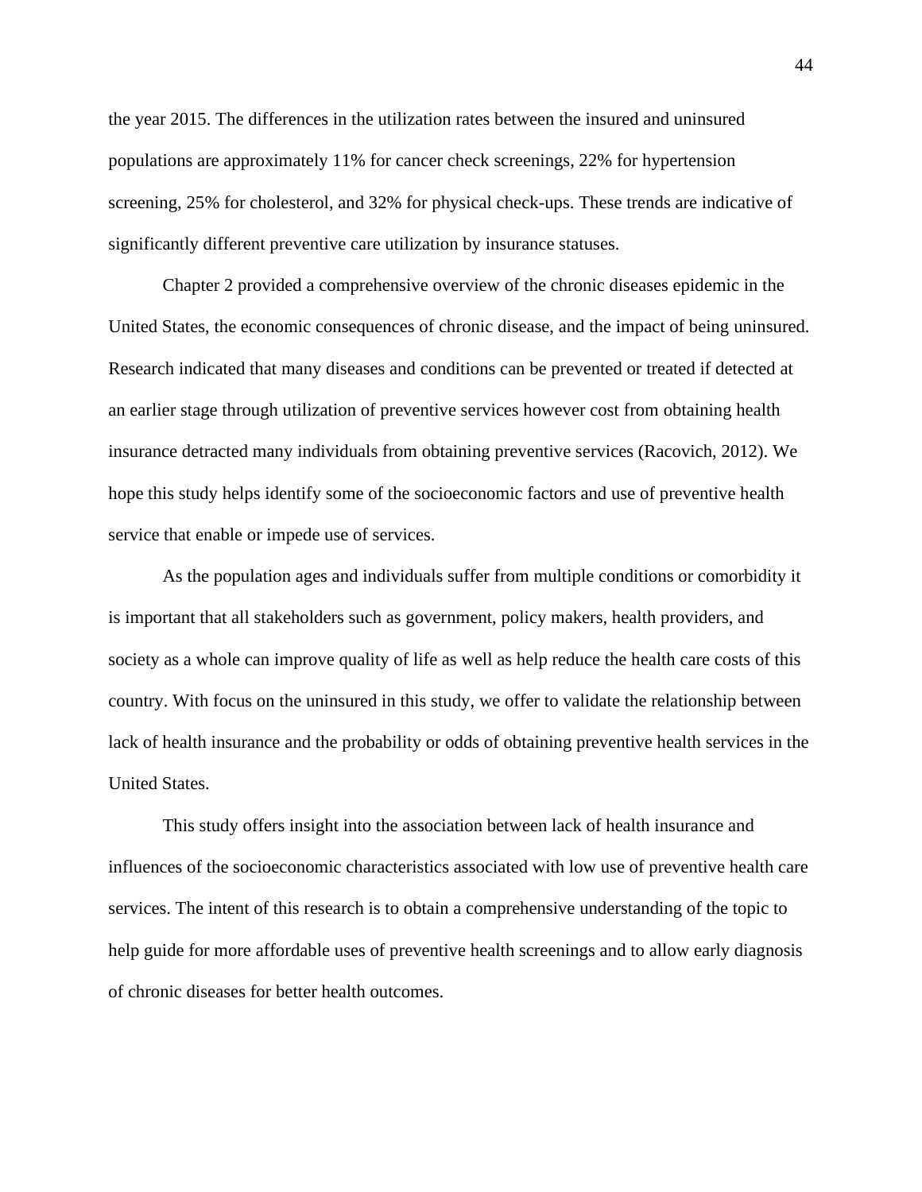the year 2015. The differences in the utilization rates between the insured and uninsured populations are approximately 11% for cancer check screenings, 22% for hypertension screening, 25% for cholesterol, and 32% for physical check-ups. These trends are indicative of significantly different preventive care utilization by insurance statuses.

Chapter 2 provided a comprehensive overview of the chronic diseases epidemic in the United States, the economic consequences of chronic disease, and the impact of being uninsured. Research indicated that many diseases and conditions can be prevented or treated if detected at an earlier stage through utilization of preventive services however cost from obtaining health insurance detracted many individuals from obtaining preventive services (Racovich, 2012). We hope this study helps identify some of the socioeconomic factors and use of preventive health service that enable or impede use of services.

As the population ages and individuals suffer from multiple conditions or comorbidity it is important that all stakeholders such as government, policy makers, health providers, and society as a whole can improve quality of life as well as help reduce the health care costs of this country. With focus on the uninsured in this study, we offer to validate the relationship between lack of health insurance and the probability or odds of obtaining preventive health services in the United States.

This study offers insight into the association between lack of health insurance and influences of the socioeconomic characteristics associated with low use of preventive health care services. The intent of this research is to obtain a comprehensive understanding of the topic to help guide for more affordable uses of preventive health screenings and to allow early diagnosis of chronic diseases for better health outcomes.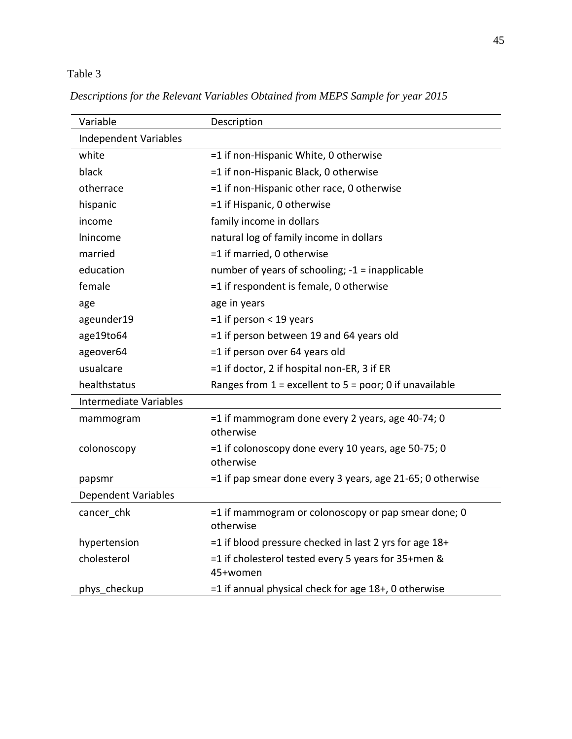Table 3

*Descriptions for the Relevant Variables Obtained from MEPS Sample for year 2015*

| Variable | Description |
|---|---|
| Independent Variables | |
| white | =1 if non-Hispanic White, 0 otherwise |
| black | =1 if non-Hispanic Black, 0 otherwise |
| otherrace | =1 if non-Hispanic other race, 0 otherwise |
| hispanic | =1 if Hispanic, 0 otherwise |
| income | family income in dollars |
| lnincome | natural log of family income in dollars |
| married | =1 if married, 0 otherwise |
| education | number of years of schooling; -1 = inapplicable |
| female | =1 if respondent is female, 0 otherwise |
| age | age in years |
| ageunder19 | =1 if person < 19 years |
| age19to64 | =1 if person between 19 and 64 years old |
| ageover64 | =1 if person over 64 years old |
| usualcare | =1 if doctor, 2 if hospital non-ER, 3 if ER |
| healthstatus | Ranges from 1 = excellent to 5 = poor; 0 if unavailable |
| Intermediate Variables | |
| mammogram | =1 if mammogram done every 2 years, age 40-74; 0 otherwise |
| colonoscopy | =1 if colonoscopy done every 10 years, age 50-75; 0 otherwise |
| papsmr | =1 if pap smear done every 3 years, age 21-65; 0 otherwise |
| Dependent Variables | |
| cancer_chk | =1 if mammogram or colonoscopy or pap smear done; 0 otherwise |
| hypertension | =1 if blood pressure checked in last 2 yrs for age 18+ |
| cholesterol | =1 if cholesterol tested every 5 years for 35+men & 45+women |
| phys_checkup | =1 if annual physical check for age 18+, 0 otherwise |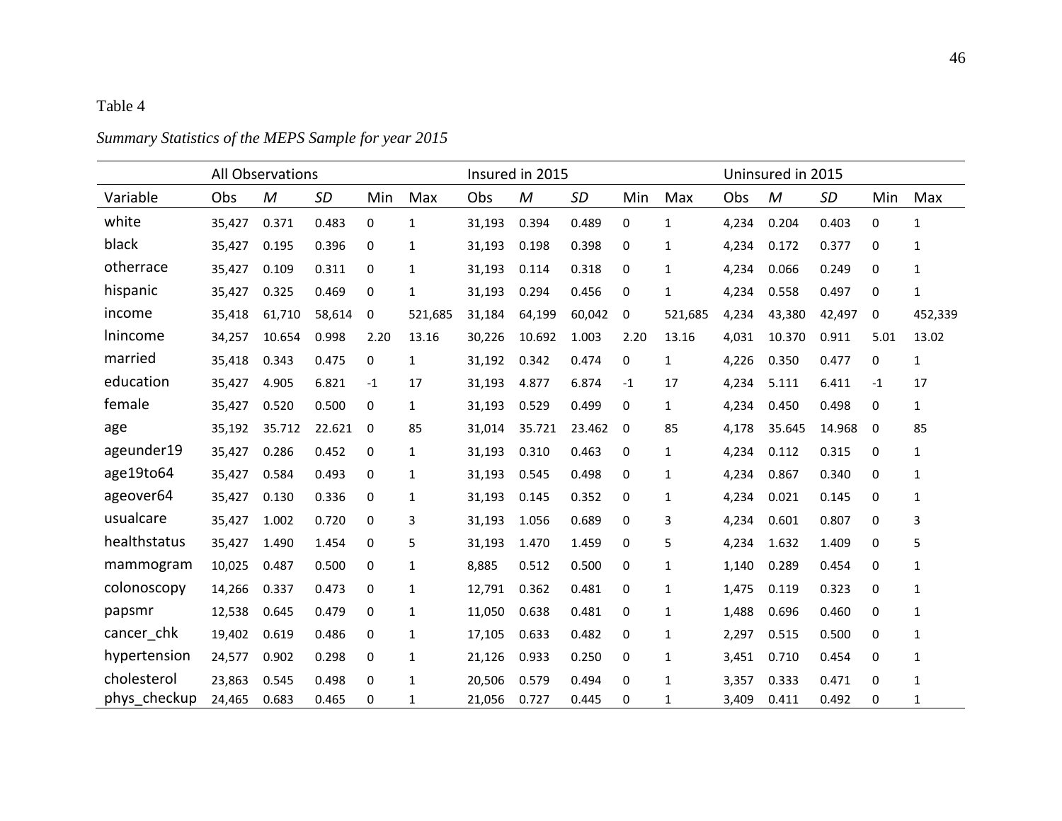Table 4

*Summary Statistics of the MEPS Sample for year 2015*

| | All Observations | | | | | Insured in 2015 | | | | | Uninsured in 2015 | | | | |
|---|---|---|---|---|---|---|---|---|---|---|---|---|---|---|---|
| Variable | Obs | *M* | *SD* | Min | Max | Obs | *M* | *SD* | Min | Max | Obs | *M* | *SD* | Min | Max |
| white | 35,427 | 0.371 | 0.483 | 0 | 1 | 31,193 | 0.394 | 0.489 | 0 | 1 | 4,234 | 0.204 | 0.403 | 0 | 1 |
| black | 35,427 | 0.195 | 0.396 | 0 | 1 | 31,193 | 0.198 | 0.398 | 0 | 1 | 4,234 | 0.172 | 0.377 | 0 | 1 |
| otherrace | 35,427 | 0.109 | 0.311 | 0 | 1 | 31,193 | 0.114 | 0.318 | 0 | 1 | 4,234 | 0.066 | 0.249 | 0 | 1 |
| hispanic | 35,427 | 0.325 | 0.469 | 0 | 1 | 31,193 | 0.294 | 0.456 | 0 | 1 | 4,234 | 0.558 | 0.497 | 0 | 1 |
| income | 35,418 | 61,710 | 58,614 | 0 | 521,685 | 31,184 | 64,199 | 60,042 | 0 | 521,685 | 4,234 | 43,380 | 42,497 | 0 | 452,339 |
| lnincome | 34,257 | 10.654 | 0.998 | 2.20 | 13.16 | 30,226 | 10.692 | 1.003 | 2.20 | 13.16 | 4,031 | 10.370 | 0.911 | 5.01 | 13.02 |
| married | 35,418 | 0.343 | 0.475 | 0 | 1 | 31,192 | 0.342 | 0.474 | 0 | 1 | 4,226 | 0.350 | 0.477 | 0 | 1 |
| education | 35,427 | 4.905 | 6.821 | -1 | 17 | 31,193 | 4.877 | 6.874 | -1 | 17 | 4,234 | 5.111 | 6.411 | -1 | 17 |
| female | 35,427 | 0.520 | 0.500 | 0 | 1 | 31,193 | 0.529 | 0.499 | 0 | 1 | 4,234 | 0.450 | 0.498 | 0 | 1 |
| age | 35,192 | 35.712 | 22.621 | 0 | 85 | 31,014 | 35.721 | 23.462 | 0 | 85 | 4,178 | 35.645 | 14.968 | 0 | 85 |
| ageunder19 | 35,427 | 0.286 | 0.452 | 0 | 1 | 31,193 | 0.310 | 0.463 | 0 | 1 | 4,234 | 0.112 | 0.315 | 0 | 1 |
| age19to64 | 35,427 | 0.584 | 0.493 | 0 | 1 | 31,193 | 0.545 | 0.498 | 0 | 1 | 4,234 | 0.867 | 0.340 | 0 | 1 |
| ageover64 | 35,427 | 0.130 | 0.336 | 0 | 1 | 31,193 | 0.145 | 0.352 | 0 | 1 | 4,234 | 0.021 | 0.145 | 0 | 1 |
| usualcare | 35,427 | 1.002 | 0.720 | 0 | 3 | 31,193 | 1.056 | 0.689 | 0 | 3 | 4,234 | 0.601 | 0.807 | 0 | 3 |
| healthstatus | 35,427 | 1.490 | 1.454 | 0 | 5 | 31,193 | 1.470 | 1.459 | 0 | 5 | 4,234 | 1.632 | 1.409 | 0 | 5 |
| mammogram | 10,025 | 0.487 | 0.500 | 0 | 1 | 8,885 | 0.512 | 0.500 | 0 | 1 | 1,140 | 0.289 | 0.454 | 0 | 1 |
| colonoscopy | 14,266 | 0.337 | 0.473 | 0 | 1 | 12,791 | 0.362 | 0.481 | 0 | 1 | 1,475 | 0.119 | 0.323 | 0 | 1 |
| papsmr | 12,538 | 0.645 | 0.479 | 0 | 1 | 11,050 | 0.638 | 0.481 | 0 | 1 | 1,488 | 0.696 | 0.460 | 0 | 1 |
| cancer_chk | 19,402 | 0.619 | 0.486 | 0 | 1 | 17,105 | 0.633 | 0.482 | 0 | 1 | 2,297 | 0.515 | 0.500 | 0 | 1 |
| hypertension | 24,577 | 0.902 | 0.298 | 0 | 1 | 21,126 | 0.933 | 0.250 | 0 | 1 | 3,451 | 0.710 | 0.454 | 0 | 1 |
| cholesterol | 23,863 | 0.545 | 0.498 | 0 | 1 | 20,506 | 0.579 | 0.494 | 0 | 1 | 3,357 | 0.333 | 0.471 | 0 | 1 |
| phys_checkup | 24,465 | 0.683 | 0.465 | 0 | 1 | 21,056 | 0.727 | 0.445 | 0 | 1 | 3,409 | 0.411 | 0.492 | 0 | 1 |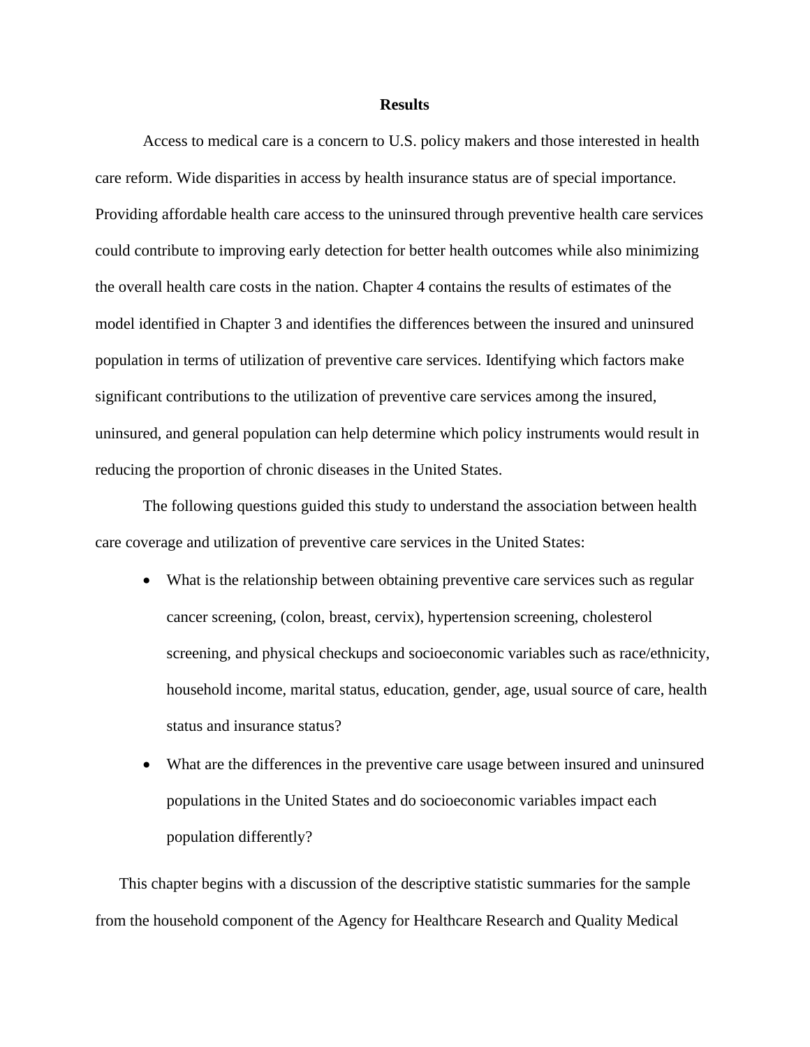# Results

Access to medical care is a concern to U.S. policy makers and those interested in health care reform. Wide disparities in access by health insurance status are of special importance. Providing affordable health care access to the uninsured through preventive health care services could contribute to improving early detection for better health outcomes while also minimizing the overall health care costs in the nation. Chapter 4 contains the results of estimates of the model identified in Chapter 3 and identifies the differences between the insured and uninsured population in terms of utilization of preventive care services. Identifying which factors make significant contributions to the utilization of preventive care services among the insured, uninsured, and general population can help determine which policy instruments would result in reducing the proportion of chronic diseases in the United States.

The following questions guided this study to understand the association between health care coverage and utilization of preventive care services in the United States:

- What is the relationship between obtaining preventive care services such as regular cancer screening, (colon, breast, cervix), hypertension screening, cholesterol screening, and physical checkups and socioeconomic variables such as race/ethnicity, household income, marital status, education, gender, age, usual source of care, health status and insurance status?
- What are the differences in the preventive care usage between insured and uninsured populations in the United States and do socioeconomic variables impact each population differently?

This chapter begins with a discussion of the descriptive statistic summaries for the sample from the household component of the Agency for Healthcare Research and Quality Medical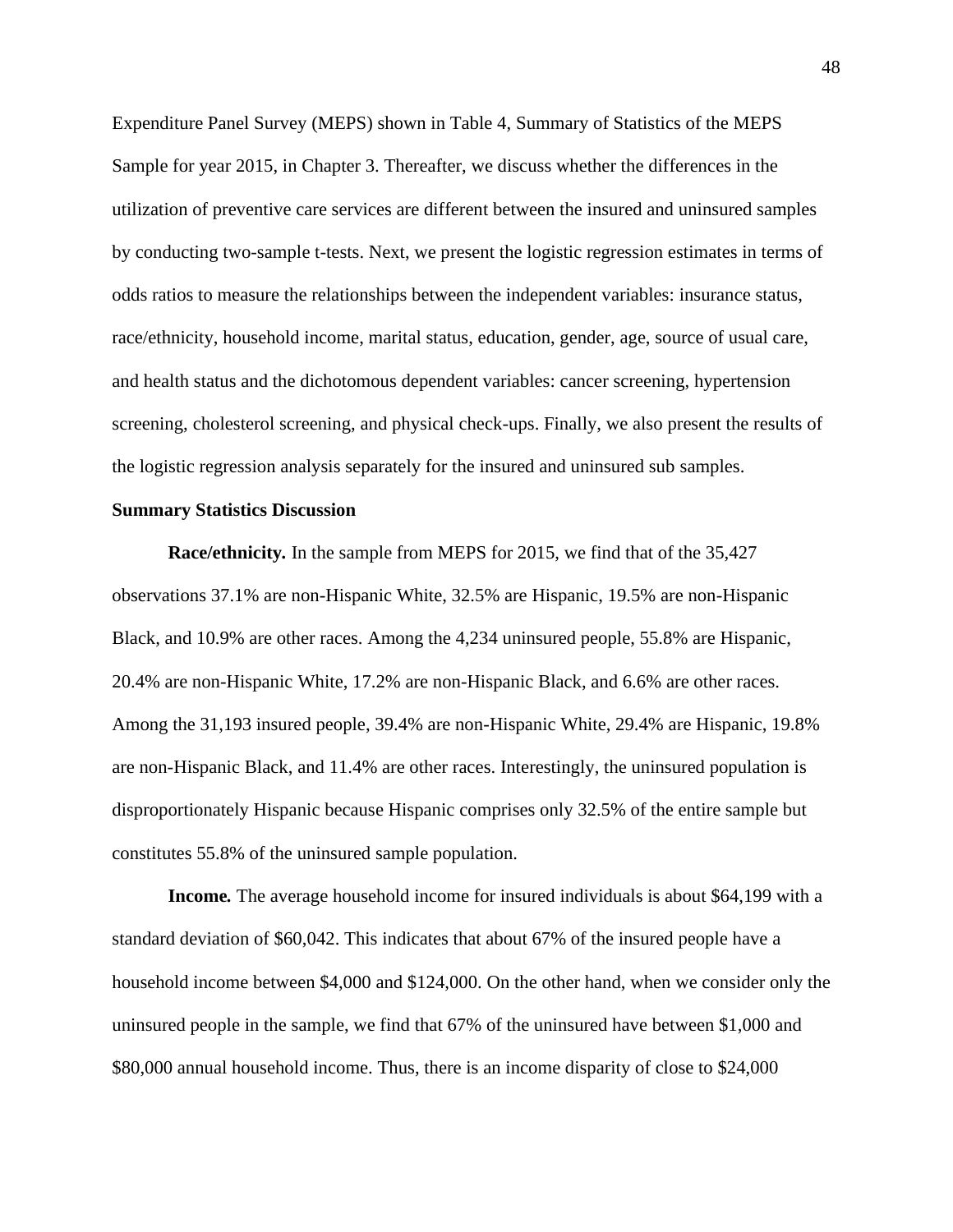Expenditure Panel Survey (MEPS) shown in Table 4, Summary of Statistics of the MEPS Sample for year 2015, in Chapter 3. Thereafter, we discuss whether the differences in the utilization of preventive care services are different between the insured and uninsured samples by conducting two-sample t-tests. Next, we present the logistic regression estimates in terms of odds ratios to measure the relationships between the independent variables: insurance status, race/ethnicity, household income, marital status, education, gender, age, source of usual care, and health status and the dichotomous dependent variables: cancer screening, hypertension screening, cholesterol screening, and physical check-ups. Finally, we also present the results of the logistic regression analysis separately for the insured and uninsured sub samples.

### Summary Statistics Discussion

**Race/ethnicity.** In the sample from MEPS for 2015, we find that of the 35,427 observations 37.1% are non-Hispanic White, 32.5% are Hispanic, 19.5% are non-Hispanic Black, and 10.9% are other races. Among the 4,234 uninsured people, 55.8% are Hispanic, 20.4% are non-Hispanic White, 17.2% are non-Hispanic Black, and 6.6% are other races. Among the 31,193 insured people, 39.4% are non-Hispanic White, 29.4% are Hispanic, 19.8% are non-Hispanic Black, and 11.4% are other races. Interestingly, the uninsured population is disproportionately Hispanic because Hispanic comprises only 32.5% of the entire sample but constitutes 55.8% of the uninsured sample population.

***Income.*** The average household income for insured individuals is about $64,199 with a standard deviation of $60,042. This indicates that about 67% of the insured people have a household income between $4,000 and $124,000. On the other hand, when we consider only the uninsured people in the sample, we find that 67% of the uninsured have between $1,000 and $80,000 annual household income. Thus, there is an income disparity of close to $24,000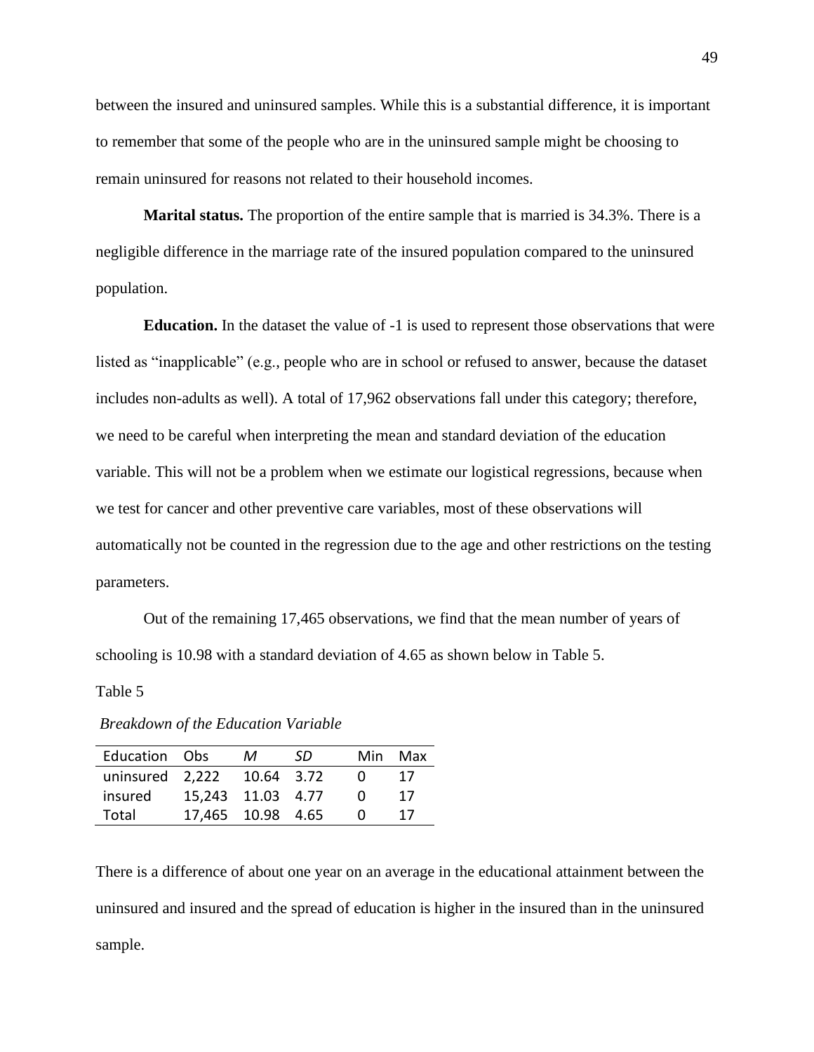between the insured and uninsured samples. While this is a substantial difference, it is important to remember that some of the people who are in the uninsured sample might be choosing to remain uninsured for reasons not related to their household incomes.

**Marital status.** The proportion of the entire sample that is married is 34.3%. There is a negligible difference in the marriage rate of the insured population compared to the uninsured population.

**Education.** In the dataset the value of -1 is used to represent those observations that were listed as "inapplicable" (e.g., people who are in school or refused to answer, because the dataset includes non-adults as well). A total of 17,962 observations fall under this category; therefore, we need to be careful when interpreting the mean and standard deviation of the education variable. This will not be a problem when we estimate our logistical regressions, because when we test for cancer and other preventive care variables, most of these observations will automatically not be counted in the regression due to the age and other restrictions on the testing parameters.

Out of the remaining 17,465 observations, we find that the mean number of years of schooling is 10.98 with a standard deviation of 4.65 as shown below in Table 5.

Table 5

*Breakdown of the Education Variable*

| Education | Obs | *M* | *SD* | Min | Max |
|---|---|---|---|---|---|
| uninsured | 2,222 | 10.64 | 3.72 | 0 | 17 |
| insured | 15,243 | 11.03 | 4.77 | 0 | 17 |
| Total | 17,465 | 10.98 | 4.65 | 0 | 17 |

There is a difference of about one year on an average in the educational attainment between the uninsured and insured and the spread of education is higher in the insured than in the uninsured sample.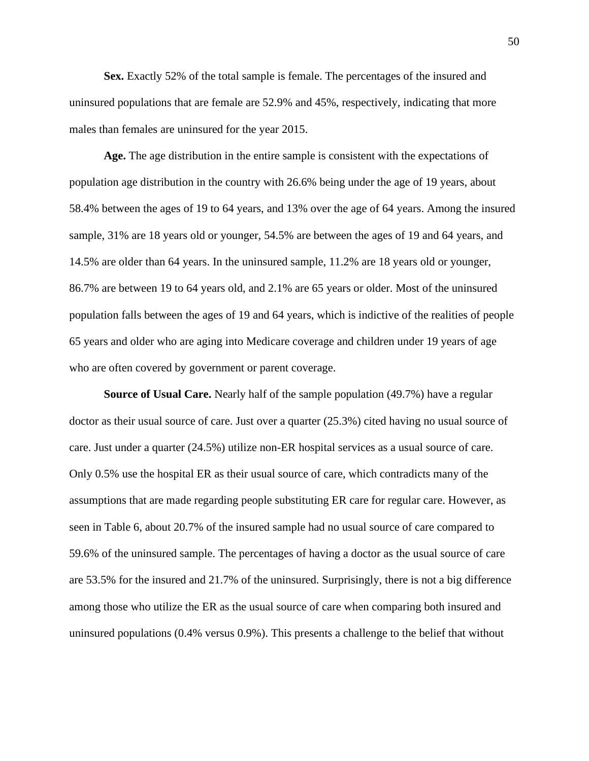**Sex.** Exactly 52% of the total sample is female. The percentages of the insured and uninsured populations that are female are 52.9% and 45%, respectively, indicating that more males than females are uninsured for the year 2015.

**Age.** The age distribution in the entire sample is consistent with the expectations of population age distribution in the country with 26.6% being under the age of 19 years, about 58.4% between the ages of 19 to 64 years, and 13% over the age of 64 years. Among the insured sample, 31% are 18 years old or younger, 54.5% are between the ages of 19 and 64 years, and 14.5% are older than 64 years. In the uninsured sample, 11.2% are 18 years old or younger, 86.7% are between 19 to 64 years old, and 2.1% are 65 years or older. Most of the uninsured population falls between the ages of 19 and 64 years, which is indictive of the realities of people 65 years and older who are aging into Medicare coverage and children under 19 years of age who are often covered by government or parent coverage.

**Source of Usual Care.** Nearly half of the sample population (49.7%) have a regular doctor as their usual source of care. Just over a quarter (25.3%) cited having no usual source of care. Just under a quarter (24.5%) utilize non-ER hospital services as a usual source of care. Only 0.5% use the hospital ER as their usual source of care, which contradicts many of the assumptions that are made regarding people substituting ER care for regular care. However, as seen in Table 6, about 20.7% of the insured sample had no usual source of care compared to 59.6% of the uninsured sample. The percentages of having a doctor as the usual source of care are 53.5% for the insured and 21.7% of the uninsured. Surprisingly, there is not a big difference among those who utilize the ER as the usual source of care when comparing both insured and uninsured populations (0.4% versus 0.9%). This presents a challenge to the belief that without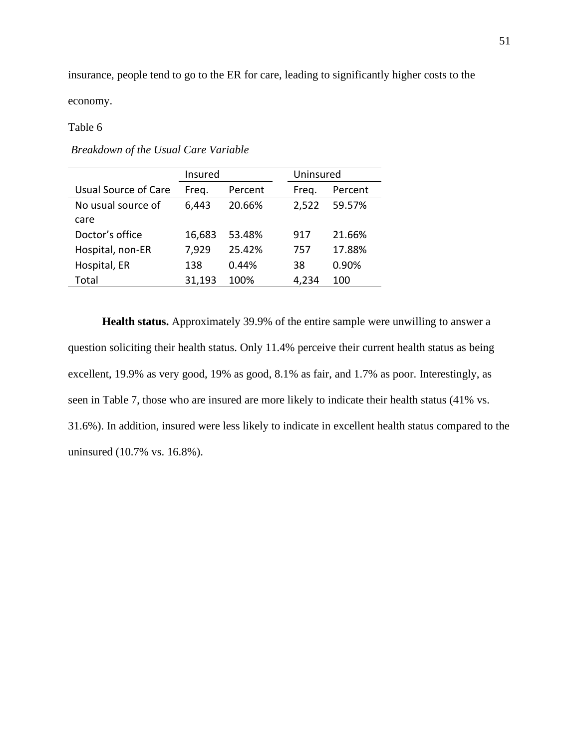insurance, people tend to go to the ER for care, leading to significantly higher costs to the economy.

Table 6

*Breakdown of the Usual Care Variable*

| | Insured | | Uninsured | |
|---|---|---|---|---|
| Usual Source of Care | Freq. | Percent | Freq. | Percent |
| No usual source of care | 6,443 | 20.66% | 2,522 | 59.57% |
| Doctor's office | 16,683 | 53.48% | 917 | 21.66% |
| Hospital, non-ER | 7,929 | 25.42% | 757 | 17.88% |
| Hospital, ER | 138 | 0.44% | 38 | 0.90% |
| Total | 31,193 | 100% | 4,234 | 100 |

**Health status.** Approximately 39.9% of the entire sample were unwilling to answer a question soliciting their health status. Only 11.4% perceive their current health status as being excellent, 19.9% as very good, 19% as good, 8.1% as fair, and 1.7% as poor. Interestingly, as seen in Table 7, those who are insured are more likely to indicate their health status (41% vs. 31.6%). In addition, insured were less likely to indicate in excellent health status compared to the uninsured (10.7% vs. 16.8%).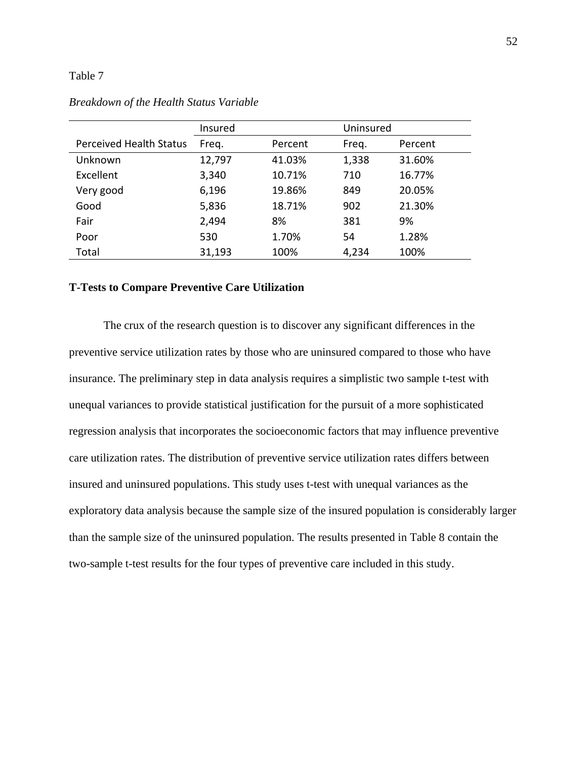Table 7

*Breakdown of the Health Status Variable*

| | Insured | | Uninsured | |
|---|---|---|---|---|
| Perceived Health Status | Freq. | Percent | Freq. | Percent |
| Unknown | 12,797 | 41.03% | 1,338 | 31.60% |
| Excellent | 3,340 | 10.71% | 710 | 16.77% |
| Very good | 6,196 | 19.86% | 849 | 20.05% |
| Good | 5,836 | 18.71% | 902 | 21.30% |
| Fair | 2,494 | 8% | 381 | 9% |
| Poor | 530 | 1.70% | 54 | 1.28% |
| Total | 31,193 | 100% | 4,234 | 100% |

**T-Tests to Compare Preventive Care Utilization**

The crux of the research question is to discover any significant differences in the preventive service utilization rates by those who are uninsured compared to those who have insurance. The preliminary step in data analysis requires a simplistic two sample t-test with unequal variances to provide statistical justification for the pursuit of a more sophisticated regression analysis that incorporates the socioeconomic factors that may influence preventive care utilization rates. The distribution of preventive service utilization rates differs between insured and uninsured populations. This study uses t-test with unequal variances as the exploratory data analysis because the sample size of the insured population is considerably larger than the sample size of the uninsured population. The results presented in Table 8 contain the two-sample t-test results for the four types of preventive care included in this study.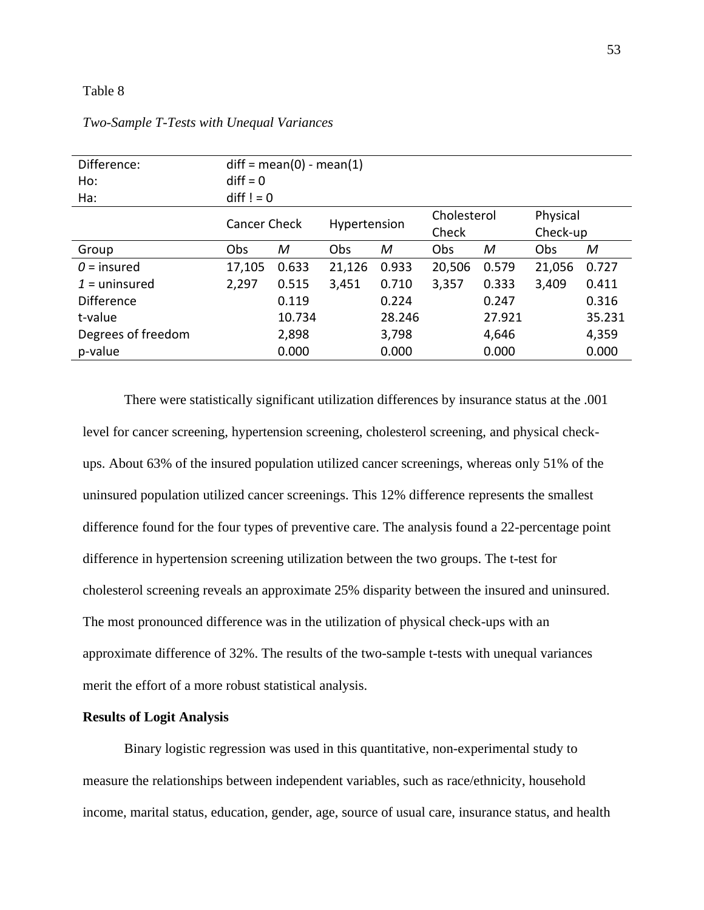Table 8

*Two-Sample T-Tests with Unequal Variances*

| Difference: | diff = mean(0) - mean(1) | | | | | | | |
|---|---|---|---|---|---|---|---|---|
| Ho: | diff = 0 | | | | | | | |
| Ha: | diff ! = 0 | | | | | | | |
| | Cancer Check | | Hypertension | | Cholesterol Check | | Physical Check-up | |
| Group | Obs | *M* | Obs | *M* | Obs | *M* | Obs | *M* |
| *0* = insured | 17,105 | 0.633 | 21,126 | 0.933 | 20,506 | 0.579 | 21,056 | 0.727 |
| *1* = uninsured | 2,297 | 0.515 | 3,451 | 0.710 | 3,357 | 0.333 | 3,409 | 0.411 |
| Difference | | 0.119 | | 0.224 | | 0.247 | | 0.316 |
| t-value | | 10.734 | | 28.246 | | 27.921 | | 35.231 |
| Degrees of freedom | | 2,898 | | 3,798 | | 4,646 | | 4,359 |
| p-value | | 0.000 | | 0.000 | | 0.000 | | 0.000 |

There were statistically significant utilization differences by insurance status at the .001 level for cancer screening, hypertension screening, cholesterol screening, and physical check-ups. About 63% of the insured population utilized cancer screenings, whereas only 51% of the uninsured population utilized cancer screenings. This 12% difference represents the smallest difference found for the four types of preventive care. The analysis found a 22-percentage point difference in hypertension screening utilization between the two groups. The t-test for cholesterol screening reveals an approximate 25% disparity between the insured and uninsured. The most pronounced difference was in the utilization of physical check-ups with an approximate difference of 32%. The results of the two-sample t-tests with unequal variances merit the effort of a more robust statistical analysis.

**Results of Logit Analysis**

Binary logistic regression was used in this quantitative, non-experimental study to measure the relationships between independent variables, such as race/ethnicity, household income, marital status, education, gender, age, source of usual care, insurance status, and health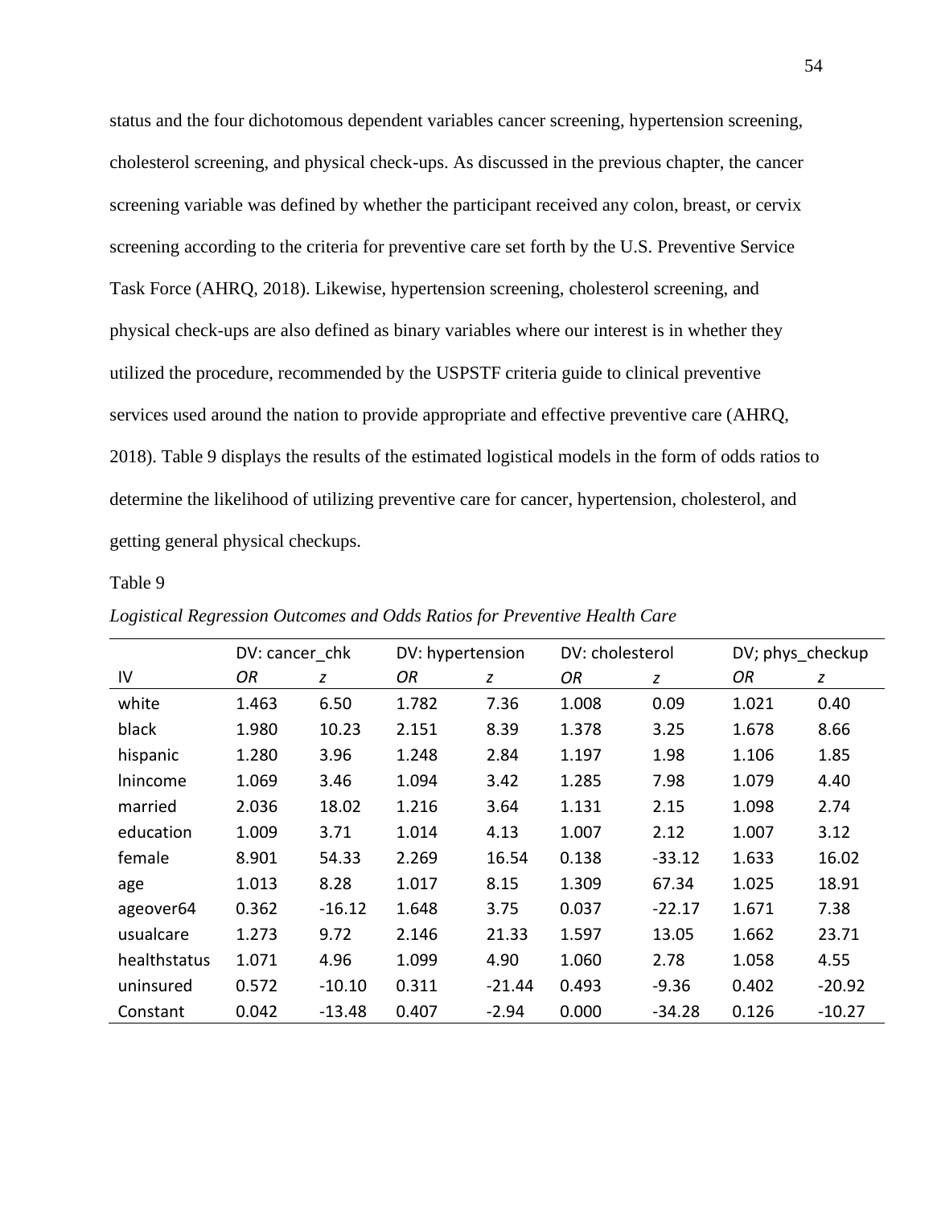status and the four dichotomous dependent variables cancer screening, hypertension screening, cholesterol screening, and physical check-ups. As discussed in the previous chapter, the cancer screening variable was defined by whether the participant received any colon, breast, or cervix screening according to the criteria for preventive care set forth by the U.S. Preventive Service Task Force (AHRQ, 2018). Likewise, hypertension screening, cholesterol screening, and physical check-ups are also defined as binary variables where our interest is in whether they utilized the procedure, recommended by the USPSTF criteria guide to clinical preventive services used around the nation to provide appropriate and effective preventive care (AHRQ, 2018). Table 9 displays the results of the estimated logistical models in the form of odds ratios to determine the likelihood of utilizing preventive care for cancer, hypertension, cholesterol, and getting general physical checkups.

Table 9

*Logistical Regression Outcomes and Odds Ratios for Preventive Health Care*

| | DV: cancer_chk | | DV: hypertension | | DV: cholesterol | | DV; phys_checkup | |
|---|---|---|---|---|---|---|---|---|
| IV | *OR* | *z* | *OR* | *z* | *OR* | *z* | *OR* | *z* |
| white | 1.463 | 6.50 | 1.782 | 7.36 | 1.008 | 0.09 | 1.021 | 0.40 |
| black | 1.980 | 10.23 | 2.151 | 8.39 | 1.378 | 3.25 | 1.678 | 8.66 |
| hispanic | 1.280 | 3.96 | 1.248 | 2.84 | 1.197 | 1.98 | 1.106 | 1.85 |
| lnincome | 1.069 | 3.46 | 1.094 | 3.42 | 1.285 | 7.98 | 1.079 | 4.40 |
| married | 2.036 | 18.02 | 1.216 | 3.64 | 1.131 | 2.15 | 1.098 | 2.74 |
| education | 1.009 | 3.71 | 1.014 | 4.13 | 1.007 | 2.12 | 1.007 | 3.12 |
| female | 8.901 | 54.33 | 2.269 | 16.54 | 0.138 | -33.12 | 1.633 | 16.02 |
| age | 1.013 | 8.28 | 1.017 | 8.15 | 1.309 | 67.34 | 1.025 | 18.91 |
| ageover64 | 0.362 | -16.12 | 1.648 | 3.75 | 0.037 | -22.17 | 1.671 | 7.38 |
| usualcare | 1.273 | 9.72 | 2.146 | 21.33 | 1.597 | 13.05 | 1.662 | 23.71 |
| healthstatus | 1.071 | 4.96 | 1.099 | 4.90 | 1.060 | 2.78 | 1.058 | 4.55 |
| uninsured | 0.572 | -10.10 | 0.311 | -21.44 | 0.493 | -9.36 | 0.402 | -20.92 |
| Constant | 0.042 | -13.48 | 0.407 | -2.94 | 0.000 | -34.28 | 0.126 | -10.27 |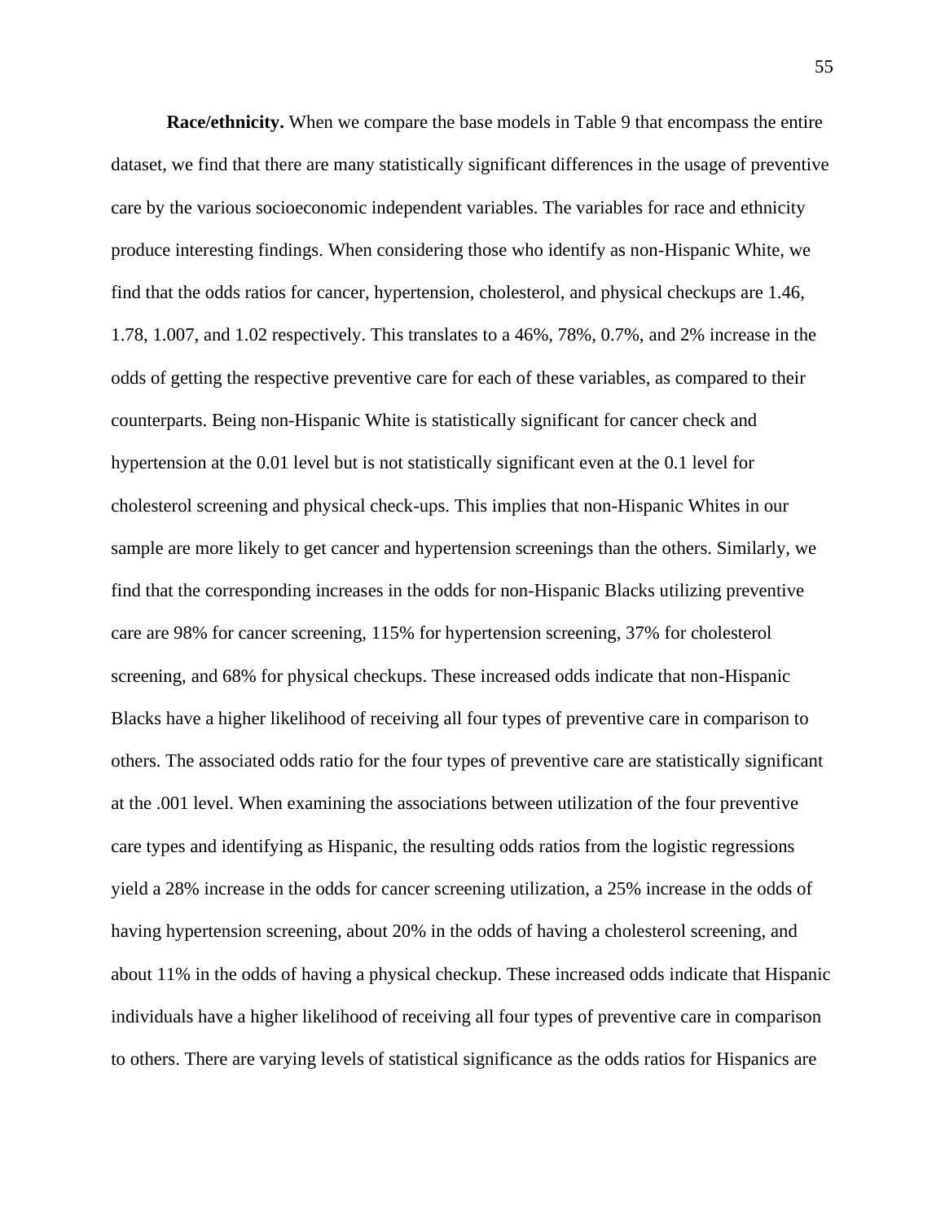**Race/ethnicity.** When we compare the base models in Table 9 that encompass the entire dataset, we find that there are many statistically significant differences in the usage of preventive care by the various socioeconomic independent variables. The variables for race and ethnicity produce interesting findings. When considering those who identify as non-Hispanic White, we find that the odds ratios for cancer, hypertension, cholesterol, and physical checkups are 1.46, 1.78, 1.007, and 1.02 respectively. This translates to a 46%, 78%, 0.7%, and 2% increase in the odds of getting the respective preventive care for each of these variables, as compared to their counterparts. Being non-Hispanic White is statistically significant for cancer check and hypertension at the 0.01 level but is not statistically significant even at the 0.1 level for cholesterol screening and physical check-ups. This implies that non-Hispanic Whites in our sample are more likely to get cancer and hypertension screenings than the others. Similarly, we find that the corresponding increases in the odds for non-Hispanic Blacks utilizing preventive care are 98% for cancer screening, 115% for hypertension screening, 37% for cholesterol screening, and 68% for physical checkups. These increased odds indicate that non-Hispanic Blacks have a higher likelihood of receiving all four types of preventive care in comparison to others. The associated odds ratio for the four types of preventive care are statistically significant at the .001 level. When examining the associations between utilization of the four preventive care types and identifying as Hispanic, the resulting odds ratios from the logistic regressions yield a 28% increase in the odds for cancer screening utilization, a 25% increase in the odds of having hypertension screening, about 20% in the odds of having a cholesterol screening, and about 11% in the odds of having a physical checkup. These increased odds indicate that Hispanic individuals have a higher likelihood of receiving all four types of preventive care in comparison to others. There are varying levels of statistical significance as the odds ratios for Hispanics are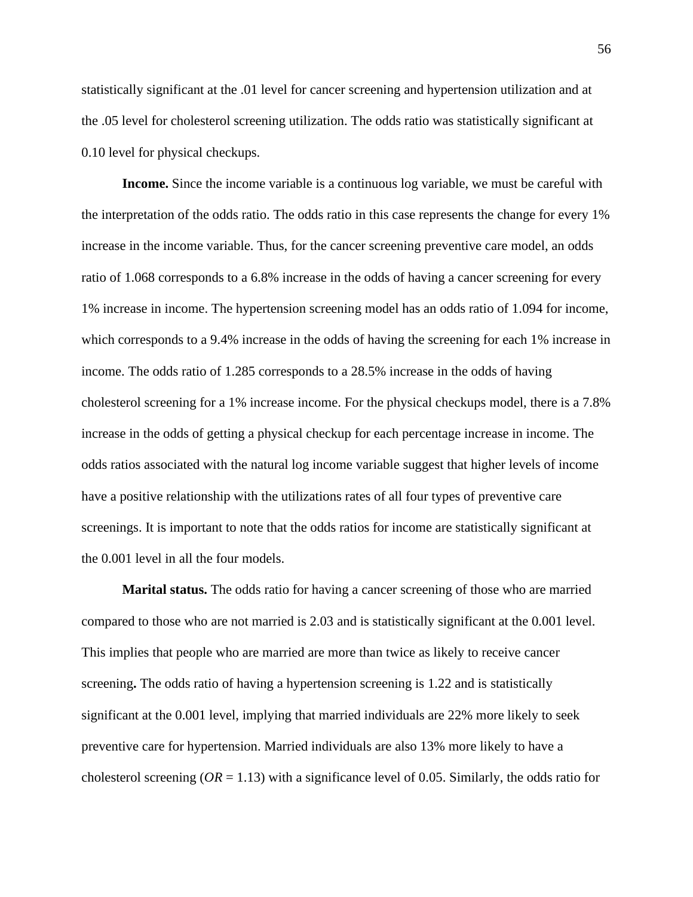statistically significant at the .01 level for cancer screening and hypertension utilization and at the .05 level for cholesterol screening utilization. The odds ratio was statistically significant at 0.10 level for physical checkups.

**Income.** Since the income variable is a continuous log variable, we must be careful with the interpretation of the odds ratio. The odds ratio in this case represents the change for every 1% increase in the income variable. Thus, for the cancer screening preventive care model, an odds ratio of 1.068 corresponds to a 6.8% increase in the odds of having a cancer screening for every 1% increase in income. The hypertension screening model has an odds ratio of 1.094 for income, which corresponds to a 9.4% increase in the odds of having the screening for each 1% increase in income. The odds ratio of 1.285 corresponds to a 28.5% increase in the odds of having cholesterol screening for a 1% increase income. For the physical checkups model, there is a 7.8% increase in the odds of getting a physical checkup for each percentage increase in income. The odds ratios associated with the natural log income variable suggest that higher levels of income have a positive relationship with the utilizations rates of all four types of preventive care screenings. It is important to note that the odds ratios for income are statistically significant at the 0.001 level in all the four models.

**Marital status.** The odds ratio for having a cancer screening of those who are married compared to those who are not married is 2.03 and is statistically significant at the 0.001 level. This implies that people who are married are more than twice as likely to receive cancer screening**.** The odds ratio of having a hypertension screening is 1.22 and is statistically significant at the 0.001 level, implying that married individuals are 22% more likely to seek preventive care for hypertension. Married individuals are also 13% more likely to have a cholesterol screening (*OR* = 1.13) with a significance level of 0.05. Similarly, the odds ratio for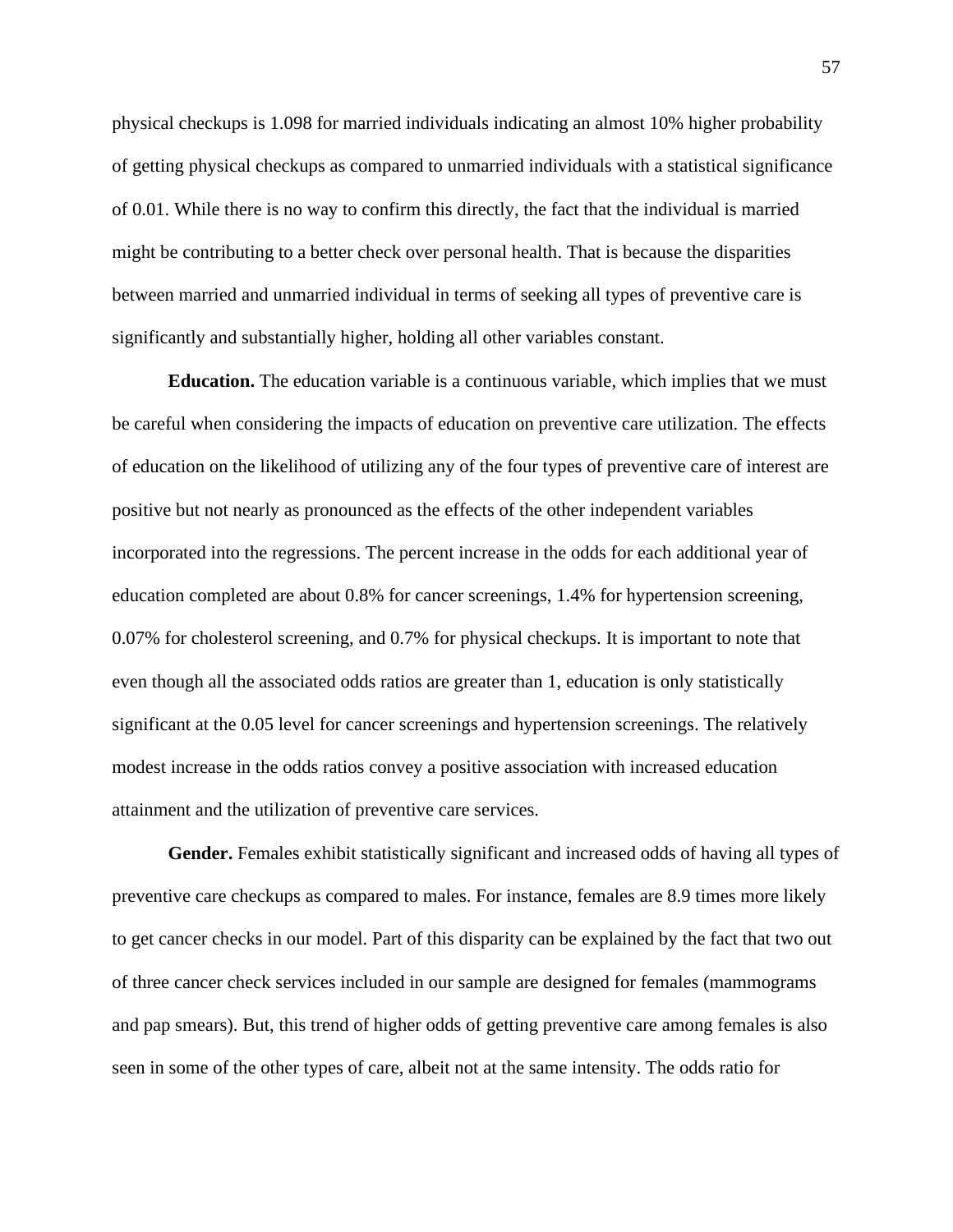physical checkups is 1.098 for married individuals indicating an almost 10% higher probability of getting physical checkups as compared to unmarried individuals with a statistical significance of 0.01. While there is no way to confirm this directly, the fact that the individual is married might be contributing to a better check over personal health. That is because the disparities between married and unmarried individual in terms of seeking all types of preventive care is significantly and substantially higher, holding all other variables constant.

**Education.** The education variable is a continuous variable, which implies that we must be careful when considering the impacts of education on preventive care utilization. The effects of education on the likelihood of utilizing any of the four types of preventive care of interest are positive but not nearly as pronounced as the effects of the other independent variables incorporated into the regressions. The percent increase in the odds for each additional year of education completed are about 0.8% for cancer screenings, 1.4% for hypertension screening, 0.07% for cholesterol screening, and 0.7% for physical checkups. It is important to note that even though all the associated odds ratios are greater than 1, education is only statistically significant at the 0.05 level for cancer screenings and hypertension screenings. The relatively modest increase in the odds ratios convey a positive association with increased education attainment and the utilization of preventive care services.

**Gender.** Females exhibit statistically significant and increased odds of having all types of preventive care checkups as compared to males. For instance, females are 8.9 times more likely to get cancer checks in our model. Part of this disparity can be explained by the fact that two out of three cancer check services included in our sample are designed for females (mammograms and pap smears). But, this trend of higher odds of getting preventive care among females is also seen in some of the other types of care, albeit not at the same intensity. The odds ratio for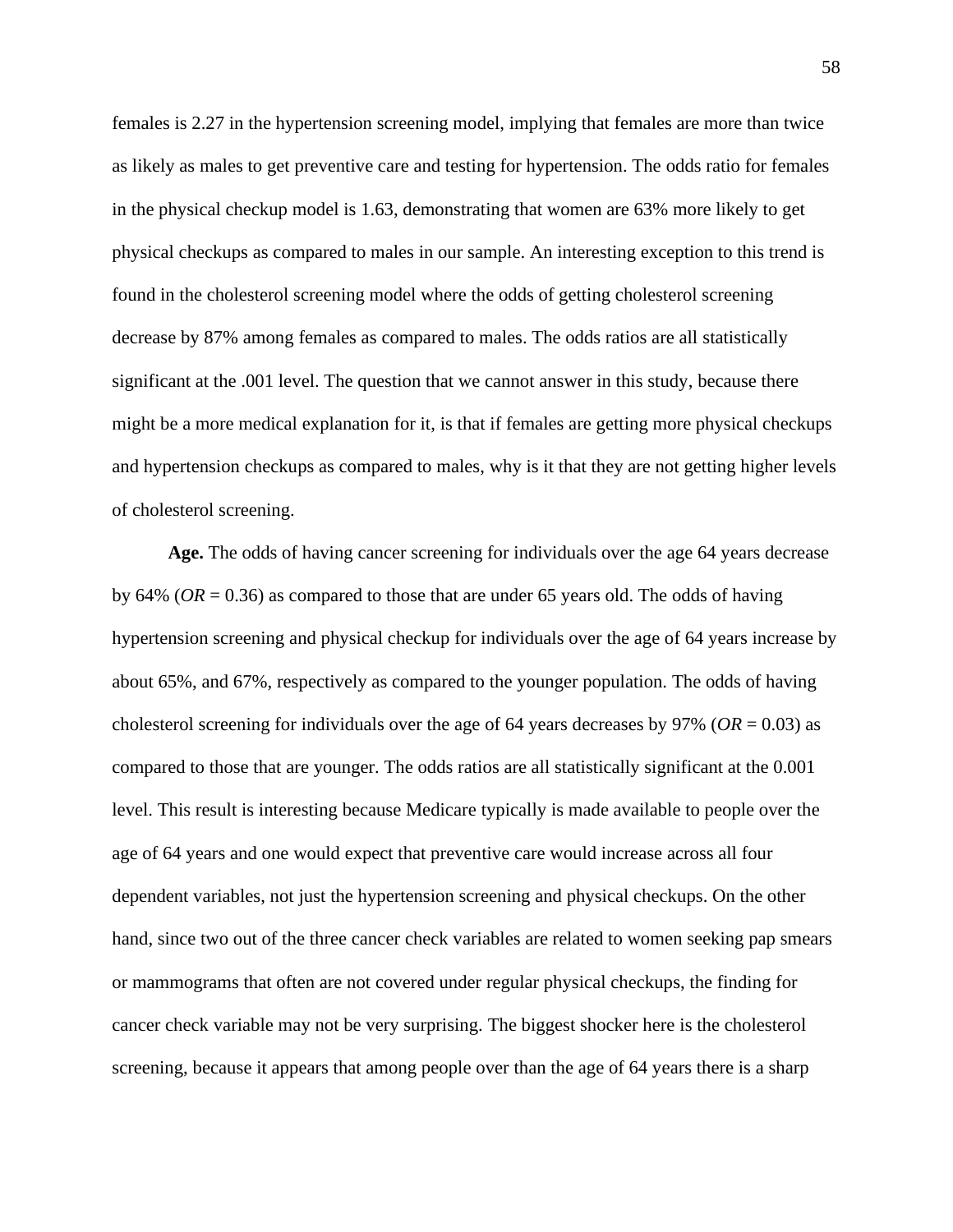females is 2.27 in the hypertension screening model, implying that females are more than twice as likely as males to get preventive care and testing for hypertension. The odds ratio for females in the physical checkup model is 1.63, demonstrating that women are 63% more likely to get physical checkups as compared to males in our sample. An interesting exception to this trend is found in the cholesterol screening model where the odds of getting cholesterol screening decrease by 87% among females as compared to males. The odds ratios are all statistically significant at the .001 level. The question that we cannot answer in this study, because there might be a more medical explanation for it, is that if females are getting more physical checkups and hypertension checkups as compared to males, why is it that they are not getting higher levels of cholesterol screening.

**Age.** The odds of having cancer screening for individuals over the age 64 years decrease by 64% (*OR* = 0.36) as compared to those that are under 65 years old. The odds of having hypertension screening and physical checkup for individuals over the age of 64 years increase by about 65%, and 67%, respectively as compared to the younger population. The odds of having cholesterol screening for individuals over the age of 64 years decreases by 97% (*OR* = 0.03) as compared to those that are younger. The odds ratios are all statistically significant at the 0.001 level. This result is interesting because Medicare typically is made available to people over the age of 64 years and one would expect that preventive care would increase across all four dependent variables, not just the hypertension screening and physical checkups. On the other hand, since two out of the three cancer check variables are related to women seeking pap smears or mammograms that often are not covered under regular physical checkups, the finding for cancer check variable may not be very surprising. The biggest shocker here is the cholesterol screening, because it appears that among people over than the age of 64 years there is a sharp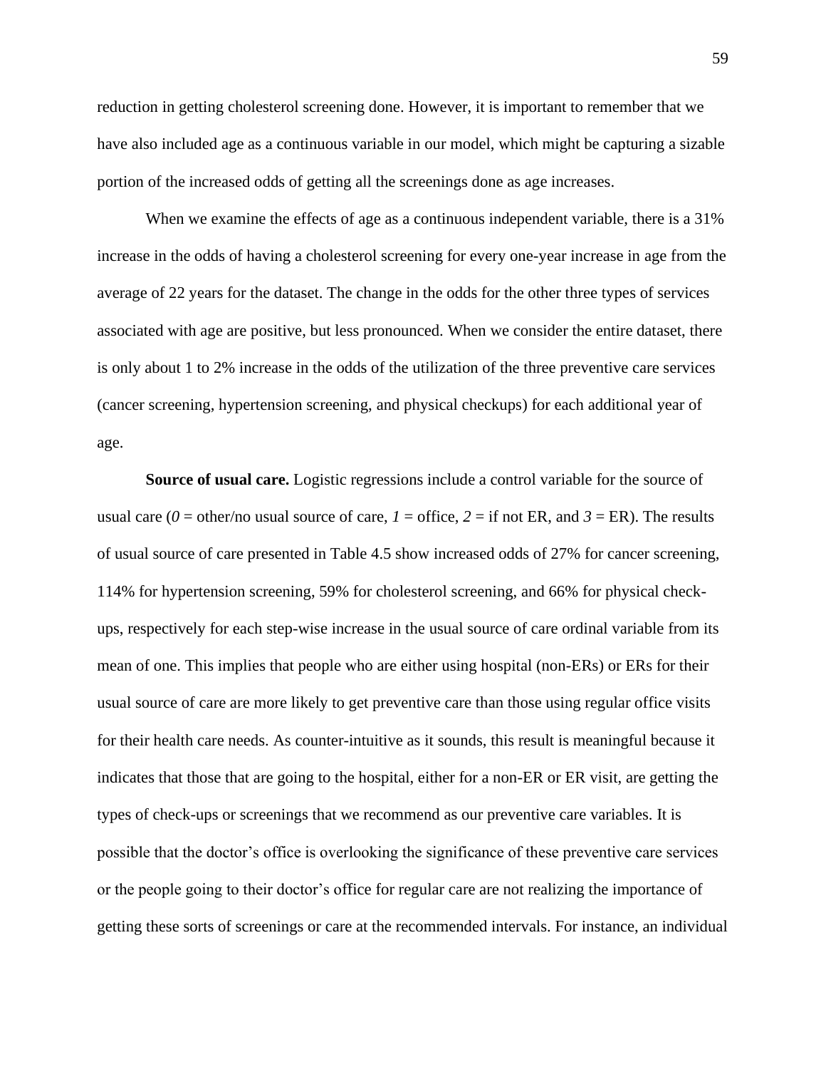reduction in getting cholesterol screening done. However, it is important to remember that we have also included age as a continuous variable in our model, which might be capturing a sizable portion of the increased odds of getting all the screenings done as age increases.

When we examine the effects of age as a continuous independent variable, there is a 31% increase in the odds of having a cholesterol screening for every one-year increase in age from the average of 22 years for the dataset. The change in the odds for the other three types of services associated with age are positive, but less pronounced. When we consider the entire dataset, there is only about 1 to 2% increase in the odds of the utilization of the three preventive care services (cancer screening, hypertension screening, and physical checkups) for each additional year of age.

**Source of usual care.** Logistic regressions include a control variable for the source of usual care (*0* = other/no usual source of care, *1* = office, *2* = if not ER, and *3* = ER). The results of usual source of care presented in Table 4.5 show increased odds of 27% for cancer screening, 114% for hypertension screening, 59% for cholesterol screening, and 66% for physical check-ups, respectively for each step-wise increase in the usual source of care ordinal variable from its mean of one. This implies that people who are either using hospital (non-ERs) or ERs for their usual source of care are more likely to get preventive care than those using regular office visits for their health care needs. As counter-intuitive as it sounds, this result is meaningful because it indicates that those that are going to the hospital, either for a non-ER or ER visit, are getting the types of check-ups or screenings that we recommend as our preventive care variables. It is possible that the doctor's office is overlooking the significance of these preventive care services or the people going to their doctor's office for regular care are not realizing the importance of getting these sorts of screenings or care at the recommended intervals. For instance, an individual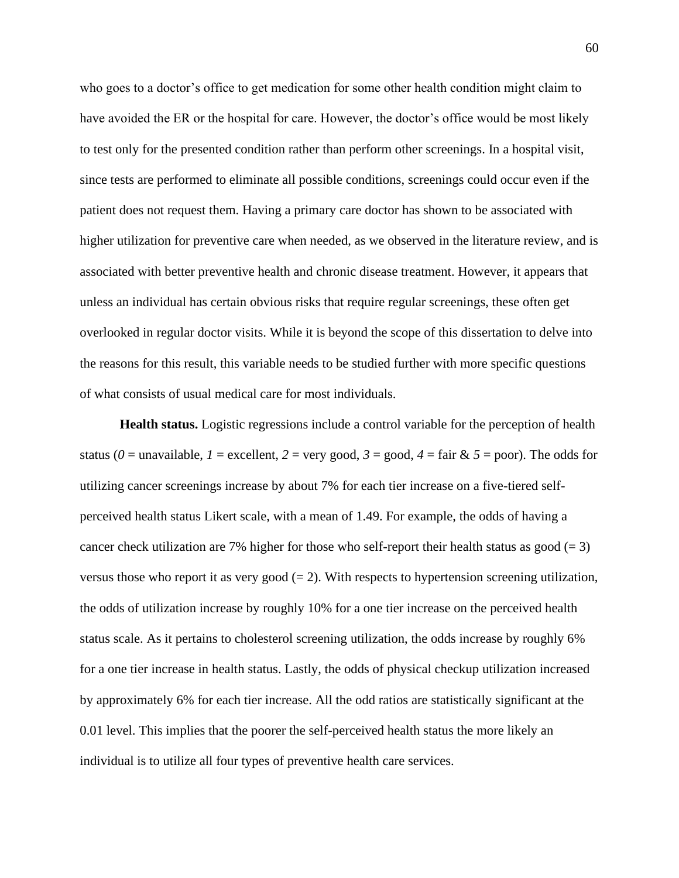who goes to a doctor's office to get medication for some other health condition might claim to have avoided the ER or the hospital for care. However, the doctor's office would be most likely to test only for the presented condition rather than perform other screenings. In a hospital visit, since tests are performed to eliminate all possible conditions, screenings could occur even if the patient does not request them. Having a primary care doctor has shown to be associated with higher utilization for preventive care when needed, as we observed in the literature review, and is associated with better preventive health and chronic disease treatment. However, it appears that unless an individual has certain obvious risks that require regular screenings, these often get overlooked in regular doctor visits. While it is beyond the scope of this dissertation to delve into the reasons for this result, this variable needs to be studied further with more specific questions of what consists of usual medical care for most individuals.

**Health status.** Logistic regressions include a control variable for the perception of health status (*0* = unavailable, *1* = excellent, *2* = very good, *3* = good, *4* = fair & *5* = poor). The odds for utilizing cancer screenings increase by about 7% for each tier increase on a five-tiered self-perceived health status Likert scale, with a mean of 1.49. For example, the odds of having a cancer check utilization are 7% higher for those who self-report their health status as good (= 3) versus those who report it as very good (= 2). With respects to hypertension screening utilization, the odds of utilization increase by roughly 10% for a one tier increase on the perceived health status scale. As it pertains to cholesterol screening utilization, the odds increase by roughly 6% for a one tier increase in health status. Lastly, the odds of physical checkup utilization increased by approximately 6% for each tier increase. All the odd ratios are statistically significant at the 0.01 level. This implies that the poorer the self-perceived health status the more likely an individual is to utilize all four types of preventive health care services.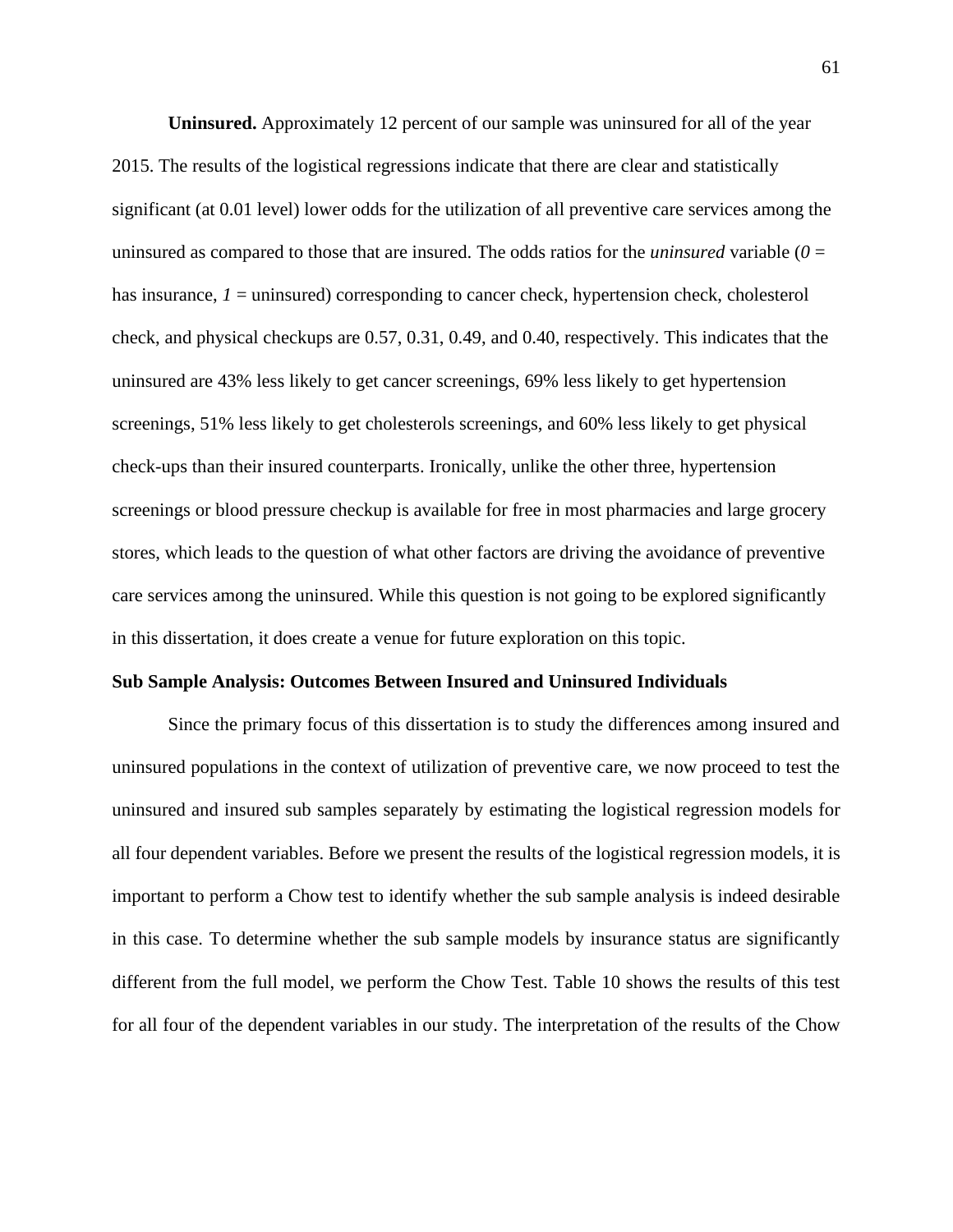**Uninsured.** Approximately 12 percent of our sample was uninsured for all of the year 2015. The results of the logistical regressions indicate that there are clear and statistically significant (at 0.01 level) lower odds for the utilization of all preventive care services among the uninsured as compared to those that are insured. The odds ratios for the *uninsured* variable (*0* = has insurance, *1* = uninsured) corresponding to cancer check, hypertension check, cholesterol check, and physical checkups are 0.57, 0.31, 0.49, and 0.40, respectively. This indicates that the uninsured are 43% less likely to get cancer screenings, 69% less likely to get hypertension screenings, 51% less likely to get cholesterols screenings, and 60% less likely to get physical check-ups than their insured counterparts. Ironically, unlike the other three, hypertension screenings or blood pressure checkup is available for free in most pharmacies and large grocery stores, which leads to the question of what other factors are driving the avoidance of preventive care services among the uninsured. While this question is not going to be explored significantly in this dissertation, it does create a venue for future exploration on this topic.

**Sub Sample Analysis: Outcomes Between Insured and Uninsured Individuals**

Since the primary focus of this dissertation is to study the differences among insured and uninsured populations in the context of utilization of preventive care, we now proceed to test the uninsured and insured sub samples separately by estimating the logistical regression models for all four dependent variables. Before we present the results of the logistical regression models, it is important to perform a Chow test to identify whether the sub sample analysis is indeed desirable in this case. To determine whether the sub sample models by insurance status are significantly different from the full model, we perform the Chow Test. Table 10 shows the results of this test for all four of the dependent variables in our study. The interpretation of the results of the Chow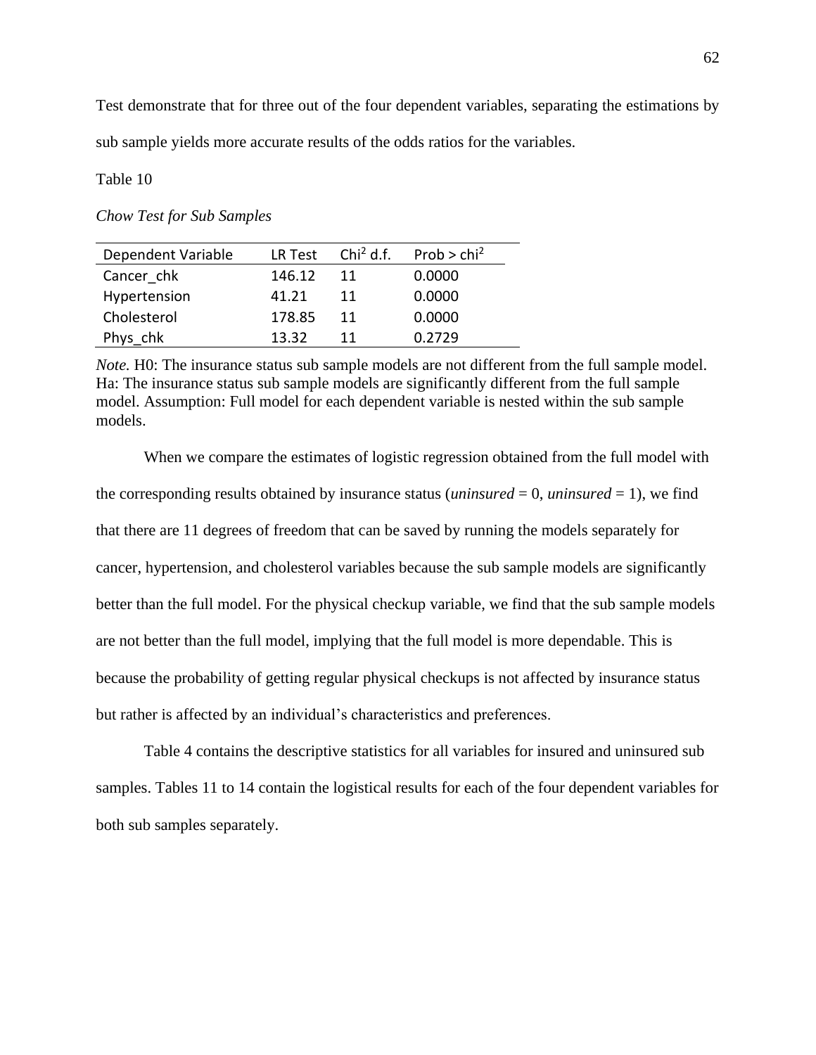Test demonstrate that for three out of the four dependent variables, separating the estimations by sub sample yields more accurate results of the odds ratios for the variables.

Table 10

*Chow Test for Sub Samples*

| Dependent Variable | LR Test | $Chi^2$ d.f. | Prob > $chi^2$ |
|---|---|---|---|
| Cancer_chk | 146.12 | 11 | 0.0000 |
| Hypertension | 41.21 | 11 | 0.0000 |
| Cholesterol | 178.85 | 11 | 0.0000 |
| Phys_chk | 13.32 | 11 | 0.2729 |

*Note.* H0: The insurance status sub sample models are not different from the full sample model. Ha: The insurance status sub sample models are significantly different from the full sample model. Assumption: Full model for each dependent variable is nested within the sub sample models.

When we compare the estimates of logistic regression obtained from the full model with the corresponding results obtained by insurance status (*uninsured* = 0, *uninsured* = 1), we find that there are 11 degrees of freedom that can be saved by running the models separately for cancer, hypertension, and cholesterol variables because the sub sample models are significantly better than the full model. For the physical checkup variable, we find that the sub sample models are not better than the full model, implying that the full model is more dependable. This is because the probability of getting regular physical checkups is not affected by insurance status but rather is affected by an individual's characteristics and preferences.

Table 4 contains the descriptive statistics for all variables for insured and uninsured sub samples. Tables 11 to 14 contain the logistical results for each of the four dependent variables for both sub samples separately.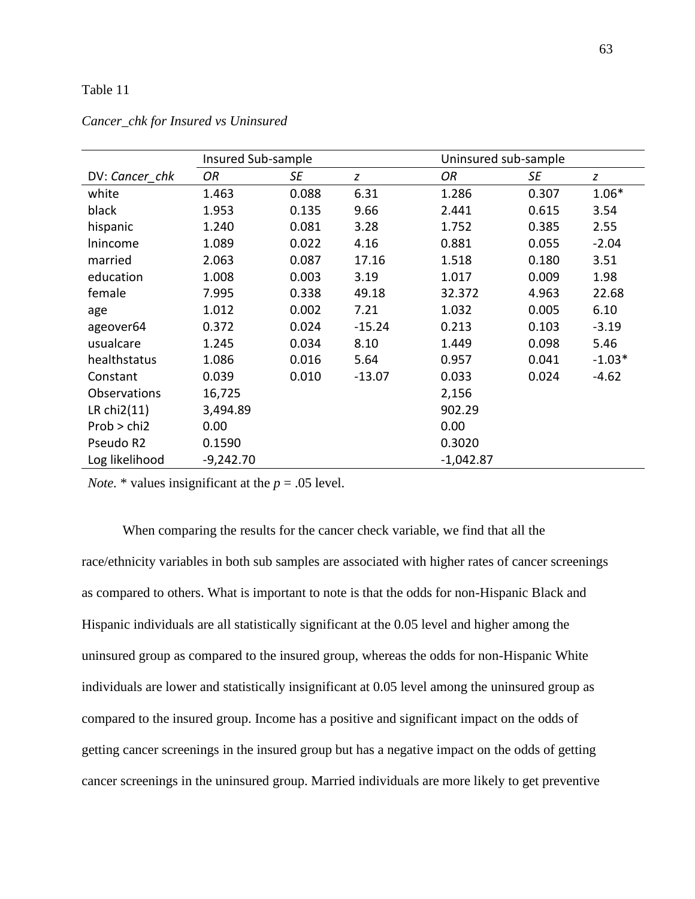Table 11

*Cancer_chk for Insured vs Uninsured*

| | Insured Sub-sample | | | Uninsured sub-sample | | |
|---|---|---|---|---|---|---|
| DV: *Cancer_chk* | *OR* | *SE* | *z* | *OR* | *SE* | *z* |
| white | 1.463 | 0.088 | 6.31 | 1.286 | 0.307 | 1.06* |
| black | 1.953 | 0.135 | 9.66 | 2.441 | 0.615 | 3.54 |
| hispanic | 1.240 | 0.081 | 3.28 | 1.752 | 0.385 | 2.55 |
| lnincome | 1.089 | 0.022 | 4.16 | 0.881 | 0.055 | -2.04 |
| married | 2.063 | 0.087 | 17.16 | 1.518 | 0.180 | 3.51 |
| education | 1.008 | 0.003 | 3.19 | 1.017 | 0.009 | 1.98 |
| female | 7.995 | 0.338 | 49.18 | 32.372 | 4.963 | 22.68 |
| age | 1.012 | 0.002 | 7.21 | 1.032 | 0.005 | 6.10 |
| ageover64 | 0.372 | 0.024 | -15.24 | 0.213 | 0.103 | -3.19 |
| usualcare | 1.245 | 0.034 | 8.10 | 1.449 | 0.098 | 5.46 |
| healthstatus | 1.086 | 0.016 | 5.64 | 0.957 | 0.041 | -1.03* |
| Constant | 0.039 | 0.010 | -13.07 | 0.033 | 0.024 | -4.62 |
| Observations | 16,725 | | | 2,156 | | |
| LR chi2(11) | 3,494.89 | | | 902.29 | | |
| Prob > chi2 | 0.00 | | | 0.00 | | |
| Pseudo R2 | 0.1590 | | | 0.3020 | | |
| Log likelihood | -9,242.70 | | | -1,042.87 | | |

*Note*. * values insignificant at the $p$ = .05 level.

When comparing the results for the cancer check variable, we find that all the race/ethnicity variables in both sub samples are associated with higher rates of cancer screenings as compared to others. What is important to note is that the odds for non-Hispanic Black and Hispanic individuals are all statistically significant at the 0.05 level and higher among the uninsured group as compared to the insured group, whereas the odds for non-Hispanic White individuals are lower and statistically insignificant at 0.05 level among the uninsured group as compared to the insured group. Income has a positive and significant impact on the odds of getting cancer screenings in the insured group but has a negative impact on the odds of getting cancer screenings in the uninsured group. Married individuals are more likely to get preventive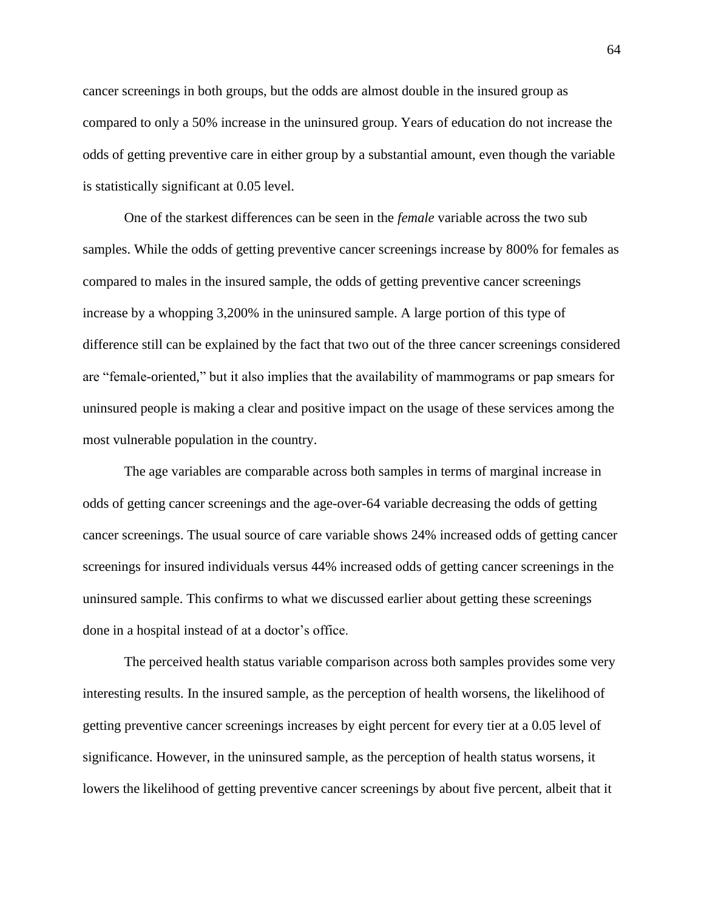cancer screenings in both groups, but the odds are almost double in the insured group as compared to only a 50% increase in the uninsured group. Years of education do not increase the odds of getting preventive care in either group by a substantial amount, even though the variable is statistically significant at 0.05 level.

One of the starkest differences can be seen in the *female* variable across the two sub samples. While the odds of getting preventive cancer screenings increase by 800% for females as compared to males in the insured sample, the odds of getting preventive cancer screenings increase by a whopping 3,200% in the uninsured sample. A large portion of this type of difference still can be explained by the fact that two out of the three cancer screenings considered are "female-oriented," but it also implies that the availability of mammograms or pap smears for uninsured people is making a clear and positive impact on the usage of these services among the most vulnerable population in the country.

The age variables are comparable across both samples in terms of marginal increase in odds of getting cancer screenings and the age-over-64 variable decreasing the odds of getting cancer screenings. The usual source of care variable shows 24% increased odds of getting cancer screenings for insured individuals versus 44% increased odds of getting cancer screenings in the uninsured sample. This confirms to what we discussed earlier about getting these screenings done in a hospital instead of at a doctor's office.

The perceived health status variable comparison across both samples provides some very interesting results. In the insured sample, as the perception of health worsens, the likelihood of getting preventive cancer screenings increases by eight percent for every tier at a 0.05 level of significance. However, in the uninsured sample, as the perception of health status worsens, it lowers the likelihood of getting preventive cancer screenings by about five percent, albeit that it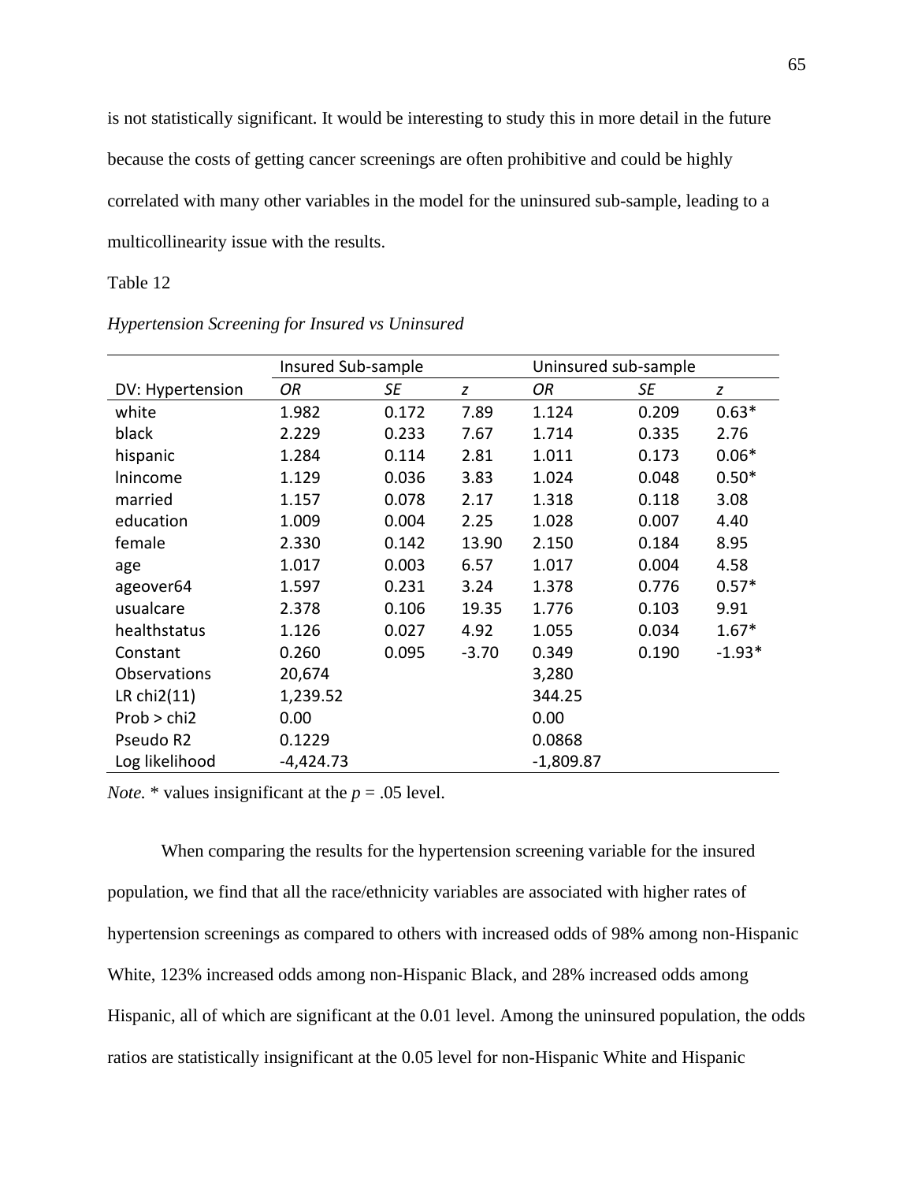is not statistically significant. It would be interesting to study this in more detail in the future because the costs of getting cancer screenings are often prohibitive and could be highly correlated with many other variables in the model for the uninsured sub-sample, leading to a multicollinearity issue with the results.

Table 12

*Hypertension Screening for Insured vs Uninsured*

| | Insured Sub-sample | | | Uninsured sub-sample | | |
|---|---|---|---|---|---|---|
| DV: Hypertension | *OR* | *SE* | *z* | *OR* | *SE* | *z* |
| white | 1.982 | 0.172 | 7.89 | 1.124 | 0.209 | 0.63* |
| black | 2.229 | 0.233 | 7.67 | 1.714 | 0.335 | 2.76 |
| hispanic | 1.284 | 0.114 | 2.81 | 1.011 | 0.173 | 0.06* |
| lnincome | 1.129 | 0.036 | 3.83 | 1.024 | 0.048 | 0.50* |
| married | 1.157 | 0.078 | 2.17 | 1.318 | 0.118 | 3.08 |
| education | 1.009 | 0.004 | 2.25 | 1.028 | 0.007 | 4.40 |
| female | 2.330 | 0.142 | 13.90 | 2.150 | 0.184 | 8.95 |
| age | 1.017 | 0.003 | 6.57 | 1.017 | 0.004 | 4.58 |
| ageover64 | 1.597 | 0.231 | 3.24 | 1.378 | 0.776 | 0.57* |
| usualcare | 2.378 | 0.106 | 19.35 | 1.776 | 0.103 | 9.91 |
| healthstatus | 1.126 | 0.027 | 4.92 | 1.055 | 0.034 | 1.67* |
| Constant | 0.260 | 0.095 | -3.70 | 0.349 | 0.190 | -1.93* |
| Observations | 20,674 | | | 3,280 | | |
| LR chi2(11) | 1,239.52 | | | 344.25 | | |
| Prob > chi2 | 0.00 | | | 0.00 | | |
| Pseudo R2 | 0.1229 | | | 0.0868 | | |
| Log likelihood | -4,424.73 | | | -1,809.87 | | |

*Note.* * values insignificant at the $p = .05$ level.

When comparing the results for the hypertension screening variable for the insured population, we find that all the race/ethnicity variables are associated with higher rates of hypertension screenings as compared to others with increased odds of 98% among non-Hispanic White, 123% increased odds among non-Hispanic Black, and 28% increased odds among Hispanic, all of which are significant at the 0.01 level. Among the uninsured population, the odds ratios are statistically insignificant at the 0.05 level for non-Hispanic White and Hispanic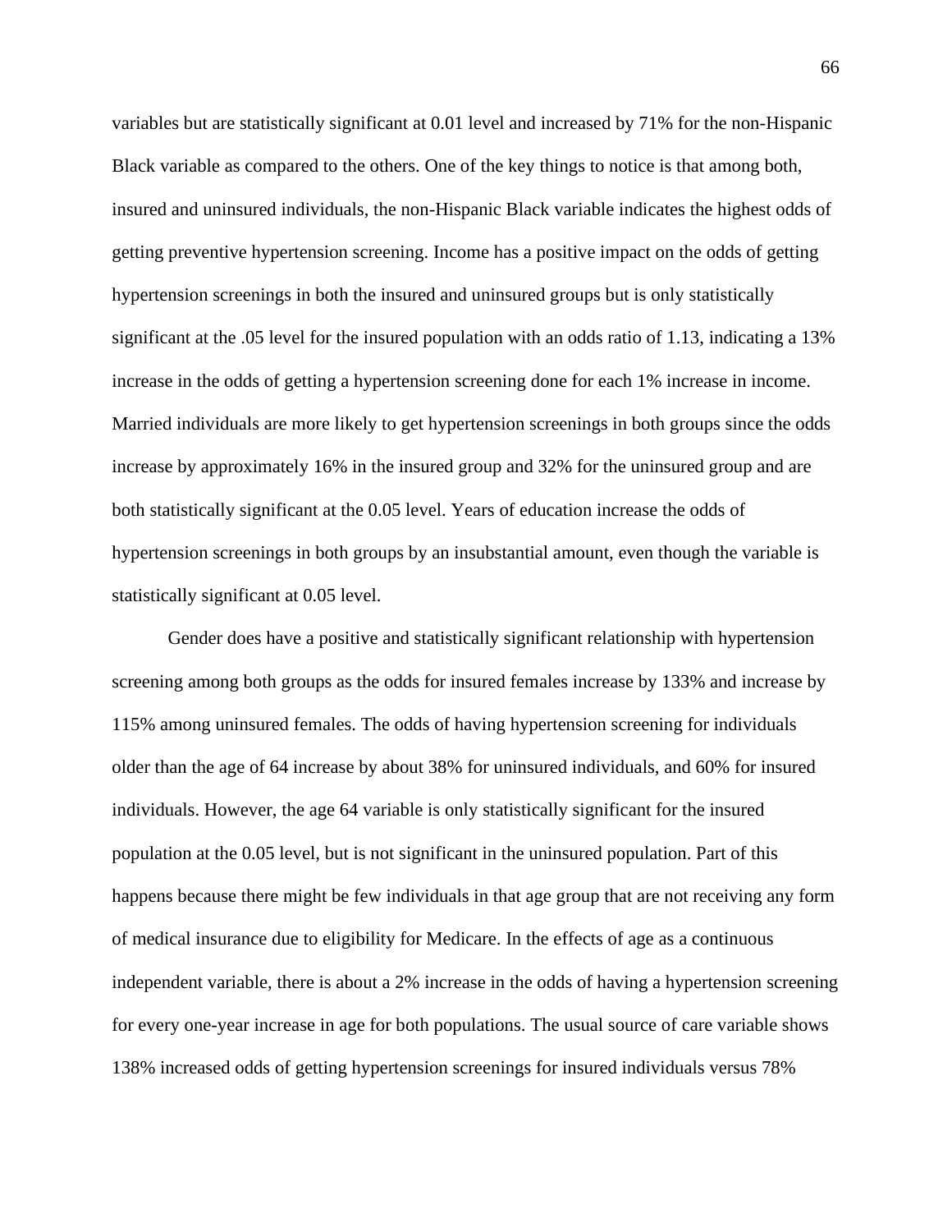variables but are statistically significant at 0.01 level and increased by 71% for the non-Hispanic Black variable as compared to the others. One of the key things to notice is that among both, insured and uninsured individuals, the non-Hispanic Black variable indicates the highest odds of getting preventive hypertension screening. Income has a positive impact on the odds of getting hypertension screenings in both the insured and uninsured groups but is only statistically significant at the .05 level for the insured population with an odds ratio of 1.13, indicating a 13% increase in the odds of getting a hypertension screening done for each 1% increase in income. Married individuals are more likely to get hypertension screenings in both groups since the odds increase by approximately 16% in the insured group and 32% for the uninsured group and are both statistically significant at the 0.05 level. Years of education increase the odds of hypertension screenings in both groups by an insubstantial amount, even though the variable is statistically significant at 0.05 level.

Gender does have a positive and statistically significant relationship with hypertension screening among both groups as the odds for insured females increase by 133% and increase by 115% among uninsured females. The odds of having hypertension screening for individuals older than the age of 64 increase by about 38% for uninsured individuals, and 60% for insured individuals. However, the age 64 variable is only statistically significant for the insured population at the 0.05 level, but is not significant in the uninsured population. Part of this happens because there might be few individuals in that age group that are not receiving any form of medical insurance due to eligibility for Medicare. In the effects of age as a continuous independent variable, there is about a 2% increase in the odds of having a hypertension screening for every one-year increase in age for both populations. The usual source of care variable shows 138% increased odds of getting hypertension screenings for insured individuals versus 78%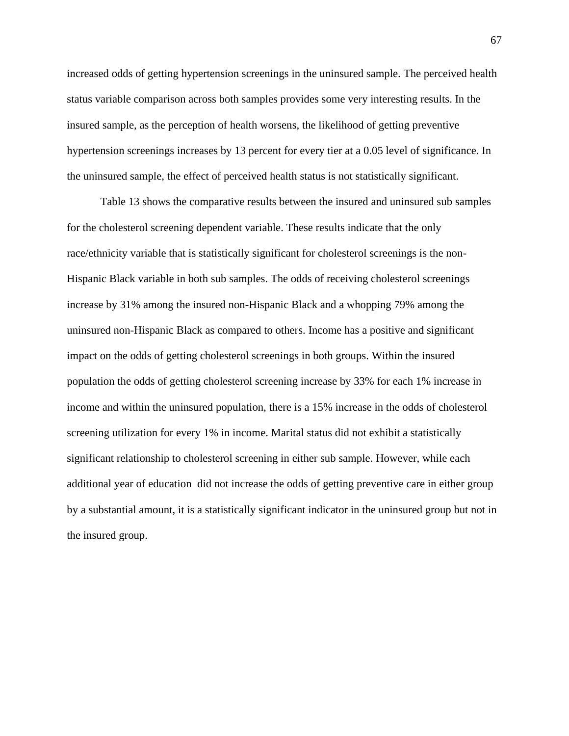increased odds of getting hypertension screenings in the uninsured sample. The perceived health status variable comparison across both samples provides some very interesting results. In the insured sample, as the perception of health worsens, the likelihood of getting preventive hypertension screenings increases by 13 percent for every tier at a 0.05 level of significance. In the uninsured sample, the effect of perceived health status is not statistically significant.

Table 13 shows the comparative results between the insured and uninsured sub samples for the cholesterol screening dependent variable. These results indicate that the only race/ethnicity variable that is statistically significant for cholesterol screenings is the non-Hispanic Black variable in both sub samples. The odds of receiving cholesterol screenings increase by 31% among the insured non-Hispanic Black and a whopping 79% among the uninsured non-Hispanic Black as compared to others. Income has a positive and significant impact on the odds of getting cholesterol screenings in both groups. Within the insured population the odds of getting cholesterol screening increase by 33% for each 1% increase in income and within the uninsured population, there is a 15% increase in the odds of cholesterol screening utilization for every 1% in income. Marital status did not exhibit a statistically significant relationship to cholesterol screening in either sub sample. However, while each additional year of education did not increase the odds of getting preventive care in either group by a substantial amount, it is a statistically significant indicator in the uninsured group but not in the insured group.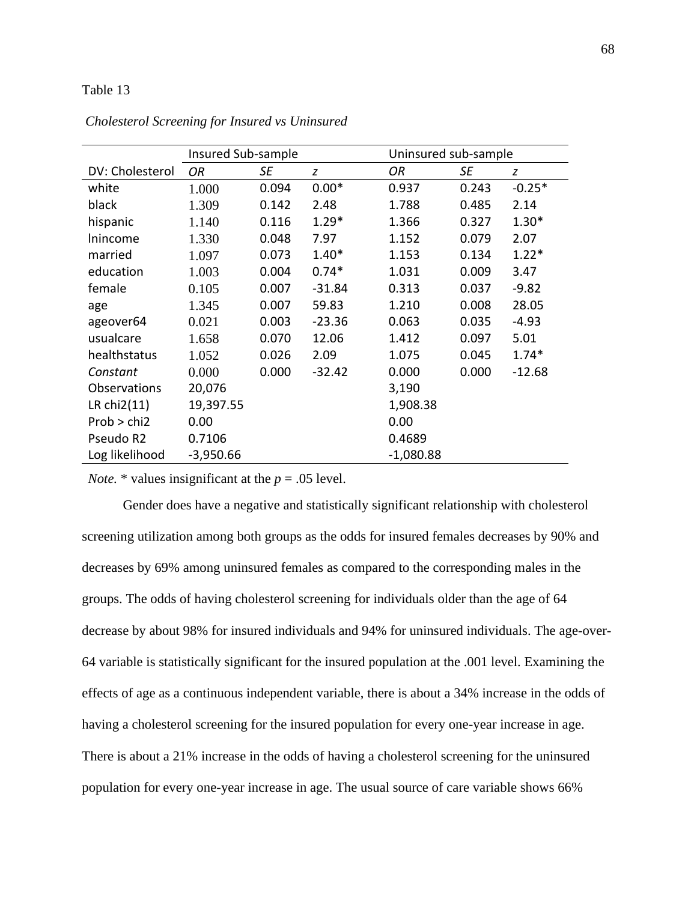Table 13

*Cholesterol Screening for Insured vs Uninsured*

| | Insured Sub-sample | | | Uninsured sub-sample | | |
|---|---|---|---|---|---|---|
| DV: Cholesterol | *OR* | *SE* | *z* | *OR* | *SE* | *z* |
| white | 1.000 | 0.094 | 0.00* | 0.937 | 0.243 | -0.25* |
| black | 1.309 | 0.142 | 2.48 | 1.788 | 0.485 | 2.14 |
| hispanic | 1.140 | 0.116 | 1.29* | 1.366 | 0.327 | 1.30* |
| lnincome | 1.330 | 0.048 | 7.97 | 1.152 | 0.079 | 2.07 |
| married | 1.097 | 0.073 | 1.40* | 1.153 | 0.134 | 1.22* |
| education | 1.003 | 0.004 | 0.74* | 1.031 | 0.009 | 3.47 |
| female | 0.105 | 0.007 | -31.84 | 0.313 | 0.037 | -9.82 |
| age | 1.345 | 0.007 | 59.83 | 1.210 | 0.008 | 28.05 |
| ageover64 | 0.021 | 0.003 | -23.36 | 0.063 | 0.035 | -4.93 |
| usualcare | 1.658 | 0.070 | 12.06 | 1.412 | 0.097 | 5.01 |
| healthstatus | 1.052 | 0.026 | 2.09 | 1.075 | 0.045 | 1.74* |
| *Constant* | 0.000 | 0.000 | -32.42 | 0.000 | 0.000 | -12.68 |
| Observations | 20,076 | | | 3,190 | | |
| LR chi2(11) | 19,397.55 | | | 1,908.38 | | |
| Prob > chi2 | 0.00 | | | 0.00 | | |
| Pseudo R2 | 0.7106 | | | 0.4689 | | |
| Log likelihood | -3,950.66 | | | -1,080.88 | | |

*Note.* * values insignificant at the $p = .05$ level.

Gender does have a negative and statistically significant relationship with cholesterol screening utilization among both groups as the odds for insured females decreases by 90% and decreases by 69% among uninsured females as compared to the corresponding males in the groups. The odds of having cholesterol screening for individuals older than the age of 64 decrease by about 98% for insured individuals and 94% for uninsured individuals. The age-over-64 variable is statistically significant for the insured population at the .001 level. Examining the effects of age as a continuous independent variable, there is about a 34% increase in the odds of having a cholesterol screening for the insured population for every one-year increase in age. There is about a 21% increase in the odds of having a cholesterol screening for the uninsured population for every one-year increase in age. The usual source of care variable shows 66%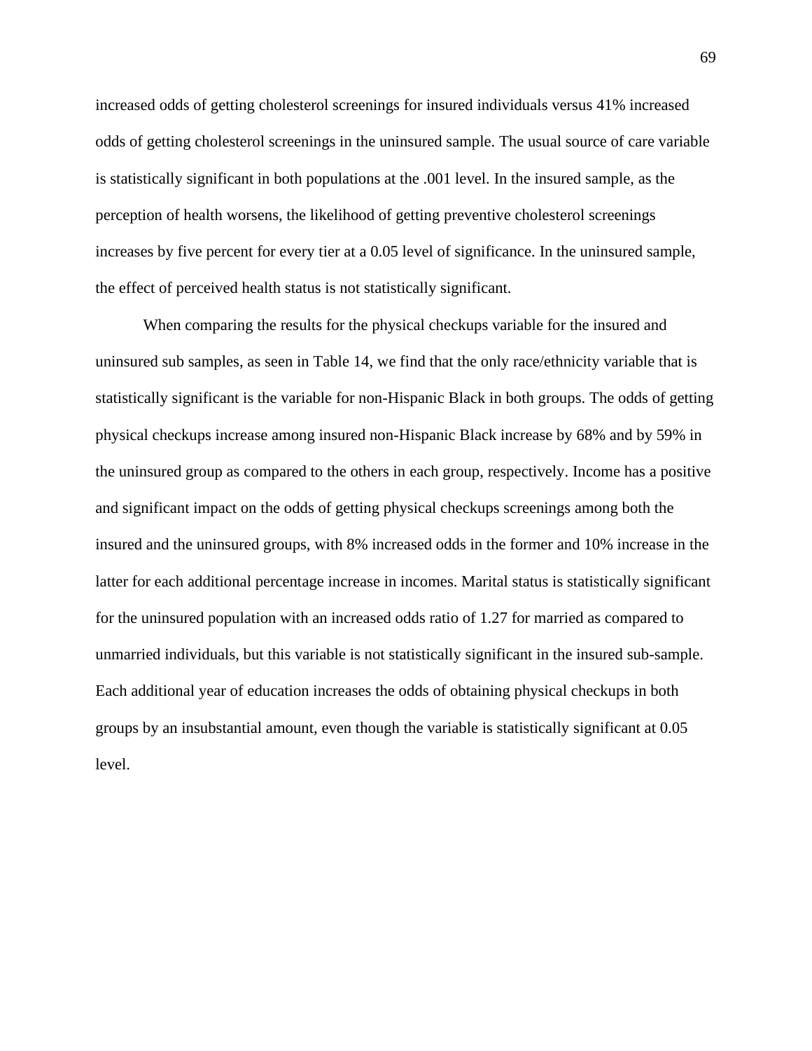increased odds of getting cholesterol screenings for insured individuals versus 41% increased odds of getting cholesterol screenings in the uninsured sample. The usual source of care variable is statistically significant in both populations at the .001 level. In the insured sample, as the perception of health worsens, the likelihood of getting preventive cholesterol screenings increases by five percent for every tier at a 0.05 level of significance. In the uninsured sample, the effect of perceived health status is not statistically significant.

When comparing the results for the physical checkups variable for the insured and uninsured sub samples, as seen in Table 14, we find that the only race/ethnicity variable that is statistically significant is the variable for non-Hispanic Black in both groups. The odds of getting physical checkups increase among insured non-Hispanic Black increase by 68% and by 59% in the uninsured group as compared to the others in each group, respectively. Income has a positive and significant impact on the odds of getting physical checkups screenings among both the insured and the uninsured groups, with 8% increased odds in the former and 10% increase in the latter for each additional percentage increase in incomes. Marital status is statistically significant for the uninsured population with an increased odds ratio of 1.27 for married as compared to unmarried individuals, but this variable is not statistically significant in the insured sub-sample. Each additional year of education increases the odds of obtaining physical checkups in both groups by an insubstantial amount, even though the variable is statistically significant at 0.05 level.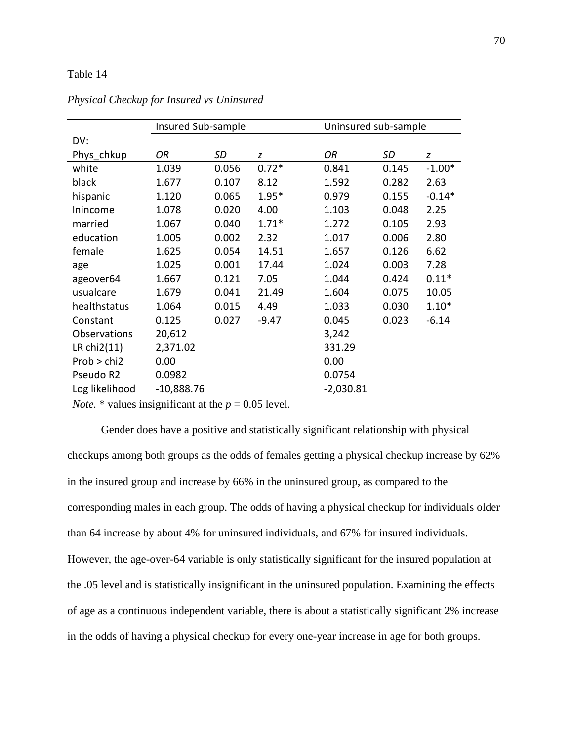Table 14

*Physical Checkup for Insured vs Uninsured*

| | Insured Sub-sample | | | Uninsured sub-sample | | |
|---|---|---|---|---|---|---|
| DV: Phys_chkup | *OR* | *SD* | *z* | *OR* | *SD* | *z* |
| white | 1.039 | 0.056 | 0.72* | 0.841 | 0.145 | -1.00* |
| black | 1.677 | 0.107 | 8.12 | 1.592 | 0.282 | 2.63 |
| hispanic | 1.120 | 0.065 | 1.95* | 0.979 | 0.155 | -0.14* |
| lnincome | 1.078 | 0.020 | 4.00 | 1.103 | 0.048 | 2.25 |
| married | 1.067 | 0.040 | 1.71* | 1.272 | 0.105 | 2.93 |
| education | 1.005 | 0.002 | 2.32 | 1.017 | 0.006 | 2.80 |
| female | 1.625 | 0.054 | 14.51 | 1.657 | 0.126 | 6.62 |
| age | 1.025 | 0.001 | 17.44 | 1.024 | 0.003 | 7.28 |
| ageover64 | 1.667 | 0.121 | 7.05 | 1.044 | 0.424 | 0.11* |
| usualcare | 1.679 | 0.041 | 21.49 | 1.604 | 0.075 | 10.05 |
| healthstatus | 1.064 | 0.015 | 4.49 | 1.033 | 0.030 | 1.10* |
| Constant | 0.125 | 0.027 | -9.47 | 0.045 | 0.023 | -6.14 |
| Observations | 20,612 | | | 3,242 | | |
| LR chi2(11) | 2,371.02 | | | 331.29 | | |
| Prob > chi2 | 0.00 | | | 0.00 | | |
| Pseudo R2 | 0.0982 | | | 0.0754 | | |
| Log likelihood | -10,888.76 | | | -2,030.81 | | |

*Note.* * values insignificant at the $p = 0.05$ level.

Gender does have a positive and statistically significant relationship with physical checkups among both groups as the odds of females getting a physical checkup increase by 62% in the insured group and increase by 66% in the uninsured group, as compared to the corresponding males in each group. The odds of having a physical checkup for individuals older than 64 increase by about 4% for uninsured individuals, and 67% for insured individuals. However, the age-over-64 variable is only statistically significant for the insured population at the .05 level and is statistically insignificant in the uninsured population. Examining the effects of age as a continuous independent variable, there is about a statistically significant 2% increase in the odds of having a physical checkup for every one-year increase in age for both groups.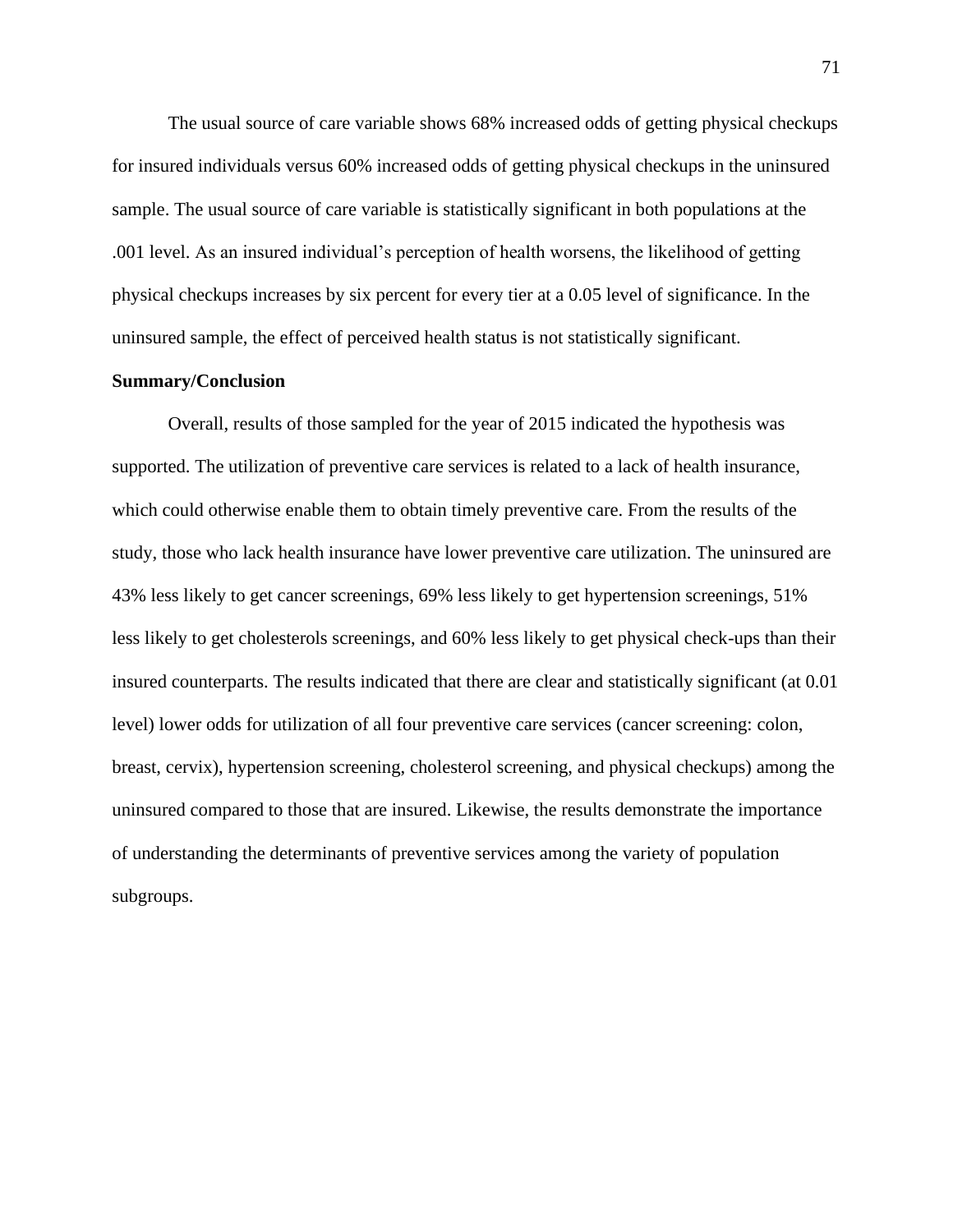The usual source of care variable shows 68% increased odds of getting physical checkups for insured individuals versus 60% increased odds of getting physical checkups in the uninsured sample. The usual source of care variable is statistically significant in both populations at the .001 level. As an insured individual's perception of health worsens, the likelihood of getting physical checkups increases by six percent for every tier at a 0.05 level of significance. In the uninsured sample, the effect of perceived health status is not statistically significant.

**Summary/Conclusion**

Overall, results of those sampled for the year of 2015 indicated the hypothesis was supported. The utilization of preventive care services is related to a lack of health insurance, which could otherwise enable them to obtain timely preventive care. From the results of the study, those who lack health insurance have lower preventive care utilization. The uninsured are 43% less likely to get cancer screenings, 69% less likely to get hypertension screenings, 51% less likely to get cholesterols screenings, and 60% less likely to get physical check-ups than their insured counterparts. The results indicated that there are clear and statistically significant (at 0.01 level) lower odds for utilization of all four preventive care services (cancer screening: colon, breast, cervix), hypertension screening, cholesterol screening, and physical checkups) among the uninsured compared to those that are insured. Likewise, the results demonstrate the importance of understanding the determinants of preventive services among the variety of population subgroups.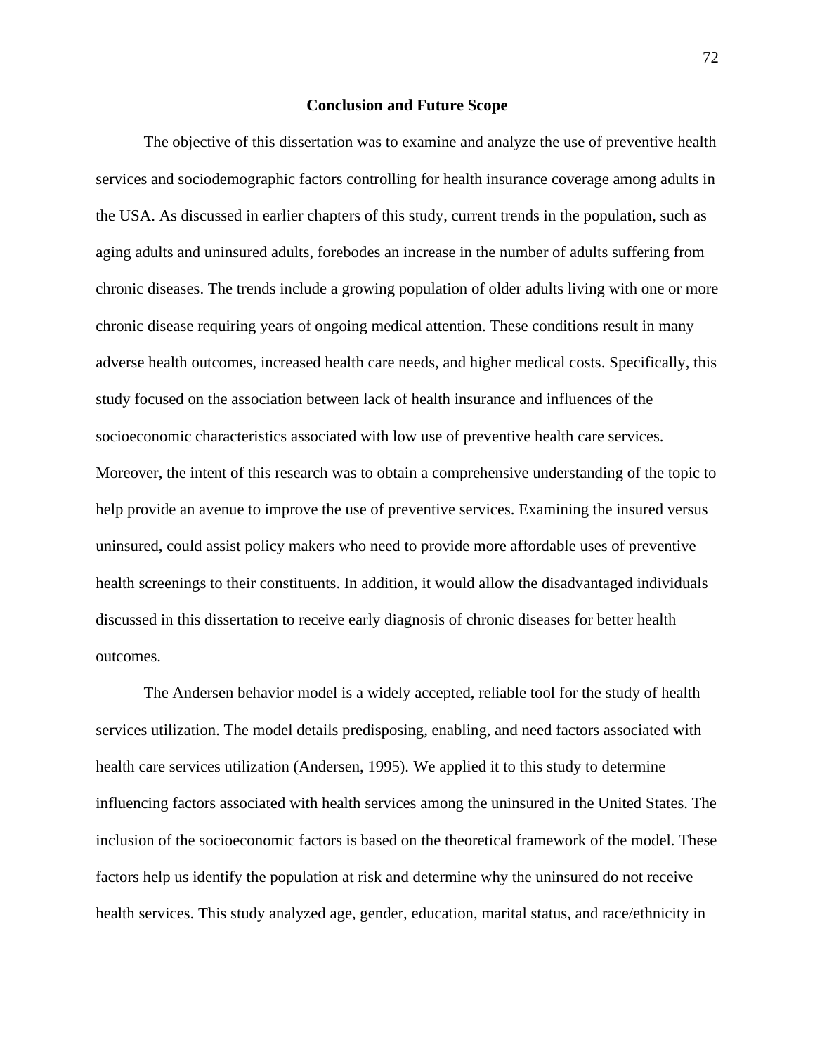## Conclusion and Future Scope

The objective of this dissertation was to examine and analyze the use of preventive health services and sociodemographic factors controlling for health insurance coverage among adults in the USA. As discussed in earlier chapters of this study, current trends in the population, such as aging adults and uninsured adults, forebodes an increase in the number of adults suffering from chronic diseases. The trends include a growing population of older adults living with one or more chronic disease requiring years of ongoing medical attention. These conditions result in many adverse health outcomes, increased health care needs, and higher medical costs. Specifically, this study focused on the association between lack of health insurance and influences of the socioeconomic characteristics associated with low use of preventive health care services. Moreover, the intent of this research was to obtain a comprehensive understanding of the topic to help provide an avenue to improve the use of preventive services. Examining the insured versus uninsured, could assist policy makers who need to provide more affordable uses of preventive health screenings to their constituents. In addition, it would allow the disadvantaged individuals discussed in this dissertation to receive early diagnosis of chronic diseases for better health outcomes.

The Andersen behavior model is a widely accepted, reliable tool for the study of health services utilization. The model details predisposing, enabling, and need factors associated with health care services utilization (Andersen, 1995). We applied it to this study to determine influencing factors associated with health services among the uninsured in the United States. The inclusion of the socioeconomic factors is based on the theoretical framework of the model. These factors help us identify the population at risk and determine why the uninsured do not receive health services. This study analyzed age, gender, education, marital status, and race/ethnicity in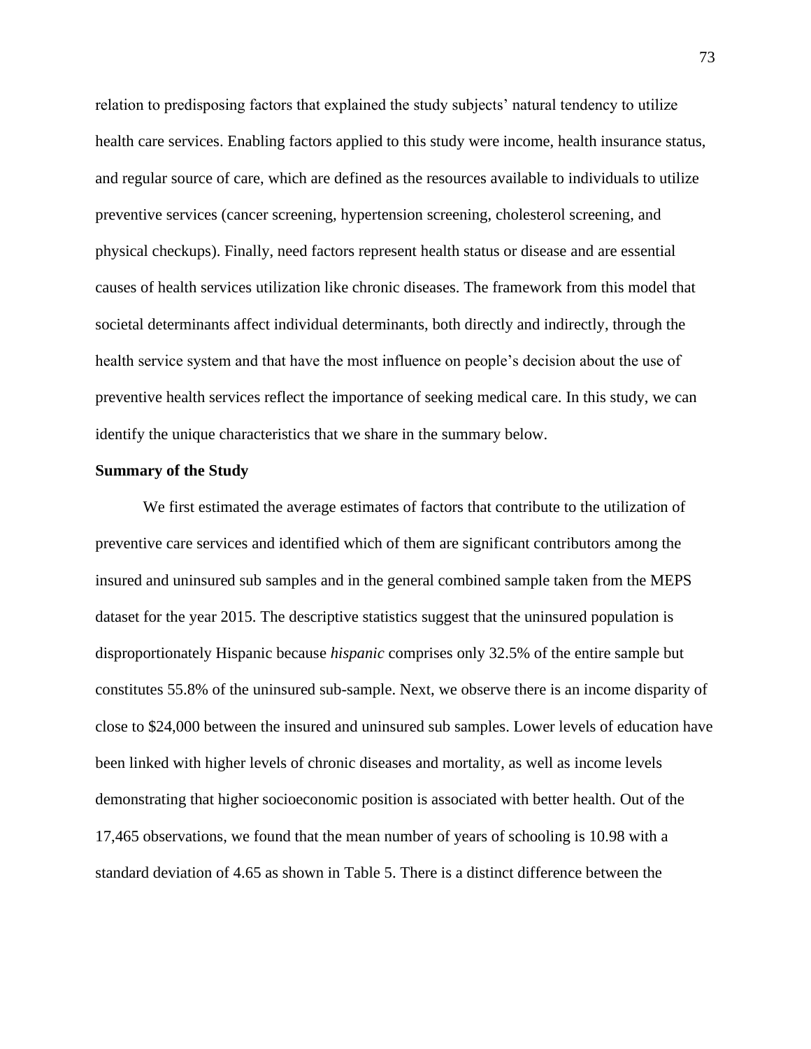relation to predisposing factors that explained the study subjects' natural tendency to utilize health care services. Enabling factors applied to this study were income, health insurance status, and regular source of care, which are defined as the resources available to individuals to utilize preventive services (cancer screening, hypertension screening, cholesterol screening, and physical checkups). Finally, need factors represent health status or disease and are essential causes of health services utilization like chronic diseases. The framework from this model that societal determinants affect individual determinants, both directly and indirectly, through the health service system and that have the most influence on people's decision about the use of preventive health services reflect the importance of seeking medical care. In this study, we can identify the unique characteristics that we share in the summary below.

**Summary of the Study**

We first estimated the average estimates of factors that contribute to the utilization of preventive care services and identified which of them are significant contributors among the insured and uninsured sub samples and in the general combined sample taken from the MEPS dataset for the year 2015. The descriptive statistics suggest that the uninsured population is disproportionately Hispanic because *hispanic* comprises only 32.5% of the entire sample but constitutes 55.8% of the uninsured sub-sample. Next, we observe there is an income disparity of close to $24,000 between the insured and uninsured sub samples. Lower levels of education have been linked with higher levels of chronic diseases and mortality, as well as income levels demonstrating that higher socioeconomic position is associated with better health. Out of the 17,465 observations, we found that the mean number of years of schooling is 10.98 with a standard deviation of 4.65 as shown in Table 5. There is a distinct difference between the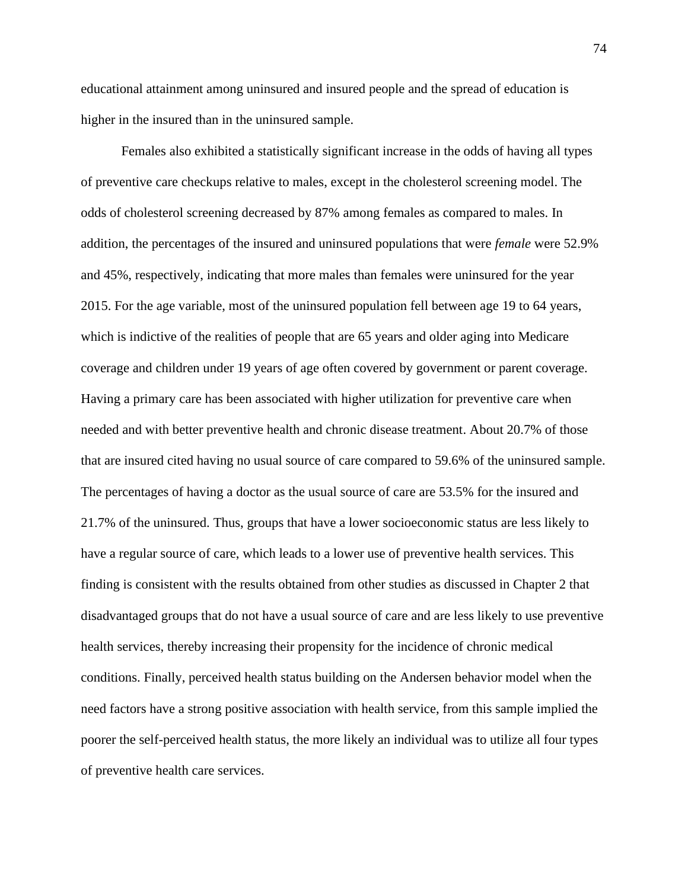educational attainment among uninsured and insured people and the spread of education is higher in the insured than in the uninsured sample.

Females also exhibited a statistically significant increase in the odds of having all types of preventive care checkups relative to males, except in the cholesterol screening model. The odds of cholesterol screening decreased by 87% among females as compared to males. In addition, the percentages of the insured and uninsured populations that were *female* were 52.9% and 45%, respectively, indicating that more males than females were uninsured for the year 2015. For the age variable, most of the uninsured population fell between age 19 to 64 years, which is indictive of the realities of people that are 65 years and older aging into Medicare coverage and children under 19 years of age often covered by government or parent coverage. Having a primary care has been associated with higher utilization for preventive care when needed and with better preventive health and chronic disease treatment. About 20.7% of those that are insured cited having no usual source of care compared to 59.6% of the uninsured sample. The percentages of having a doctor as the usual source of care are 53.5% for the insured and 21.7% of the uninsured. Thus, groups that have a lower socioeconomic status are less likely to have a regular source of care, which leads to a lower use of preventive health services. This finding is consistent with the results obtained from other studies as discussed in Chapter 2 that disadvantaged groups that do not have a usual source of care and are less likely to use preventive health services, thereby increasing their propensity for the incidence of chronic medical conditions. Finally, perceived health status building on the Andersen behavior model when the need factors have a strong positive association with health service, from this sample implied the poorer the self-perceived health status, the more likely an individual was to utilize all four types of preventive health care services.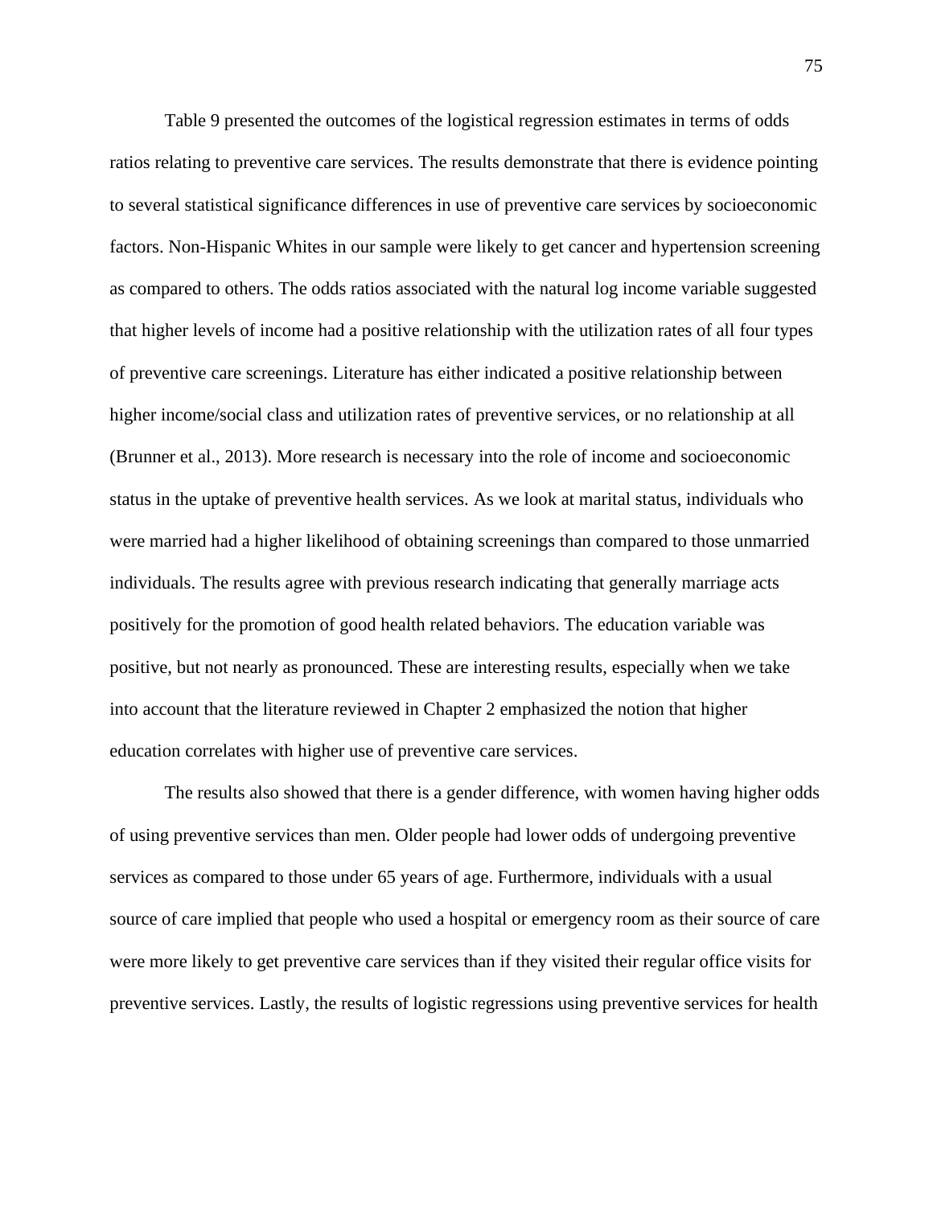Table 9 presented the outcomes of the logistical regression estimates in terms of odds ratios relating to preventive care services. The results demonstrate that there is evidence pointing to several statistical significance differences in use of preventive care services by socioeconomic factors. Non-Hispanic Whites in our sample were likely to get cancer and hypertension screening as compared to others. The odds ratios associated with the natural log income variable suggested that higher levels of income had a positive relationship with the utilization rates of all four types of preventive care screenings. Literature has either indicated a positive relationship between higher income/social class and utilization rates of preventive services, or no relationship at all (Brunner et al., 2013). More research is necessary into the role of income and socioeconomic status in the uptake of preventive health services. As we look at marital status, individuals who were married had a higher likelihood of obtaining screenings than compared to those unmarried individuals. The results agree with previous research indicating that generally marriage acts positively for the promotion of good health related behaviors. The education variable was positive, but not nearly as pronounced. These are interesting results, especially when we take into account that the literature reviewed in Chapter 2 emphasized the notion that higher education correlates with higher use of preventive care services.

The results also showed that there is a gender difference, with women having higher odds of using preventive services than men. Older people had lower odds of undergoing preventive services as compared to those under 65 years of age. Furthermore, individuals with a usual source of care implied that people who used a hospital or emergency room as their source of care were more likely to get preventive care services than if they visited their regular office visits for preventive services. Lastly, the results of logistic regressions using preventive services for health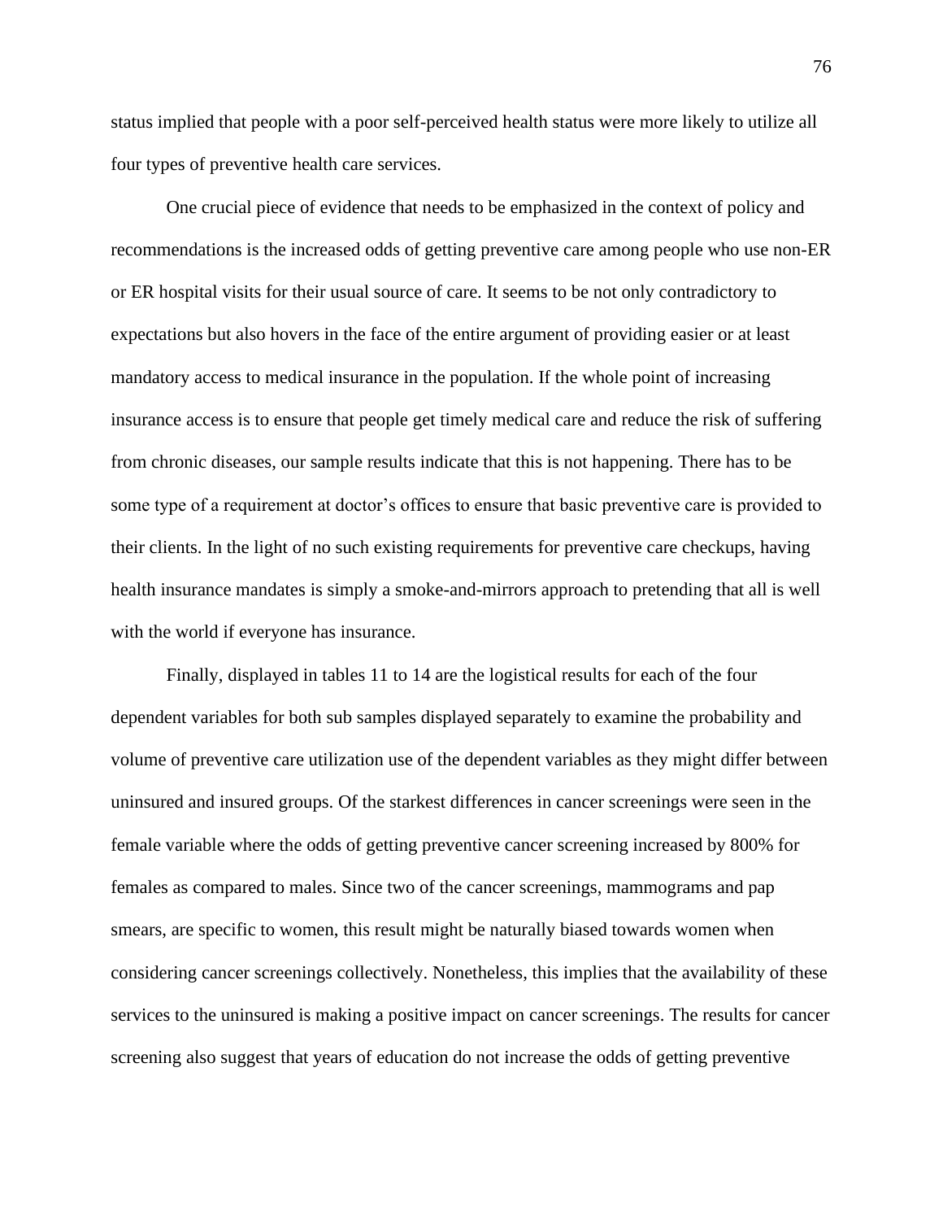status implied that people with a poor self-perceived health status were more likely to utilize all four types of preventive health care services.

One crucial piece of evidence that needs to be emphasized in the context of policy and recommendations is the increased odds of getting preventive care among people who use non-ER or ER hospital visits for their usual source of care. It seems to be not only contradictory to expectations but also hovers in the face of the entire argument of providing easier or at least mandatory access to medical insurance in the population. If the whole point of increasing insurance access is to ensure that people get timely medical care and reduce the risk of suffering from chronic diseases, our sample results indicate that this is not happening. There has to be some type of a requirement at doctor's offices to ensure that basic preventive care is provided to their clients. In the light of no such existing requirements for preventive care checkups, having health insurance mandates is simply a smoke-and-mirrors approach to pretending that all is well with the world if everyone has insurance.

Finally, displayed in tables 11 to 14 are the logistical results for each of the four dependent variables for both sub samples displayed separately to examine the probability and volume of preventive care utilization use of the dependent variables as they might differ between uninsured and insured groups. Of the starkest differences in cancer screenings were seen in the female variable where the odds of getting preventive cancer screening increased by 800% for females as compared to males. Since two of the cancer screenings, mammograms and pap smears, are specific to women, this result might be naturally biased towards women when considering cancer screenings collectively. Nonetheless, this implies that the availability of these services to the uninsured is making a positive impact on cancer screenings. The results for cancer screening also suggest that years of education do not increase the odds of getting preventive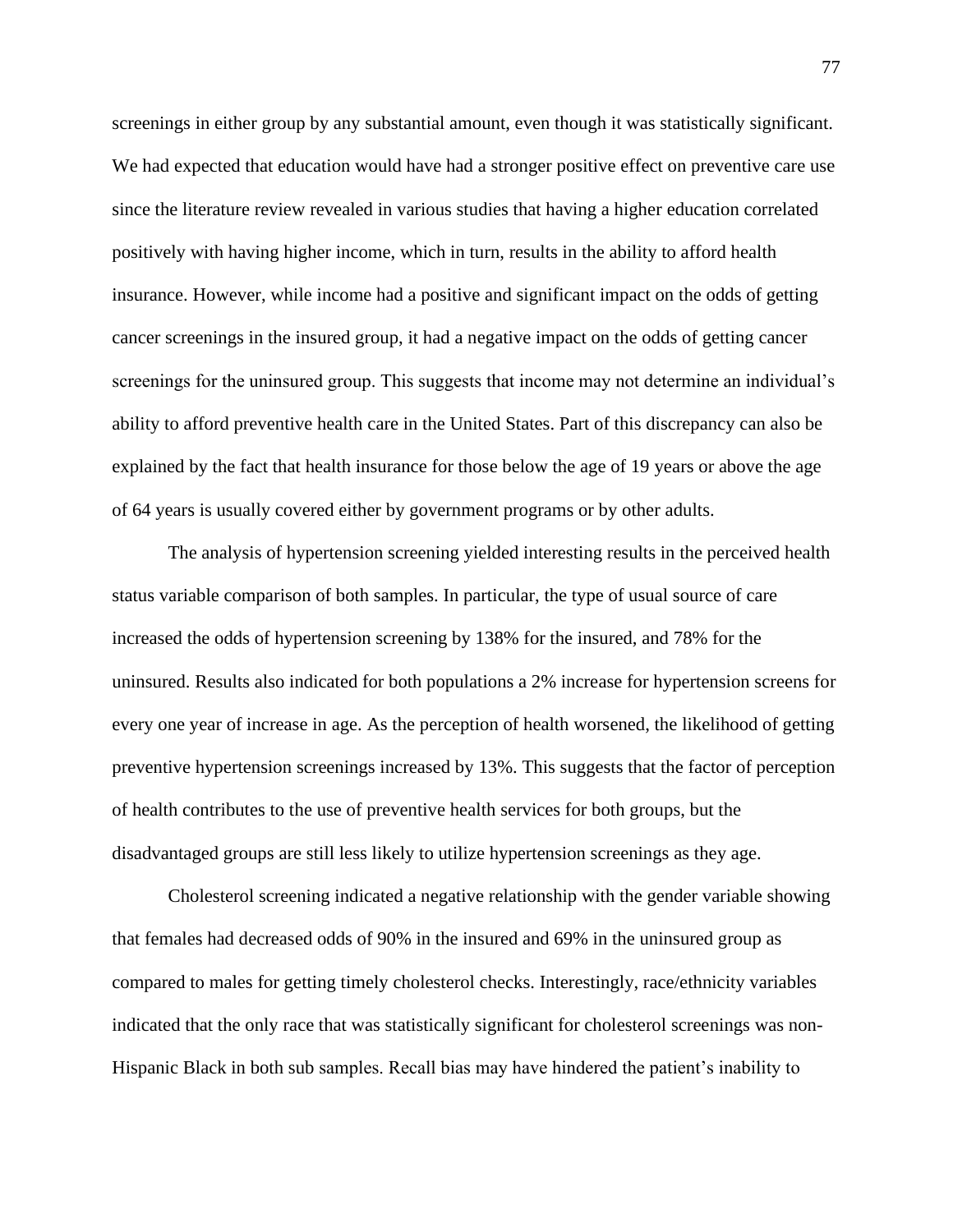screenings in either group by any substantial amount, even though it was statistically significant. We had expected that education would have had a stronger positive effect on preventive care use since the literature review revealed in various studies that having a higher education correlated positively with having higher income, which in turn, results in the ability to afford health insurance. However, while income had a positive and significant impact on the odds of getting cancer screenings in the insured group, it had a negative impact on the odds of getting cancer screenings for the uninsured group. This suggests that income may not determine an individual's ability to afford preventive health care in the United States. Part of this discrepancy can also be explained by the fact that health insurance for those below the age of 19 years or above the age of 64 years is usually covered either by government programs or by other adults.

The analysis of hypertension screening yielded interesting results in the perceived health status variable comparison of both samples. In particular, the type of usual source of care increased the odds of hypertension screening by 138% for the insured, and 78% for the uninsured. Results also indicated for both populations a 2% increase for hypertension screens for every one year of increase in age. As the perception of health worsened, the likelihood of getting preventive hypertension screenings increased by 13%. This suggests that the factor of perception of health contributes to the use of preventive health services for both groups, but the disadvantaged groups are still less likely to utilize hypertension screenings as they age.

Cholesterol screening indicated a negative relationship with the gender variable showing that females had decreased odds of 90% in the insured and 69% in the uninsured group as compared to males for getting timely cholesterol checks. Interestingly, race/ethnicity variables indicated that the only race that was statistically significant for cholesterol screenings was non-Hispanic Black in both sub samples. Recall bias may have hindered the patient's inability to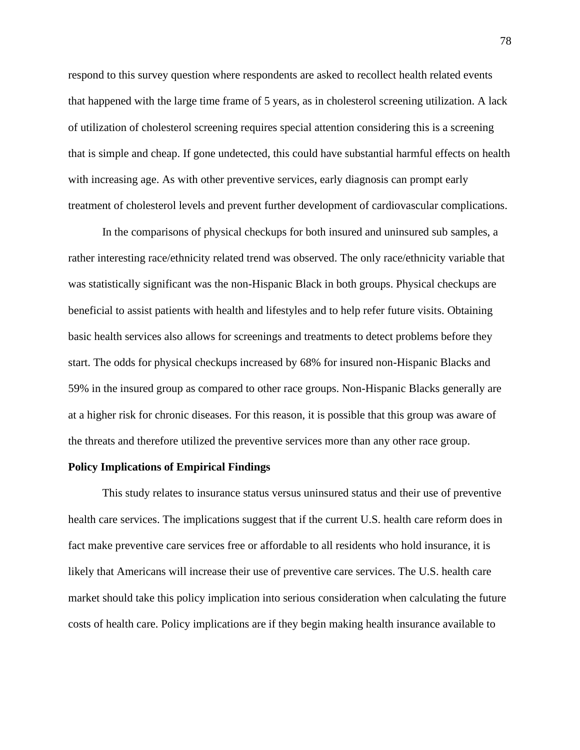respond to this survey question where respondents are asked to recollect health related events that happened with the large time frame of 5 years, as in cholesterol screening utilization. A lack of utilization of cholesterol screening requires special attention considering this is a screening that is simple and cheap. If gone undetected, this could have substantial harmful effects on health with increasing age. As with other preventive services, early diagnosis can prompt early treatment of cholesterol levels and prevent further development of cardiovascular complications.

In the comparisons of physical checkups for both insured and uninsured sub samples, a rather interesting race/ethnicity related trend was observed. The only race/ethnicity variable that was statistically significant was the non-Hispanic Black in both groups. Physical checkups are beneficial to assist patients with health and lifestyles and to help refer future visits. Obtaining basic health services also allows for screenings and treatments to detect problems before they start. The odds for physical checkups increased by 68% for insured non-Hispanic Blacks and 59% in the insured group as compared to other race groups. Non-Hispanic Blacks generally are at a higher risk for chronic diseases. For this reason, it is possible that this group was aware of the threats and therefore utilized the preventive services more than any other race group.

**Policy Implications of Empirical Findings**

This study relates to insurance status versus uninsured status and their use of preventive health care services. The implications suggest that if the current U.S. health care reform does in fact make preventive care services free or affordable to all residents who hold insurance, it is likely that Americans will increase their use of preventive care services. The U.S. health care market should take this policy implication into serious consideration when calculating the future costs of health care. Policy implications are if they begin making health insurance available to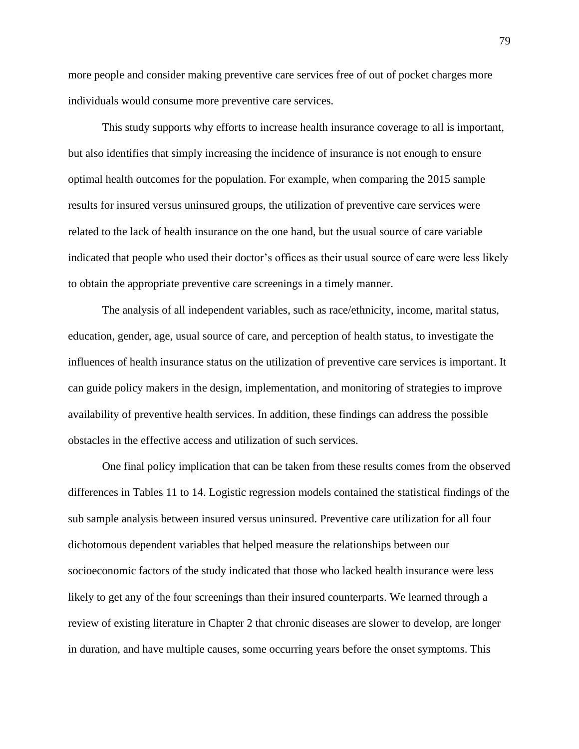more people and consider making preventive care services free of out of pocket charges more individuals would consume more preventive care services.

This study supports why efforts to increase health insurance coverage to all is important, but also identifies that simply increasing the incidence of insurance is not enough to ensure optimal health outcomes for the population. For example, when comparing the 2015 sample results for insured versus uninsured groups, the utilization of preventive care services were related to the lack of health insurance on the one hand, but the usual source of care variable indicated that people who used their doctor's offices as their usual source of care were less likely to obtain the appropriate preventive care screenings in a timely manner.

The analysis of all independent variables, such as race/ethnicity, income, marital status, education, gender, age, usual source of care, and perception of health status, to investigate the influences of health insurance status on the utilization of preventive care services is important. It can guide policy makers in the design, implementation, and monitoring of strategies to improve availability of preventive health services. In addition, these findings can address the possible obstacles in the effective access and utilization of such services.

One final policy implication that can be taken from these results comes from the observed differences in Tables 11 to 14. Logistic regression models contained the statistical findings of the sub sample analysis between insured versus uninsured. Preventive care utilization for all four dichotomous dependent variables that helped measure the relationships between our socioeconomic factors of the study indicated that those who lacked health insurance were less likely to get any of the four screenings than their insured counterparts. We learned through a review of existing literature in Chapter 2 that chronic diseases are slower to develop, are longer in duration, and have multiple causes, some occurring years before the onset symptoms. This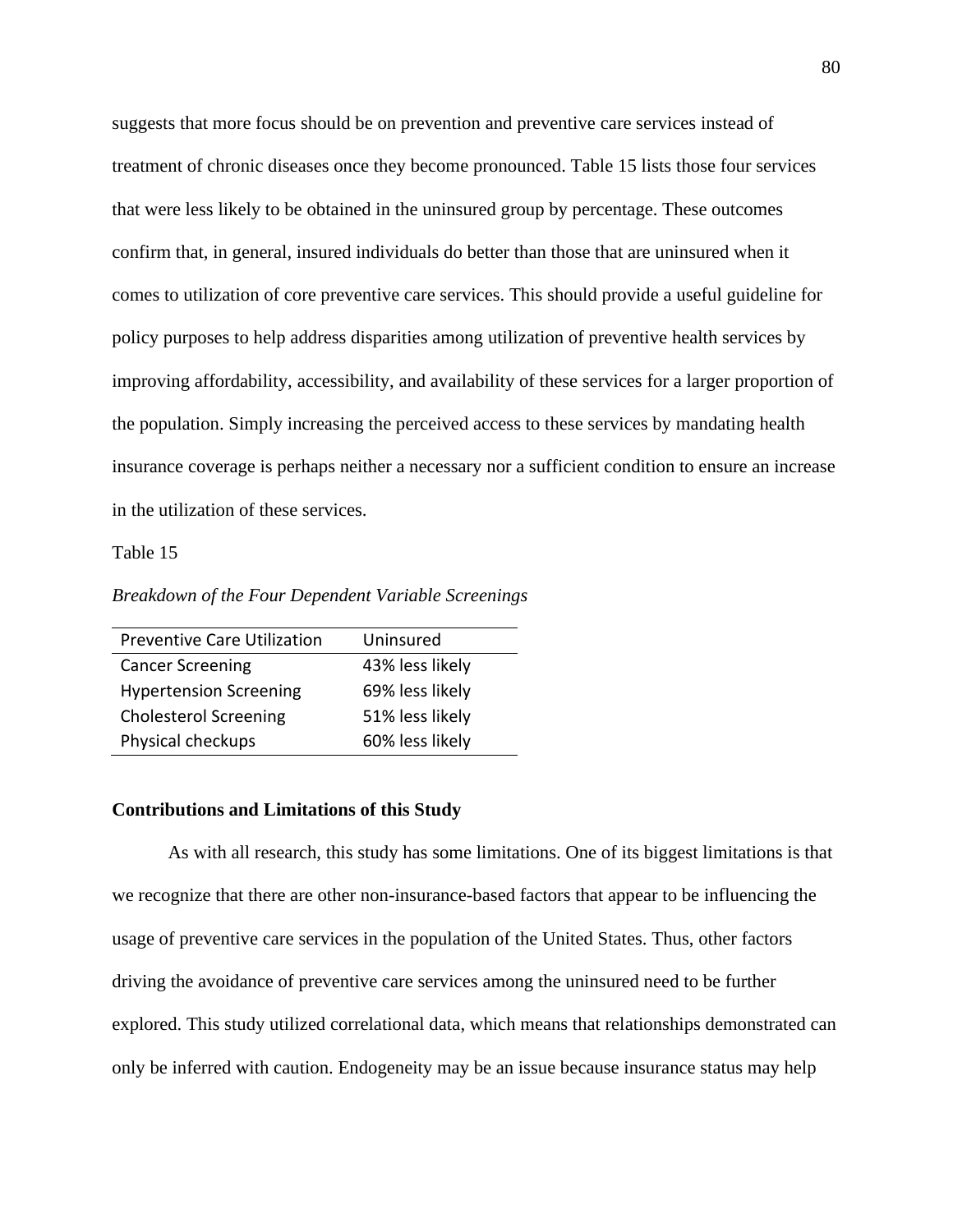suggests that more focus should be on prevention and preventive care services instead of treatment of chronic diseases once they become pronounced. Table 15 lists those four services that were less likely to be obtained in the uninsured group by percentage. These outcomes confirm that, in general, insured individuals do better than those that are uninsured when it comes to utilization of core preventive care services. This should provide a useful guideline for policy purposes to help address disparities among utilization of preventive health services by improving affordability, accessibility, and availability of these services for a larger proportion of the population. Simply increasing the perceived access to these services by mandating health insurance coverage is perhaps neither a necessary nor a sufficient condition to ensure an increase in the utilization of these services.

Table 15

*Breakdown of the Four Dependent Variable Screenings*

| Preventive Care Utilization | Uninsured |
|---|---|
| Cancer Screening | 43% less likely |
| Hypertension Screening | 69% less likely |
| Cholesterol Screening | 51% less likely |
| Physical checkups | 60% less likely |

**Contributions and Limitations of this Study**

As with all research, this study has some limitations. One of its biggest limitations is that we recognize that there are other non-insurance-based factors that appear to be influencing the usage of preventive care services in the population of the United States. Thus, other factors driving the avoidance of preventive care services among the uninsured need to be further explored. This study utilized correlational data, which means that relationships demonstrated can only be inferred with caution. Endogeneity may be an issue because insurance status may help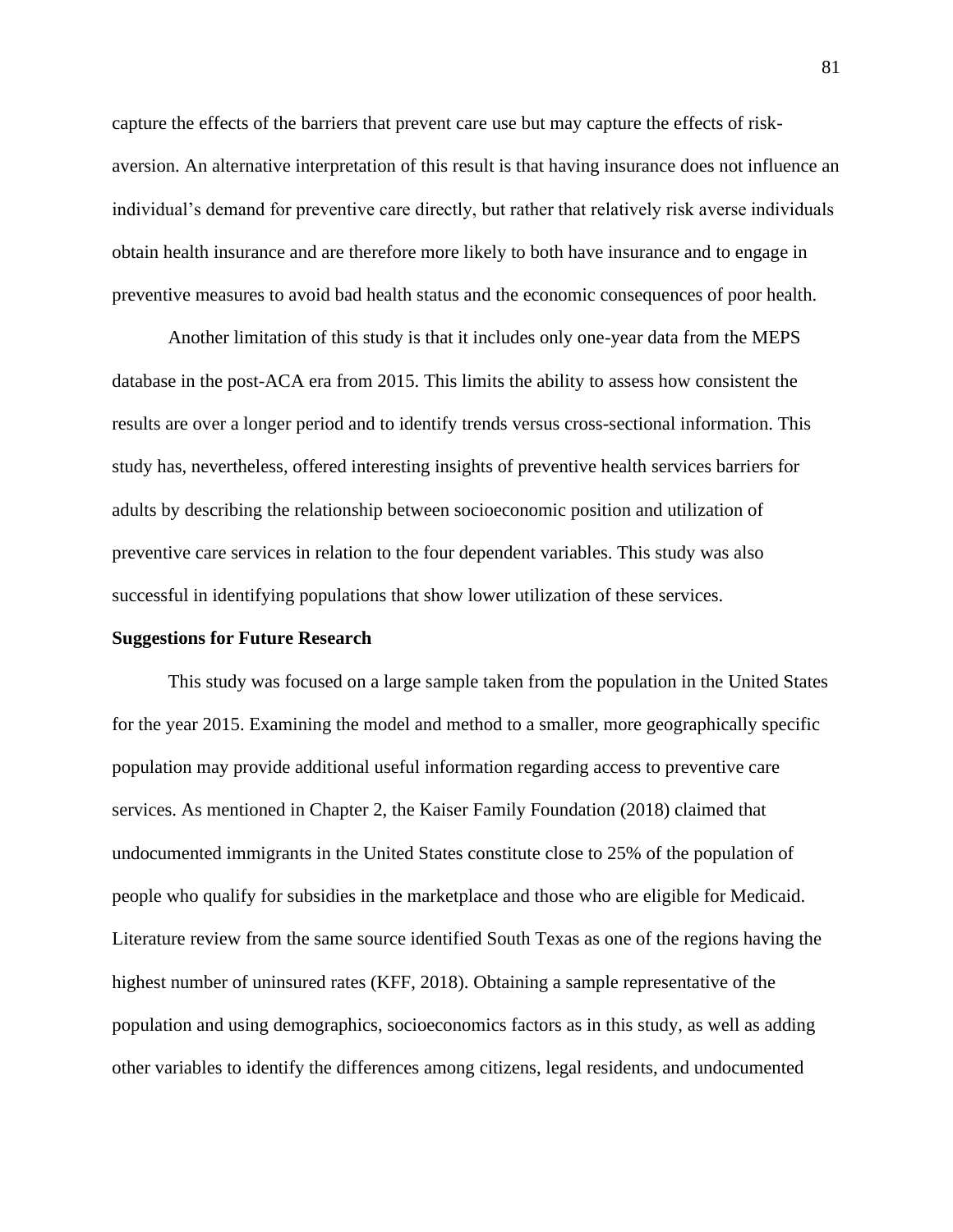capture the effects of the barriers that prevent care use but may capture the effects of risk-aversion. An alternative interpretation of this result is that having insurance does not influence an individual's demand for preventive care directly, but rather that relatively risk averse individuals obtain health insurance and are therefore more likely to both have insurance and to engage in preventive measures to avoid bad health status and the economic consequences of poor health.

Another limitation of this study is that it includes only one-year data from the MEPS database in the post-ACA era from 2015. This limits the ability to assess how consistent the results are over a longer period and to identify trends versus cross-sectional information. This study has, nevertheless, offered interesting insights of preventive health services barriers for adults by describing the relationship between socioeconomic position and utilization of preventive care services in relation to the four dependent variables. This study was also successful in identifying populations that show lower utilization of these services.

**Suggestions for Future Research**

This study was focused on a large sample taken from the population in the United States for the year 2015. Examining the model and method to a smaller, more geographically specific population may provide additional useful information regarding access to preventive care services. As mentioned in Chapter 2, the Kaiser Family Foundation (2018) claimed that undocumented immigrants in the United States constitute close to 25% of the population of people who qualify for subsidies in the marketplace and those who are eligible for Medicaid. Literature review from the same source identified South Texas as one of the regions having the highest number of uninsured rates (KFF, 2018). Obtaining a sample representative of the population and using demographics, socioeconomics factors as in this study, as well as adding other variables to identify the differences among citizens, legal residents, and undocumented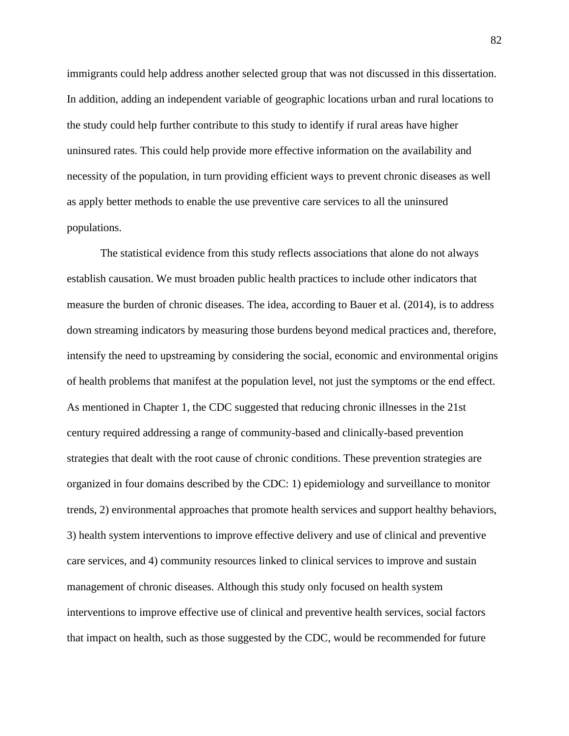immigrants could help address another selected group that was not discussed in this dissertation. In addition, adding an independent variable of geographic locations urban and rural locations to the study could help further contribute to this study to identify if rural areas have higher uninsured rates. This could help provide more effective information on the availability and necessity of the population, in turn providing efficient ways to prevent chronic diseases as well as apply better methods to enable the use preventive care services to all the uninsured populations.

The statistical evidence from this study reflects associations that alone do not always establish causation. We must broaden public health practices to include other indicators that measure the burden of chronic diseases. The idea, according to Bauer et al. (2014), is to address down streaming indicators by measuring those burdens beyond medical practices and, therefore, intensify the need to upstreaming by considering the social, economic and environmental origins of health problems that manifest at the population level, not just the symptoms or the end effect. As mentioned in Chapter 1, the CDC suggested that reducing chronic illnesses in the 21st century required addressing a range of community-based and clinically-based prevention strategies that dealt with the root cause of chronic conditions. These prevention strategies are organized in four domains described by the CDC: 1) epidemiology and surveillance to monitor trends, 2) environmental approaches that promote health services and support healthy behaviors, 3) health system interventions to improve effective delivery and use of clinical and preventive care services, and 4) community resources linked to clinical services to improve and sustain management of chronic diseases. Although this study only focused on health system interventions to improve effective use of clinical and preventive health services, social factors that impact on health, such as those suggested by the CDC, would be recommended for future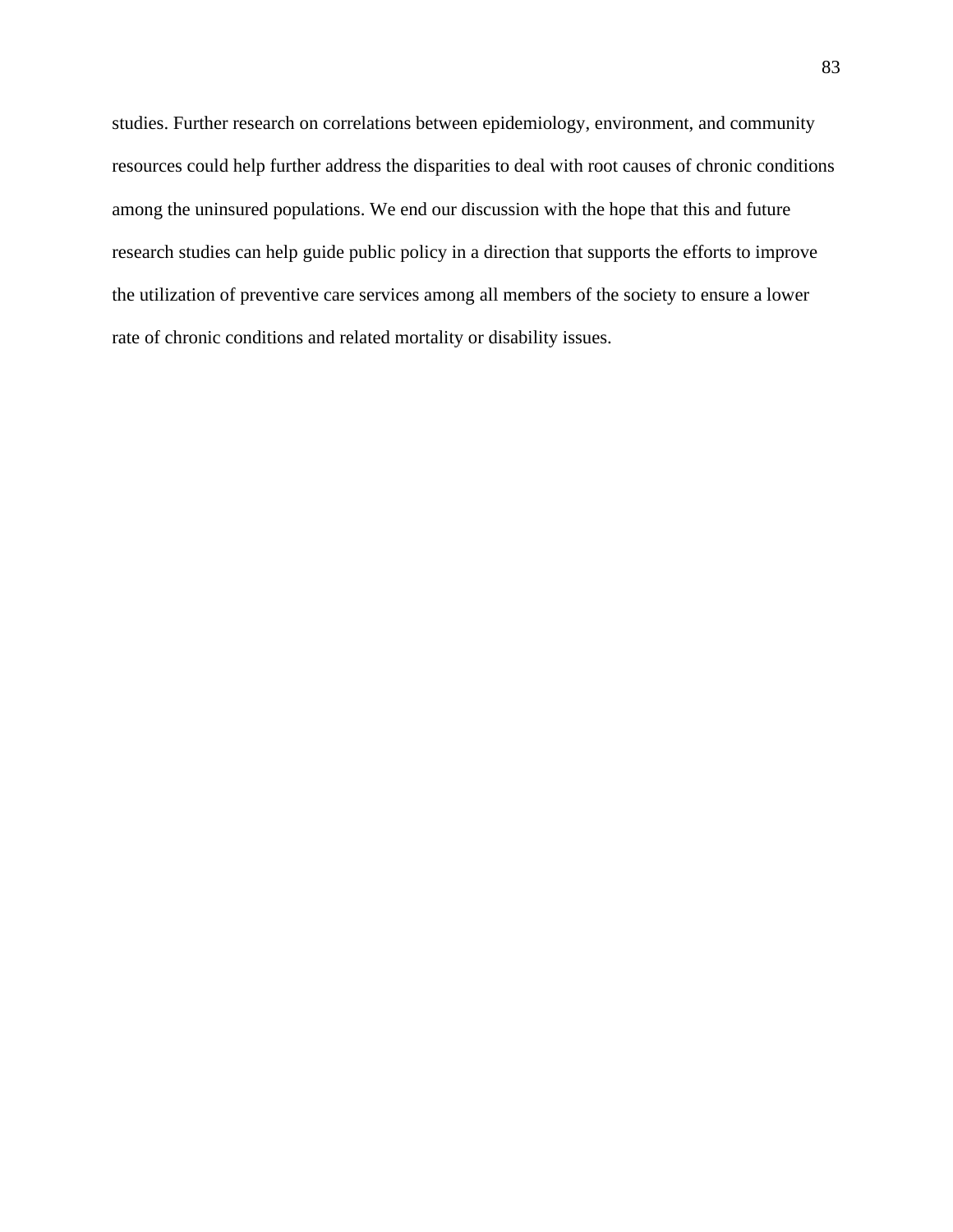studies. Further research on correlations between epidemiology, environment, and community resources could help further address the disparities to deal with root causes of chronic conditions among the uninsured populations. We end our discussion with the hope that this and future research studies can help guide public policy in a direction that supports the efforts to improve the utilization of preventive care services among all members of the society to ensure a lower rate of chronic conditions and related mortality or disability issues.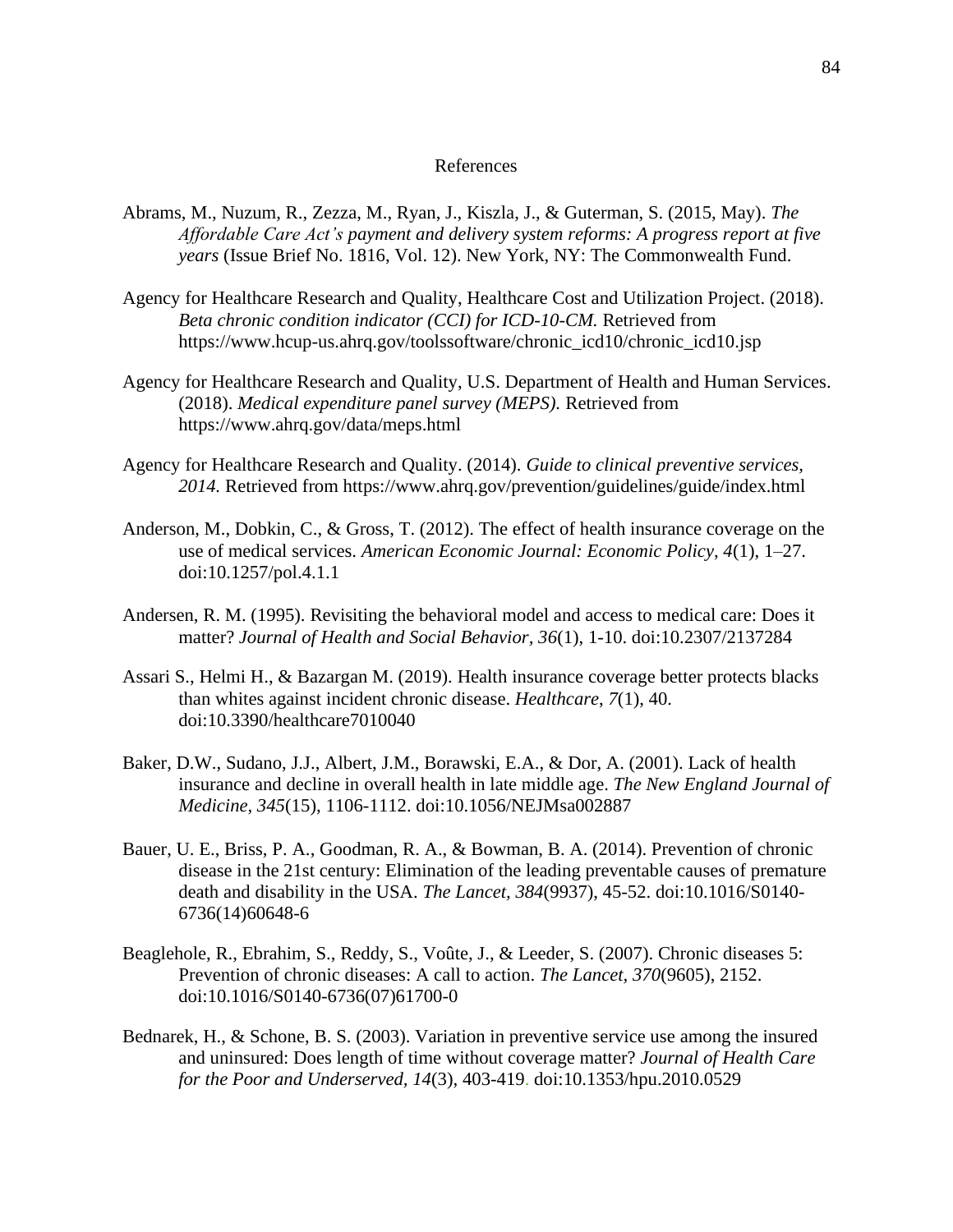# References

Abrams, M., Nuzum, R., Zezza, M., Ryan, J., Kiszla, J., & Guterman, S. (2015, May). *The Affordable Care Act's payment and delivery system reforms: A progress report at five years* (Issue Brief No. 1816, Vol. 12). New York, NY: The Commonwealth Fund.

Agency for Healthcare Research and Quality, Healthcare Cost and Utilization Project. (2018). *Beta chronic condition indicator (CCI) for ICD-10-CM.* Retrieved from https://www.hcup-us.ahrq.gov/toolssoftware/chronic_icd10/chronic_icd10.jsp

Agency for Healthcare Research and Quality, U.S. Department of Health and Human Services. (2018). *Medical expenditure panel survey (MEPS).* Retrieved from https://www.ahrq.gov/data/meps.html

Agency for Healthcare Research and Quality. (2014). *Guide to clinical preventive services, 2014.* Retrieved from https://www.ahrq.gov/prevention/guidelines/guide/index.html

Anderson, M., Dobkin, C., & Gross, T. (2012). The effect of health insurance coverage on the use of medical services. *American Economic Journal: Economic Policy*, *4*(1), 1–27. doi:10.1257/pol.4.1.1

Andersen, R. M. (1995). Revisiting the behavioral model and access to medical care: Does it matter? *Journal of Health and Social Behavior*, *36*(1), 1-10. doi:10.2307/2137284

Assari S., Helmi H., & Bazargan M. (2019). Health insurance coverage better protects blacks than whites against incident chronic disease. *Healthcare*, *7*(1), 40. doi:10.3390/healthcare7010040

Baker, D.W., Sudano, J.J., Albert, J.M., Borawski, E.A., & Dor, A. (2001). Lack of health insurance and decline in overall health in late middle age. *The New England Journal of Medicine*, *345*(15), 1106-1112. doi:10.1056/NEJMsa002887

Bauer, U. E., Briss, P. A., Goodman, R. A., & Bowman, B. A. (2014). Prevention of chronic disease in the 21st century: Elimination of the leading preventable causes of premature death and disability in the USA. *The Lancet, 384*(9937), 45-52. doi:10.1016/S0140-6736(14)60648-6

Beaglehole, R., Ebrahim, S., Reddy, S., Voûte, J., & Leeder, S. (2007). Chronic diseases 5: Prevention of chronic diseases: A call to action. *The Lancet*, *370*(9605), 2152. doi:10.1016/S0140-6736(07)61700-0

Bednarek, H., & Schone, B. S. (2003). Variation in preventive service use among the insured and uninsured: Does length of time without coverage matter? *Journal of Health Care for the Poor and Underserved, 14*(3), 403-419. doi:10.1353/hpu.2010.0529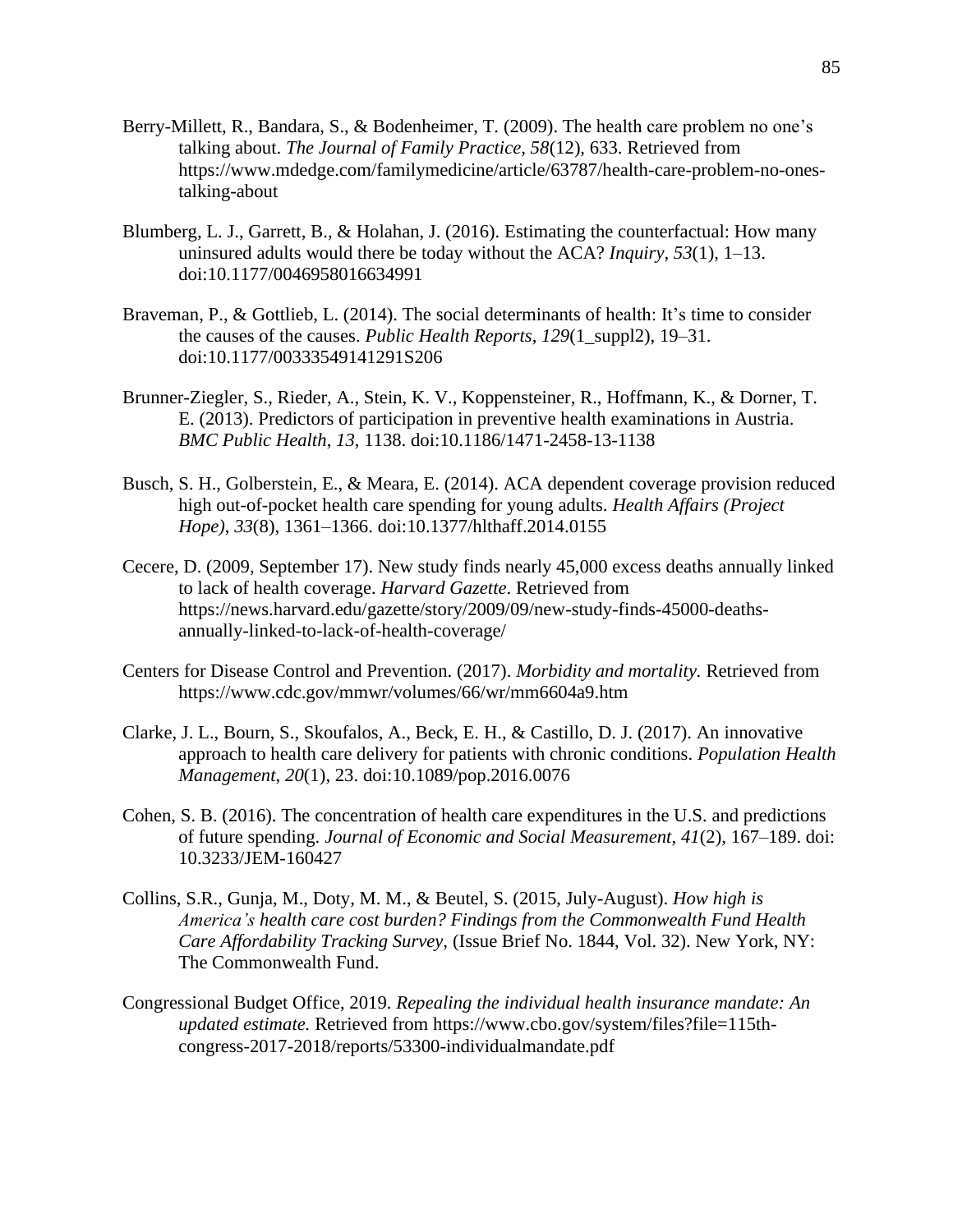Berry-Millett, R., Bandara, S., & Bodenheimer, T. (2009). The health care problem no one's talking about. *The Journal of Family Practice, 58*(12), 633. Retrieved from https://www.mdedge.com/familymedicine/article/63787/health-care-problem-no-ones-talking-about

Blumberg, L. J., Garrett, B., & Holahan, J. (2016). Estimating the counterfactual: How many uninsured adults would there be today without the ACA? *Inquiry*, *53*(1), 1–13. doi:10.1177/0046958016634991

Braveman, P., & Gottlieb, L. (2014). The social determinants of health: It's time to consider the causes of the causes. *Public Health Reports*, *129*(1_suppl2), 19–31. doi:10.1177/00333549141291S206

Brunner-Ziegler, S., Rieder, A., Stein, K. V., Koppensteiner, R., Hoffmann, K., & Dorner, T. E. (2013). Predictors of participation in preventive health examinations in Austria. *BMC Public Health*, *13*, 1138. doi:10.1186/1471-2458-13-1138

Busch, S. H., Golberstein, E., & Meara, E. (2014). ACA dependent coverage provision reduced high out-of-pocket health care spending for young adults. *Health Affairs (Project Hope)*, *33*(8), 1361–1366. doi:10.1377/hlthaff.2014.0155

Cecere, D. (2009, September 17). New study finds nearly 45,000 excess deaths annually linked to lack of health coverage. *Harvard Gazette*. Retrieved from https://news.harvard.edu/gazette/story/2009/09/new-study-finds-45000-deaths-annually-linked-to-lack-of-health-coverage/

Centers for Disease Control and Prevention. (2017). *Morbidity and mortality.* Retrieved from https://www.cdc.gov/mmwr/volumes/66/wr/mm6604a9.htm

Clarke, J. L., Bourn, S., Skoufalos, A., Beck, E. H., & Castillo, D. J. (2017). An innovative approach to health care delivery for patients with chronic conditions. *Population Health Management*, *20*(1), 23. doi:10.1089/pop.2016.0076

Cohen, S. B. (2016). The concentration of health care expenditures in the U.S. and predictions of future spending. *Journal of Economic and Social Measurement*, *41*(2), 167–189. doi: 10.3233/JEM-160427

Collins, S.R., Gunja, M., Doty, M. M., & Beutel, S. (2015, July-August). *How high is America's health care cost burden? Findings from the Commonwealth Fund Health Care Affordability Tracking Survey,* (Issue Brief No. 1844, Vol. 32). New York, NY: The Commonwealth Fund.

Congressional Budget Office, 2019. *Repealing the individual health insurance mandate: An updated estimate.* Retrieved from https://www.cbo.gov/system/files?file=115th-congress-2017-2018/reports/53300-individualmandate.pdf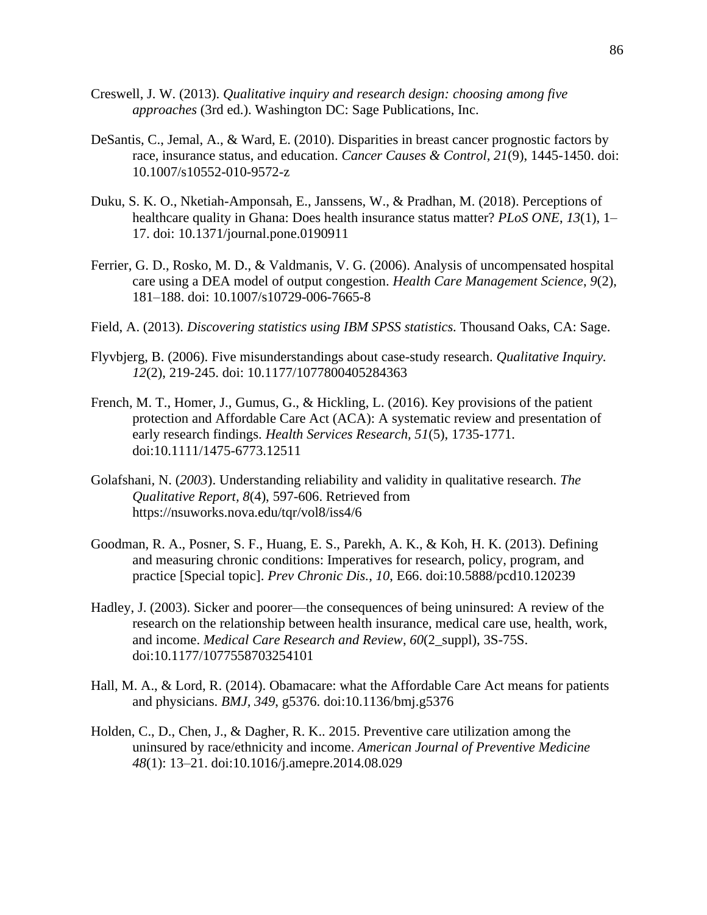Creswell, J. W. (2013). *Qualitative inquiry and research design: choosing among five approaches* (3rd ed.). Washington DC: Sage Publications, Inc.

DeSantis, C., Jemal, A., & Ward, E. (2010). Disparities in breast cancer prognostic factors by race, insurance status, and education. *Cancer Causes & Control*, *21*(9), 1445-1450. doi: 10.1007/s10552-010-9572-z

Duku, S. K. O., Nketiah-Amponsah, E., Janssens, W., & Pradhan, M. (2018). Perceptions of healthcare quality in Ghana: Does health insurance status matter? *PLoS ONE*, *13*(1), 1–17. doi: 10.1371/journal.pone.0190911

Ferrier, G. D., Rosko, M. D., & Valdmanis, V. G. (2006). Analysis of uncompensated hospital care using a DEA model of output congestion. *Health Care Management Science*, *9*(2), 181–188. doi: 10.1007/s10729-006-7665-8

Field, A. (2013). *Discovering statistics using IBM SPSS statistics.* Thousand Oaks, CA: Sage.

Flyvbjerg, B. (2006). Five misunderstandings about case-study research. *Qualitative Inquiry. 12*(2), 219-245. doi: 10.1177/1077800405284363

French, M. T., Homer, J., Gumus, G., & Hickling, L. (2016). Key provisions of the patient protection and Affordable Care Act (ACA): A systematic review and presentation of early research findings. *Health Services Research, 51*(5), 1735-1771. doi:10.1111/1475-6773.12511

Golafshani, N. (*2003*). Understanding reliability and validity in qualitative research. *The Qualitative Report, 8*(4), 597-606. Retrieved from https://nsuworks.nova.edu/tqr/vol8/iss4/6

Goodman, R. A., Posner, S. F., Huang, E. S., Parekh, A. K., & Koh, H. K. (2013). Defining and measuring chronic conditions: Imperatives for research, policy, program, and practice [Special topic]. *Prev Chronic Dis.*, *10*, E66. doi:10.5888/pcd10.120239

Hadley, J. (2003). Sicker and poorer—the consequences of being uninsured: A review of the research on the relationship between health insurance, medical care use, health, work, and income. *Medical Care Research and Review*, *60*(2_suppl), 3S-75S. doi:10.1177/1077558703254101

Hall, M. A., & Lord, R. (2014). Obamacare: what the Affordable Care Act means for patients and physicians. *BMJ*, *349*, g5376. doi:10.1136/bmj.g5376

Holden, C., D., Chen, J., & Dagher, R. K.. 2015. Preventive care utilization among the uninsured by race/ethnicity and income. *American Journal of Preventive Medicine 48*(1): 13–21. doi:10.1016/j.amepre.2014.08.029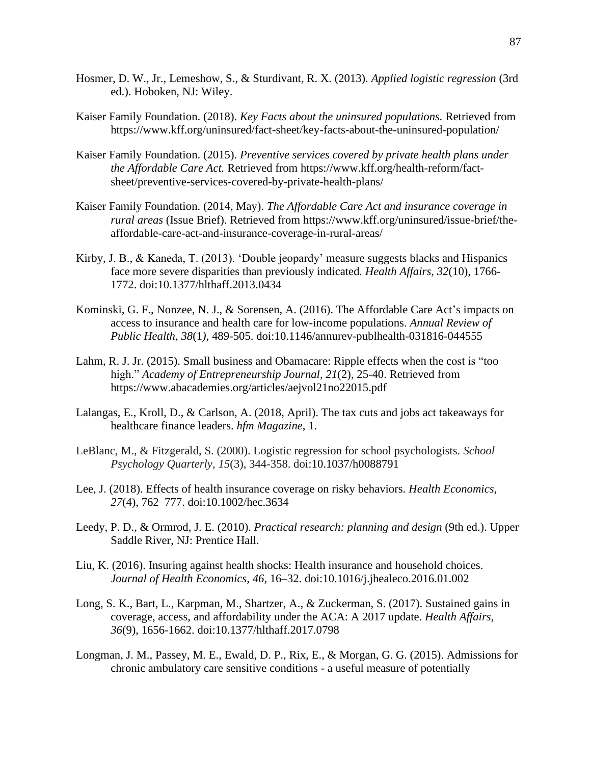Hosmer, D. W., Jr., Lemeshow, S., & Sturdivant, R. X. (2013). *Applied logistic regression* (3rd ed.). Hoboken, NJ: Wiley.

Kaiser Family Foundation. (2018). *Key Facts about the uninsured populations.* Retrieved from https://www.kff.org/uninsured/fact-sheet/key-facts-about-the-uninsured-population/

Kaiser Family Foundation. (2015). *Preventive services covered by private health plans under the Affordable Care Act.* Retrieved from https://www.kff.org/health-reform/fact-sheet/preventive-services-covered-by-private-health-plans/

Kaiser Family Foundation. (2014, May). *The Affordable Care Act and insurance coverage in rural areas* (Issue Brief). Retrieved from https://www.kff.org/uninsured/issue-brief/the-affordable-care-act-and-insurance-coverage-in-rural-areas/

Kirby, J. B., & Kaneda, T. (2013). 'Double jeopardy' measure suggests blacks and Hispanics face more severe disparities than previously indicated. *Health Affairs, 32*(10), 1766-1772. doi:10.1377/hlthaff.2013.0434

Kominski, G. F., Nonzee, N. J., & Sorensen, A. (2016). The Affordable Care Act's impacts on access to insurance and health care for low-income populations. *Annual Review of Public Health*, *38*(1), 489-505. doi:10.1146/annurev-publhealth-031816-044555

Lahm, R. J. Jr. (2015). Small business and Obamacare: Ripple effects when the cost is "too high." *Academy of Entrepreneurship Journal, 21*(2), 25-40. Retrieved from https://www.abacademies.org/articles/aejvol21no22015.pdf

Lalangas, E., Kroll, D., & Carlson, A. (2018, April). The tax cuts and jobs act takeaways for healthcare finance leaders. *hfm Magazine*, 1.

LeBlanc, M., & Fitzgerald, S. (2000). Logistic regression for school psychologists. *School Psychology Quarterly*, *15*(3), 344-358. doi:10.1037/h0088791

Lee, J. (2018). Effects of health insurance coverage on risky behaviors. *Health Economics*, *27*(4), 762–777. doi:10.1002/hec.3634

Leedy, P. D., & Ormrod, J. E. (2010). *Practical research: planning and design* (9th ed.). Upper Saddle River, NJ: Prentice Hall.

Liu, K. (2016). Insuring against health shocks: Health insurance and household choices. *Journal of Health Economics*, *46*, 16–32. doi:10.1016/j.jhealeco.2016.01.002

Long, S. K., Bart, L., Karpman, M., Shartzer, A., & Zuckerman, S. (2017). Sustained gains in coverage, access, and affordability under the ACA: A 2017 update. *Health Affairs, 36*(9), 1656-1662. doi:10.1377/hlthaff.2017.0798

Longman, J. M., Passey, M. E., Ewald, D. P., Rix, E., & Morgan, G. G. (2015). Admissions for chronic ambulatory care sensitive conditions - a useful measure of potentially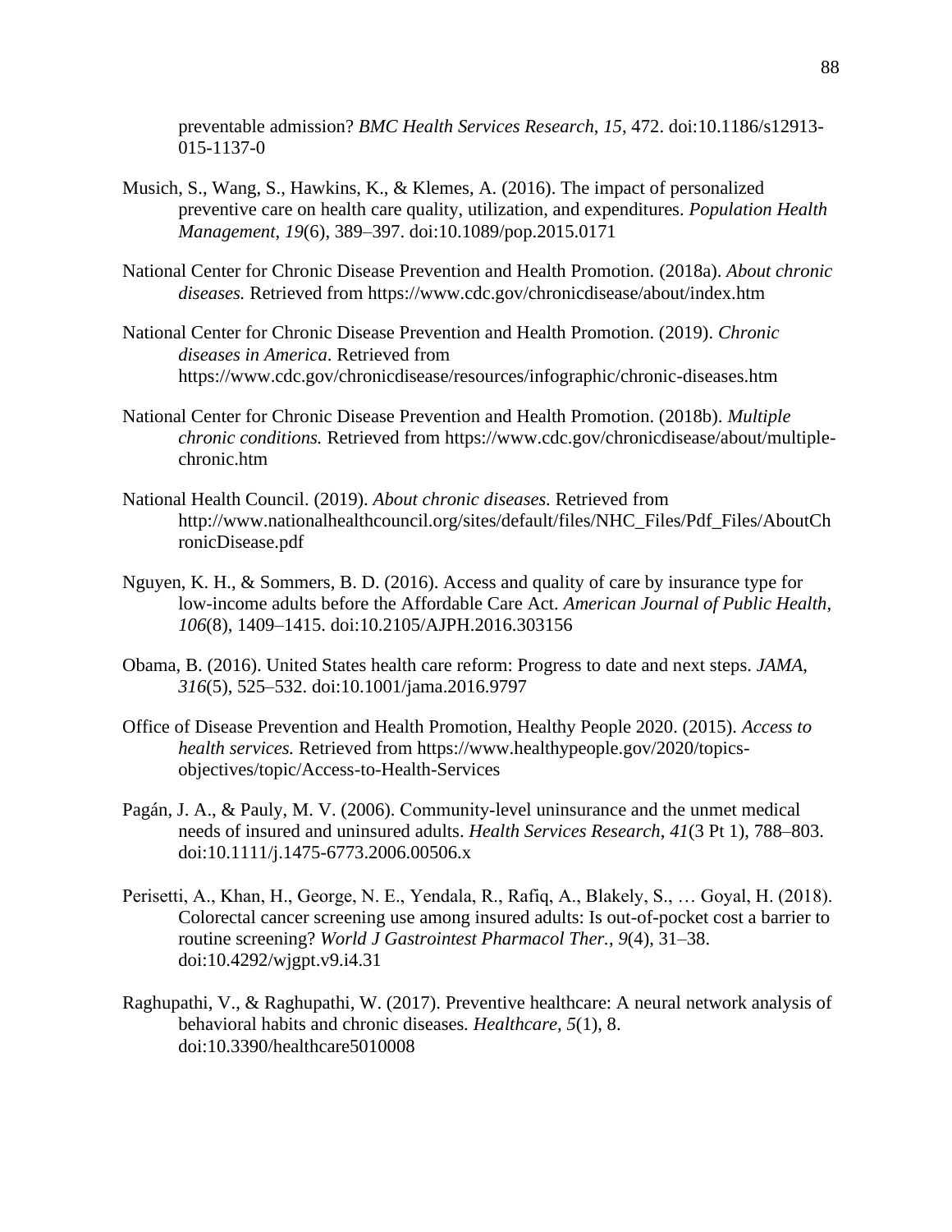preventable admission? *BMC Health Services Research*, *15*, 472. doi:10.1186/s12913-015-1137-0

Musich, S., Wang, S., Hawkins, K., & Klemes, A. (2016). The impact of personalized preventive care on health care quality, utilization, and expenditures. *Population Health Management*, *19*(6), 389–397. doi:10.1089/pop.2015.0171

National Center for Chronic Disease Prevention and Health Promotion. (2018a). *About chronic diseases.* Retrieved from https://www.cdc.gov/chronicdisease/about/index.htm

National Center for Chronic Disease Prevention and Health Promotion. (2019). *Chronic diseases in America*. Retrieved from https://www.cdc.gov/chronicdisease/resources/infographic/chronic-diseases.htm

National Center for Chronic Disease Prevention and Health Promotion. (2018b). *Multiple chronic conditions.* Retrieved from https://www.cdc.gov/chronicdisease/about/multiple-chronic.htm

National Health Council. (2019). *About chronic diseases.* Retrieved from http://www.nationalhealthcouncil.org/sites/default/files/NHC_Files/Pdf_Files/AboutChronicDisease.pdf

Nguyen, K. H., & Sommers, B. D. (2016). Access and quality of care by insurance type for low-income adults before the Affordable Care Act. *American Journal of Public Health*, *106*(8), 1409–1415. doi:10.2105/AJPH.2016.303156

Obama, B. (2016). United States health care reform: Progress to date and next steps. *JAMA*, *316*(5), 525–532. doi:10.1001/jama.2016.9797

Office of Disease Prevention and Health Promotion, Healthy People 2020. (2015). *Access to health services.* Retrieved from https://www.healthypeople.gov/2020/topics-objectives/topic/Access-to-Health-Services

Pagán, J. A., & Pauly, M. V. (2006). Community-level uninsurance and the unmet medical needs of insured and uninsured adults. *Health Services Research*, *41*(3 Pt 1), 788–803. doi:10.1111/j.1475-6773.2006.00506.x

Perisetti, A., Khan, H., George, N. E., Yendala, R., Rafiq, A., Blakely, S., … Goyal, H. (2018). Colorectal cancer screening use among insured adults: Is out-of-pocket cost a barrier to routine screening? *World J Gastrointest Pharmacol Ther.*, *9*(4), 31–38. doi:10.4292/wjgpt.v9.i4.31

Raghupathi, V., & Raghupathi, W. (2017). Preventive healthcare: A neural network analysis of behavioral habits and chronic diseases*. Healthcare, 5*(1), 8. doi:10.3390/healthcare5010008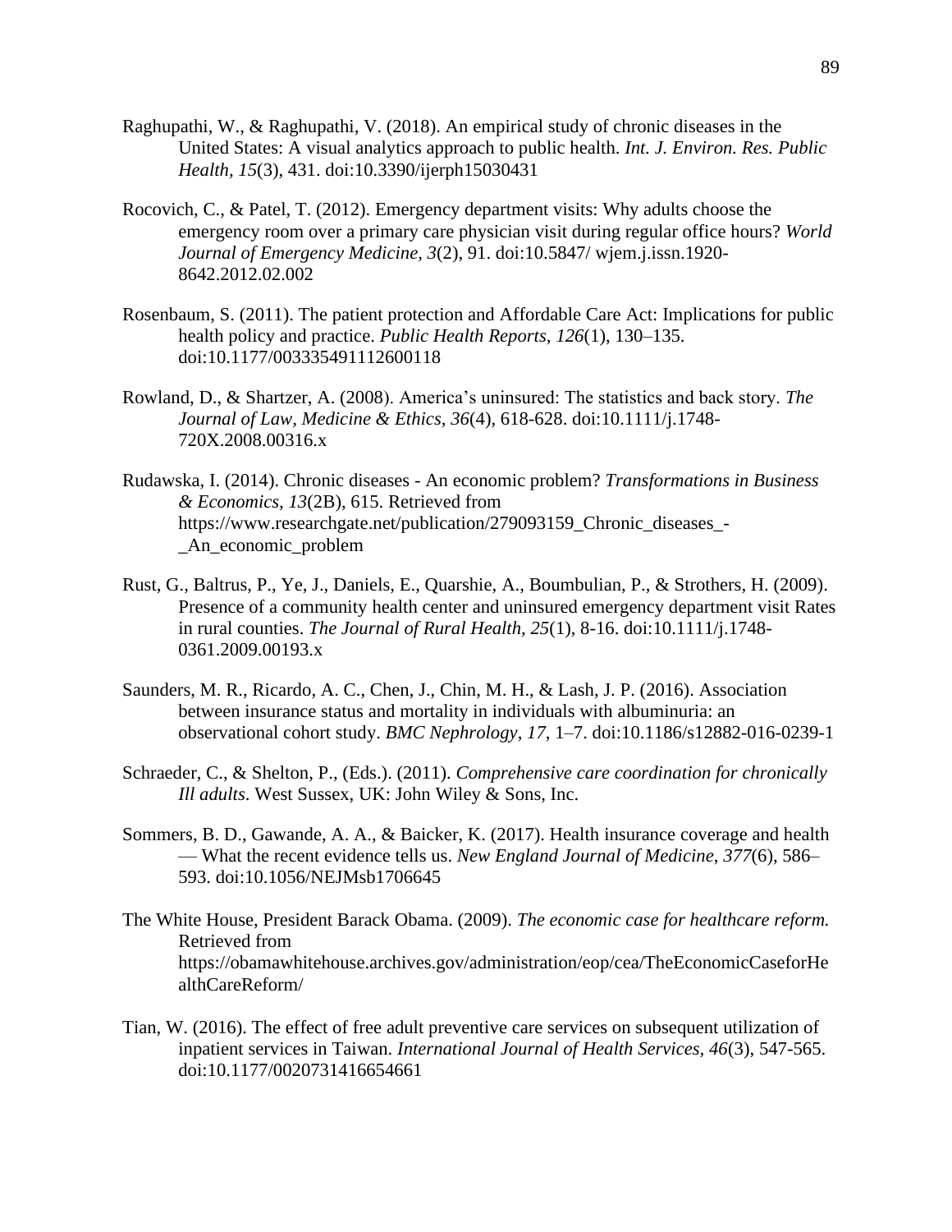Raghupathi, W., & Raghupathi, V. (2018). An empirical study of chronic diseases in the United States: A visual analytics approach to public health. *Int. J. Environ. Res. Public Health, 15*(3), 431. doi:10.3390/ijerph15030431

Rocovich, C., & Patel, T. (2012). Emergency department visits: Why adults choose the emergency room over a primary care physician visit during regular office hours? *World Journal of Emergency Medicine*, *3*(2), 91. doi:10.5847/ wjem.j.issn.1920-8642.2012.02.002

Rosenbaum, S. (2011). The patient protection and Affordable Care Act: Implications for public health policy and practice. *Public Health Reports*, *126*(1), 130–135. doi:10.1177/003335491112600118

Rowland, D., & Shartzer, A. (2008). America's uninsured: The statistics and back story. *The Journal of Law, Medicine & Ethics, 36*(4), 618-628. doi:10.1111/j.1748-720X.2008.00316.x

Rudawska, I. (2014). Chronic diseases - An economic problem? *Transformations in Business & Economics, 13*(2B), 615. Retrieved from https://www.researchgate.net/publication/279093159_Chronic_diseases_-_An_economic_problem

Rust, G., Baltrus, P., Ye, J., Daniels, E., Quarshie, A., Boumbulian, P., & Strothers, H. (2009). Presence of a community health center and uninsured emergency department visit Rates in rural counties. *The Journal of Rural Health, 25*(1), 8-16. doi:10.1111/j.1748-0361.2009.00193.x

Saunders, M. R., Ricardo, A. C., Chen, J., Chin, M. H., & Lash, J. P. (2016). Association between insurance status and mortality in individuals with albuminuria: an observational cohort study. *BMC Nephrology*, *17*, 1–7. doi:10.1186/s12882-016-0239-1

Schraeder, C., & Shelton, P., (Eds.). (2011). *Comprehensive care coordination for chronically Ill adults*. West Sussex, UK: John Wiley & Sons, Inc.

Sommers, B. D., Gawande, A. A., & Baicker, K. (2017). Health insurance coverage and health — What the recent evidence tells us. *New England Journal of Medicine*, *377*(6), 586–593. doi:10.1056/NEJMsb1706645

The White House, President Barack Obama. (2009). *The economic case for healthcare reform.* Retrieved from https://obamawhitehouse.archives.gov/administration/eop/cea/TheEconomicCaseforHealthCareReform/

Tian, W. (2016). The effect of free adult preventive care services on subsequent utilization of inpatient services in Taiwan. *International Journal of Health Services*, *46*(3), 547-565. doi:10.1177/0020731416654661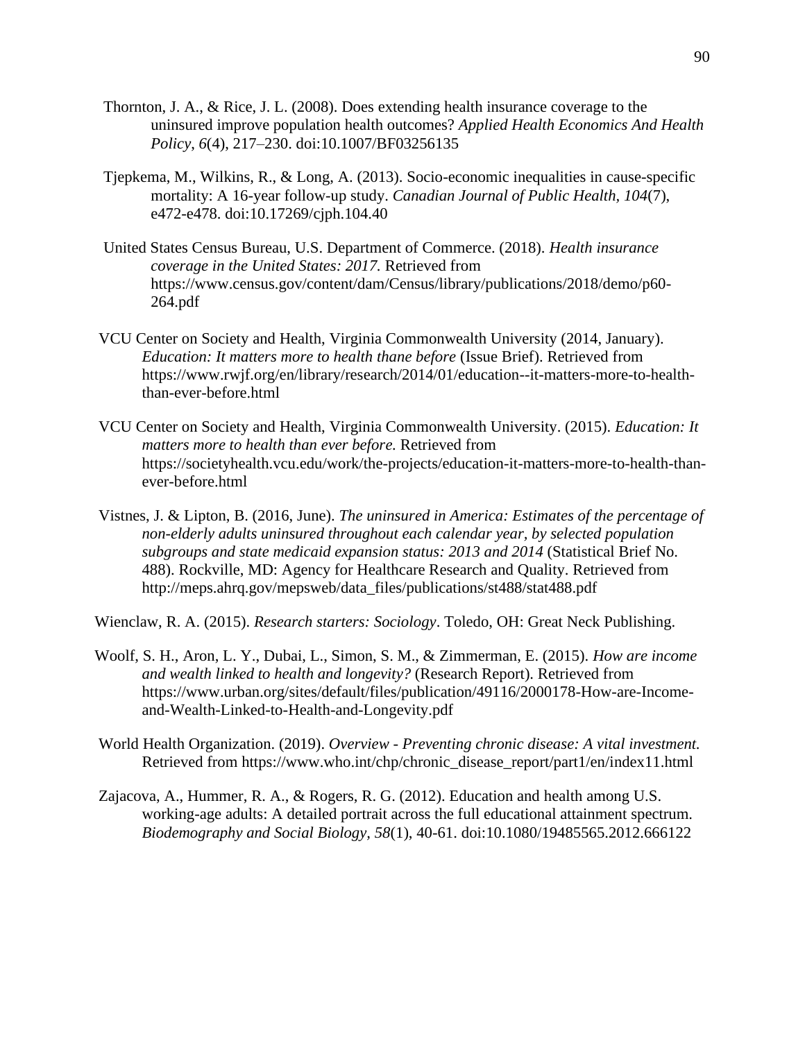Thornton, J. A., & Rice, J. L. (2008). Does extending health insurance coverage to the uninsured improve population health outcomes? *Applied Health Economics And Health Policy*, *6*(4), 217–230. doi:10.1007/BF03256135

Tjepkema, M., Wilkins, R., & Long, A. (2013). Socio-economic inequalities in cause-specific mortality: A 16-year follow-up study. *Canadian Journal of Public Health*, *104*(7), e472-e478. doi:10.17269/cjph.104.40

United States Census Bureau, U.S. Department of Commerce. (2018). *Health insurance coverage in the United States: 2017.* Retrieved from https://www.census.gov/content/dam/Census/library/publications/2018/demo/p60-264.pdf

VCU Center on Society and Health, Virginia Commonwealth University (2014, January). *Education: It matters more to health thane before* (Issue Brief). Retrieved from https://www.rwjf.org/en/library/research/2014/01/education--it-matters-more-to-health-than-ever-before.html

VCU Center on Society and Health, Virginia Commonwealth University. (2015). *Education: It matters more to health than ever before.* Retrieved from https://societyhealth.vcu.edu/work/the-projects/education-it-matters-more-to-health-than-ever-before.html

Vistnes, J. & Lipton, B. (2016, June). *The uninsured in America: Estimates of the percentage of non-elderly adults uninsured throughout each calendar year, by selected population subgroups and state medicaid expansion status: 2013 and 2014* (Statistical Brief No. 488). Rockville, MD: Agency for Healthcare Research and Quality. Retrieved from http://meps.ahrq.gov/mepsweb/data_files/publications/st488/stat488.pdf

Wienclaw, R. A. (2015). *Research starters: Sociology*. Toledo, OH: Great Neck Publishing.

Woolf, S. H., Aron, L. Y., Dubai, L., Simon, S. M., & Zimmerman, E. (2015). *How are income and wealth linked to health and longevity?* (Research Report). Retrieved from https://www.urban.org/sites/default/files/publication/49116/2000178-How-are-Income-and-Wealth-Linked-to-Health-and-Longevity.pdf

World Health Organization. (2019). *Overview - Preventing chronic disease: A vital investment.* Retrieved from https://www.who.int/chp/chronic_disease_report/part1/en/index11.html

Zajacova, A., Hummer, R. A., & Rogers, R. G. (2012). Education and health among U.S. working-age adults: A detailed portrait across the full educational attainment spectrum. *Biodemography and Social Biology, 58*(1), 40-61. doi:10.1080/19485565.2012.666122